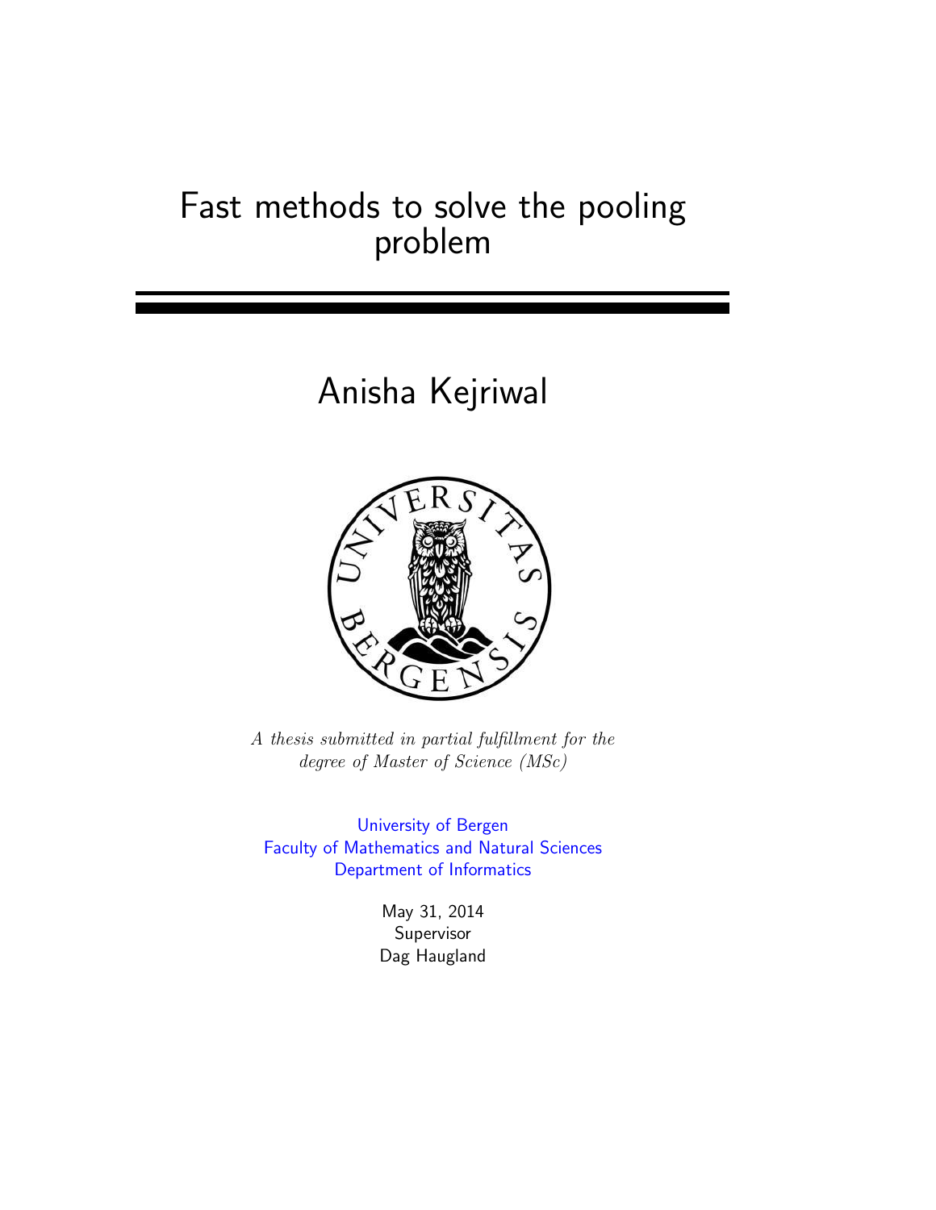# Fast methods to solve the pooling problem

## Anisha Kejriwal

*A thesis submitted in partial fulfillment for the degree of Master of Science (MSc)*

University of Bergen
Faculty of Mathematics and Natural Sciences
Department of Informatics

May 31, 2014
Supervisor
Dag Haugland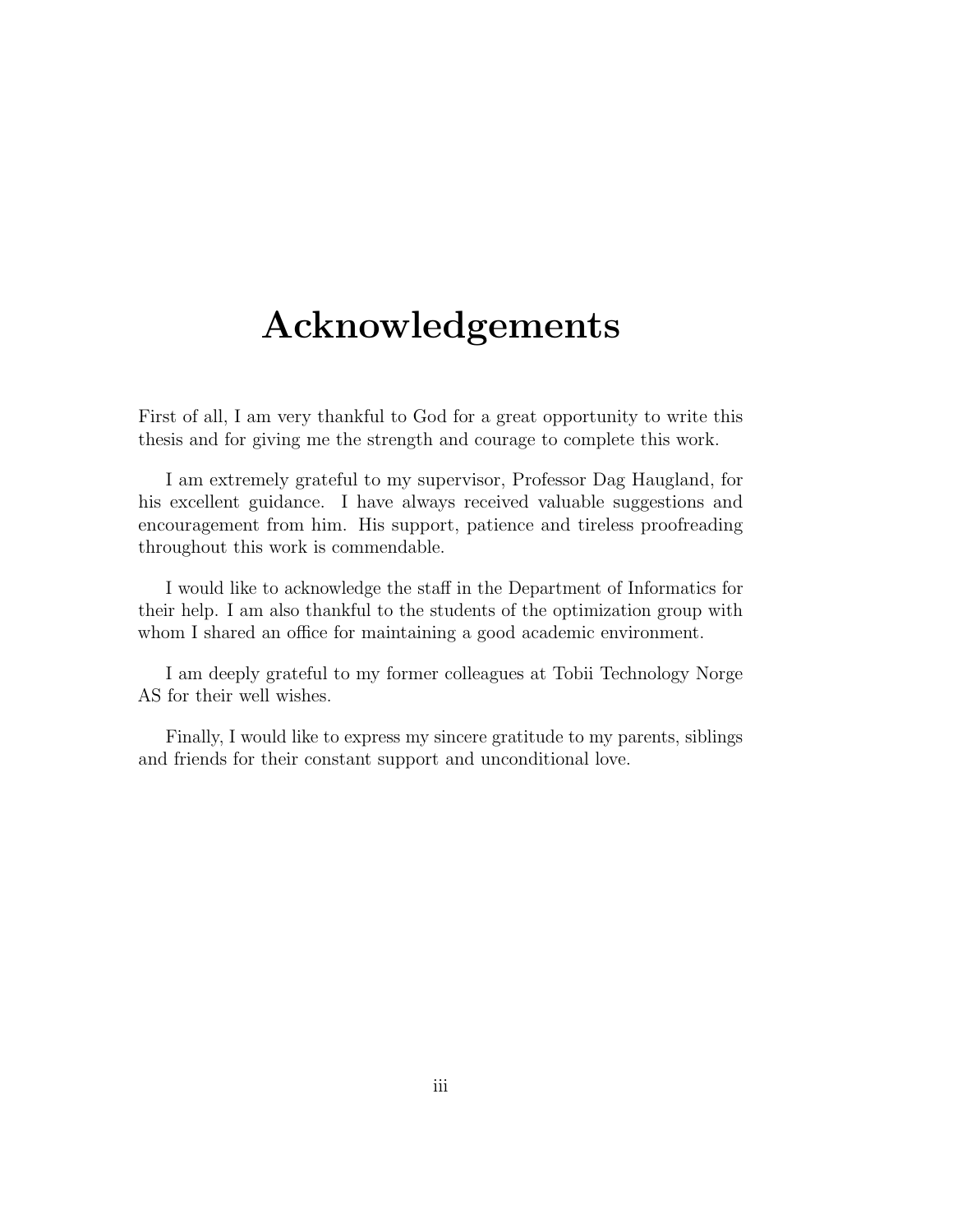# Acknowledgements

First of all, I am very thankful to God for a great opportunity to write this thesis and for giving me the strength and courage to complete this work.

I am extremely grateful to my supervisor, Professor Dag Haugland, for his excellent guidance. I have always received valuable suggestions and encouragement from him. His support, patience and tireless proofreading throughout this work is commendable.

I would like to acknowledge the staff in the Department of Informatics for their help. I am also thankful to the students of the optimization group with whom I shared an office for maintaining a good academic environment.

I am deeply grateful to my former colleagues at Tobii Technology Norge AS for their well wishes.

Finally, I would like to express my sincere gratitude to my parents, siblings and friends for their constant support and unconditional love.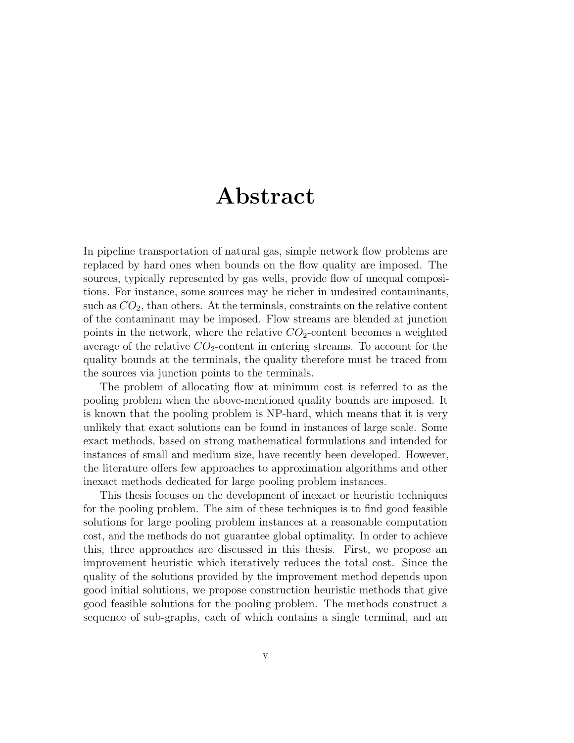# Abstract

In pipeline transportation of natural gas, simple network flow problems are replaced by hard ones when bounds on the flow quality are imposed. The sources, typically represented by gas wells, provide flow of unequal compositions. For instance, some sources may be richer in undesired contaminants, such as $CO_2$, than others. At the terminals, constraints on the relative content of the contaminant may be imposed. Flow streams are blended at junction points in the network, where the relative $CO_2$-content becomes a weighted average of the relative $CO_2$-content in entering streams. To account for the quality bounds at the terminals, the quality therefore must be traced from the sources via junction points to the terminals.

The problem of allocating flow at minimum cost is referred to as the pooling problem when the above-mentioned quality bounds are imposed. It is known that the pooling problem is NP-hard, which means that it is very unlikely that exact solutions can be found in instances of large scale. Some exact methods, based on strong mathematical formulations and intended for instances of small and medium size, have recently been developed. However, the literature offers few approaches to approximation algorithms and other inexact methods dedicated for large pooling problem instances.

This thesis focuses on the development of inexact or heuristic techniques for the pooling problem. The aim of these techniques is to find good feasible solutions for large pooling problem instances at a reasonable computation cost, and the methods do not guarantee global optimality. In order to achieve this, three approaches are discussed in this thesis. First, we propose an improvement heuristic which iteratively reduces the total cost. Since the quality of the solutions provided by the improvement method depends upon good initial solutions, we propose construction heuristic methods that give good feasible solutions for the pooling problem. The methods construct a sequence of sub-graphs, each of which contains a single terminal, and an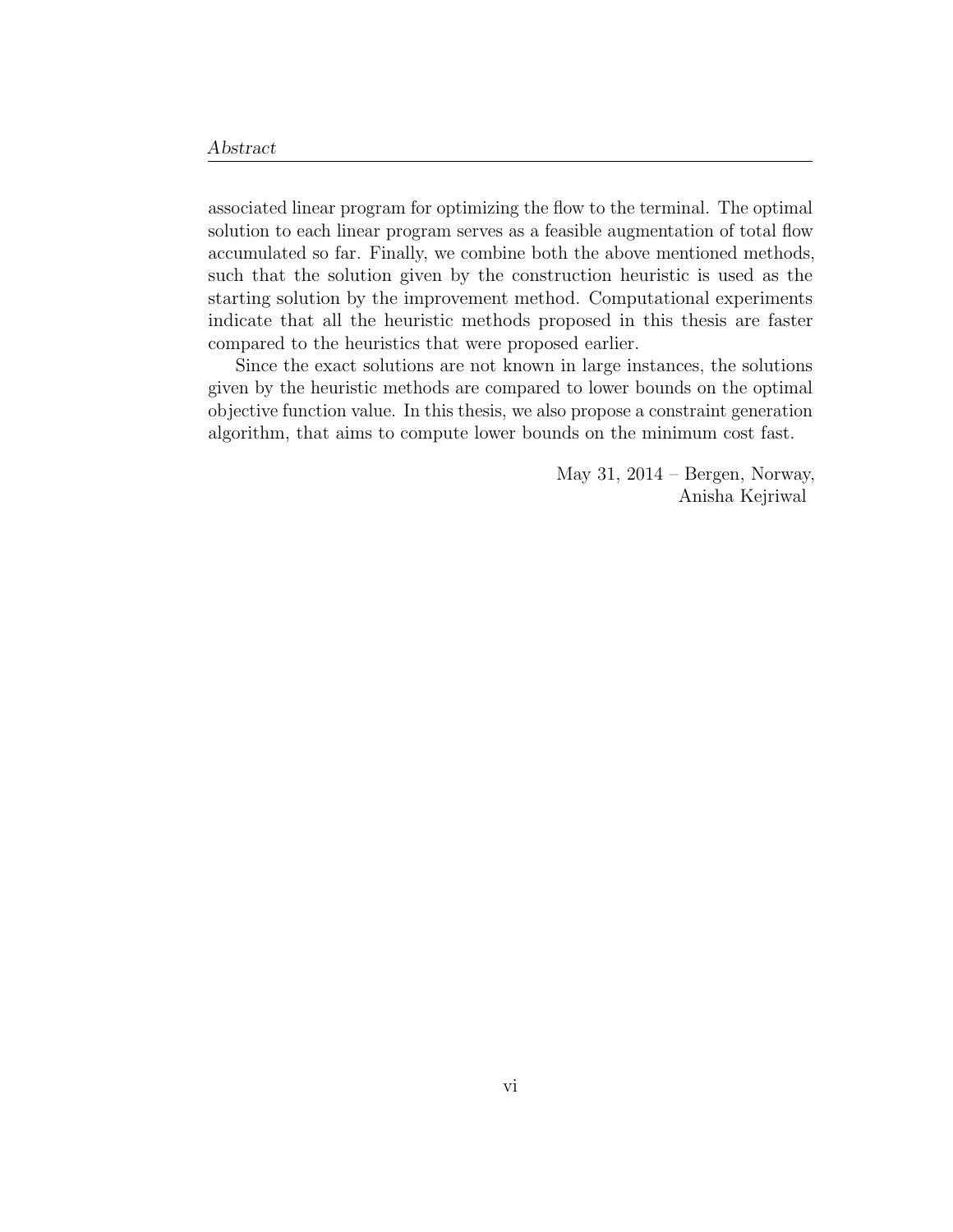associated linear program for optimizing the flow to the terminal. The optimal solution to each linear program serves as a feasible augmentation of total flow accumulated so far. Finally, we combine both the above mentioned methods, such that the solution given by the construction heuristic is used as the starting solution by the improvement method. Computational experiments indicate that all the heuristic methods proposed in this thesis are faster compared to the heuristics that were proposed earlier.

Since the exact solutions are not known in large instances, the solutions given by the heuristic methods are compared to lower bounds on the optimal objective function value. In this thesis, we also propose a constraint generation algorithm, that aims to compute lower bounds on the minimum cost fast.

May 31, 2014 – Bergen, Norway,
Anisha Kejriwal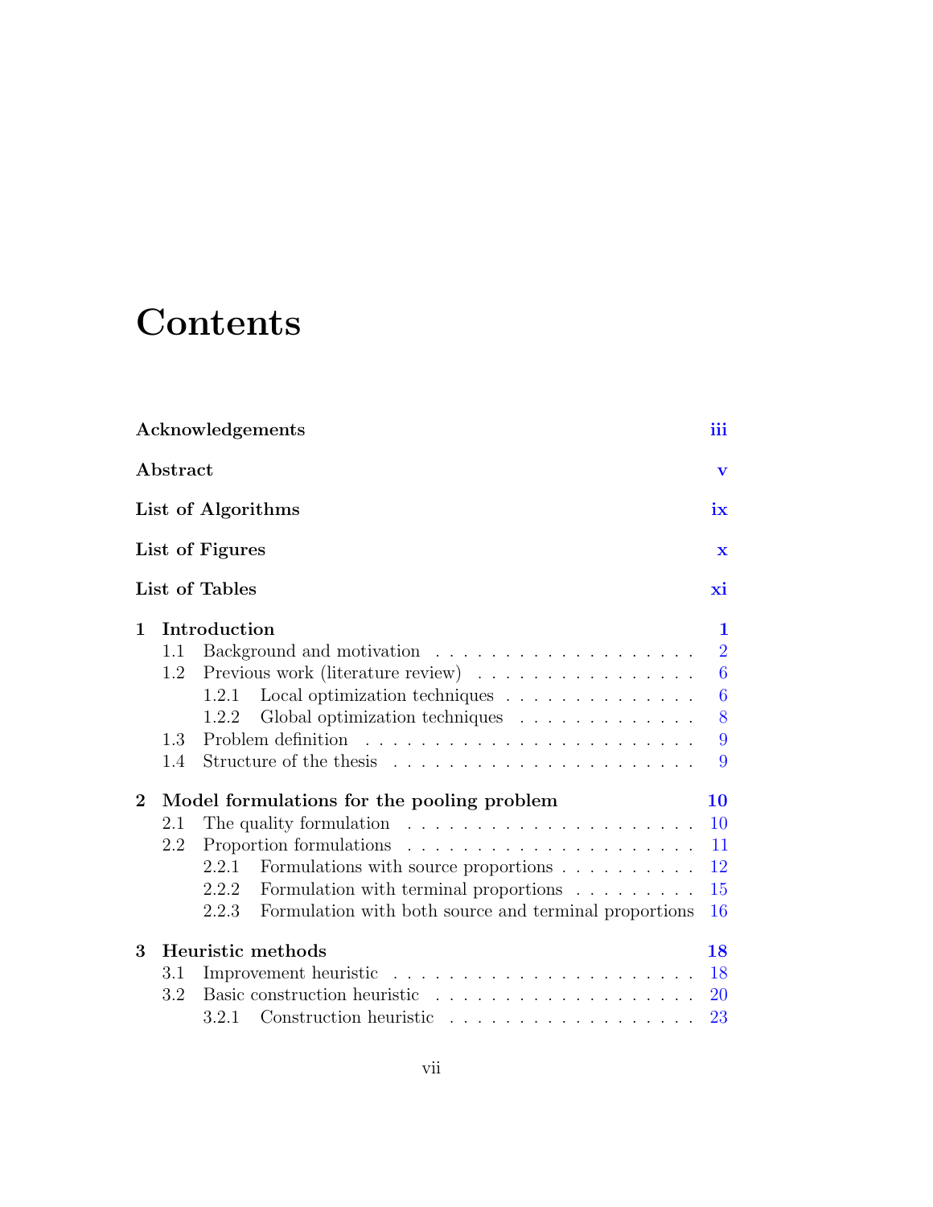# Contents

**Acknowledgements** **iii**

**Abstract** **v**

**List of Algorithms** **ix**

**List of Figures** **x**

**List of Tables** **xi**

**1 Introduction** **1**
- 1.1 Background and motivation . . . . . . . . . . . . . . . . . . . . 2
- 1.2 Previous work (literature review) . . . . . . . . . . . . . . . . . 6
  - 1.2.1 Local optimization techniques . . . . . . . . . . . . . . . 6
  - 1.2.2 Global optimization techniques . . . . . . . . . . . . . . 8
- 1.3 Problem definition . . . . . . . . . . . . . . . . . . . . . . . . . 9
- 1.4 Structure of the thesis . . . . . . . . . . . . . . . . . . . . . . . 9

**2 Model formulations for the pooling problem** **10**
- 2.1 The quality formulation . . . . . . . . . . . . . . . . . . . . . . 10
- 2.2 Proportion formulations . . . . . . . . . . . . . . . . . . . . . . 11
  - 2.2.1 Formulations with source proportions . . . . . . . . . . . 12
  - 2.2.2 Formulation with terminal proportions . . . . . . . . . . 15
  - 2.2.3 Formulation with both source and terminal proportions 16

**3 Heuristic methods** **18**
- 3.1 Improvement heuristic . . . . . . . . . . . . . . . . . . . . . . . 18
- 3.2 Basic construction heuristic . . . . . . . . . . . . . . . . . . . . 20
  - 3.2.1 Construction heuristic . . . . . . . . . . . . . . . . . . . 23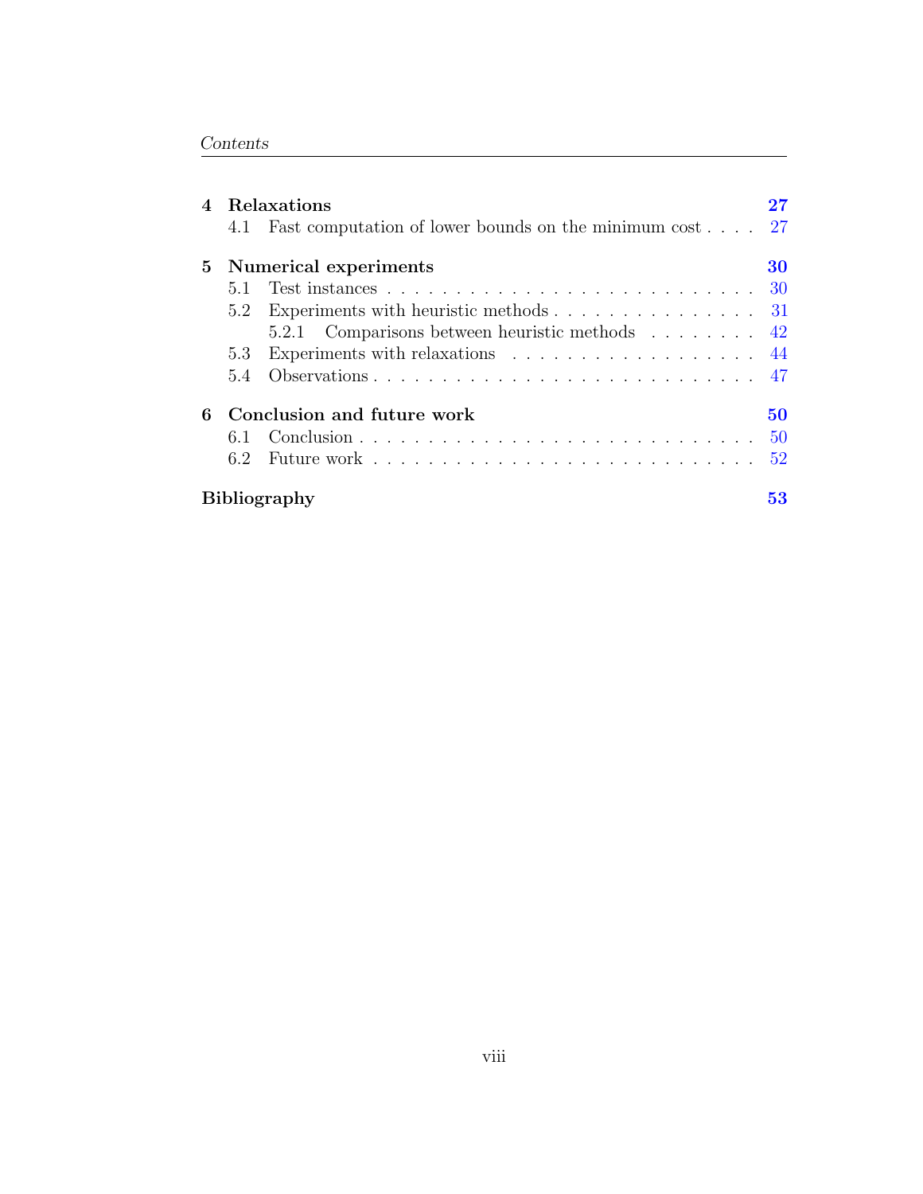**4 Relaxations** **27**

- 4.1 Fast computation of lower bounds on the minimum cost . . . . 27

**5 Numerical experiments** **30**

- 5.1 Test instances . . . . . . . . . . . . . . . . . . . . . . . . . . . 30
- 5.2 Experiments with heuristic methods . . . . . . . . . . . . . . . 31
  - 5.2.1 Comparisons between heuristic methods . . . . . . . . . 42
- 5.3 Experiments with relaxations . . . . . . . . . . . . . . . . . . . 44
- 5.4 Observations . . . . . . . . . . . . . . . . . . . . . . . . . . . 47

**6 Conclusion and future work** **50**

- 6.1 Conclusion . . . . . . . . . . . . . . . . . . . . . . . . . . . . 50
- 6.2 Future work . . . . . . . . . . . . . . . . . . . . . . . . . . . 52

**Bibliography** **53**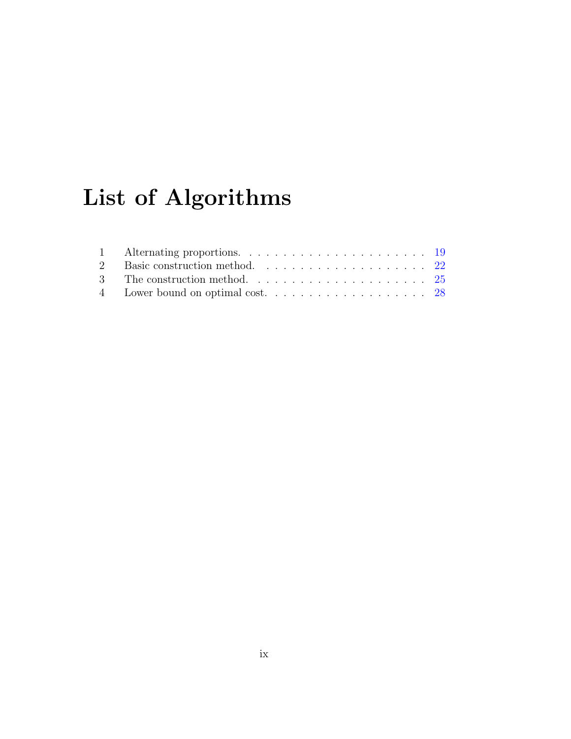# List of Algorithms

| | | |
|---|---|---|
| 1 | Alternating proportions. | 19 |
| 2 | Basic construction method. | 22 |
| 3 | The construction method. | 25 |
| 4 | Lower bound on optimal cost. | 28 |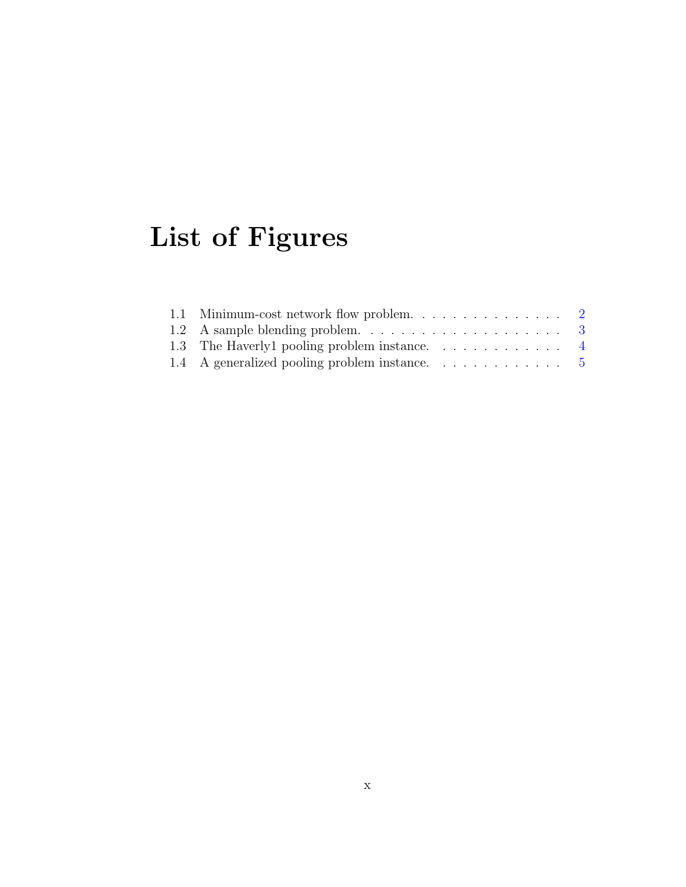# List of Figures

1.1 Minimum-cost network flow problem. . . . . . . . . . . . . . . . 2
1.2 A sample blending problem. . . . . . . . . . . . . . . . . . . . 3
1.3 The Haverly1 pooling problem instance. . . . . . . . . . . . . 4
1.4 A generalized pooling problem instance. . . . . . . . . . . . . 5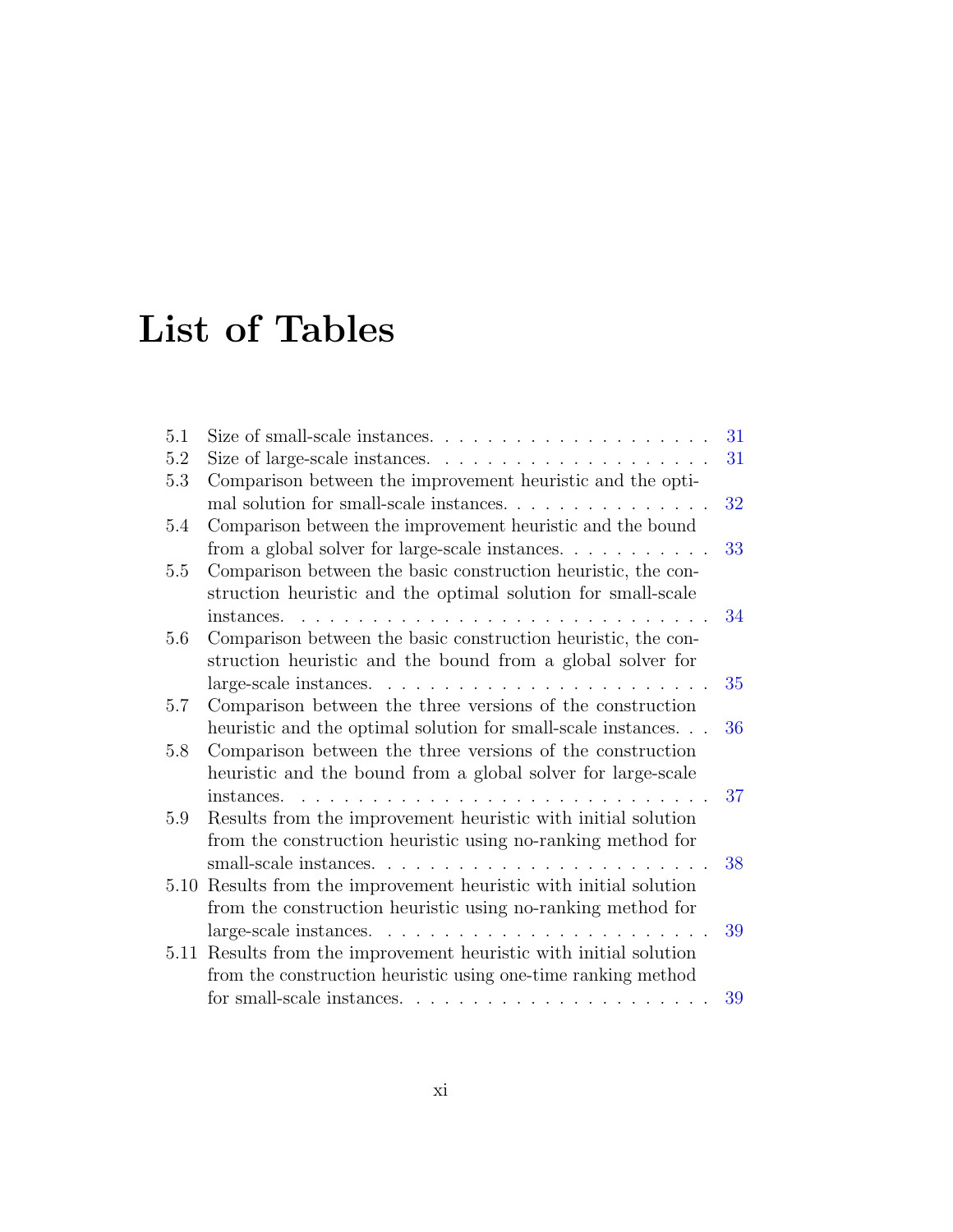# List of Tables

- 5.1 Size of small-scale instances. . . . . . . . . . . . . . . . . . . . 31
- 5.2 Size of large-scale instances. . . . . . . . . . . . . . . . . . . . 31
- 5.3 Comparison between the improvement heuristic and the optimal solution for small-scale instances. . . . . . . . . . . . . . . 32
- 5.4 Comparison between the improvement heuristic and the bound from a global solver for large-scale instances. . . . . . . . . . . 33
- 5.5 Comparison between the basic construction heuristic, the construction heuristic and the optimal solution for small-scale instances. . . . . . . . . . . . . . . . . . . . . . . . . . . . . . 34
- 5.6 Comparison between the basic construction heuristic, the construction heuristic and the bound from a global solver for large-scale instances. . . . . . . . . . . . . . . . . . . . . . . . 35
- 5.7 Comparison between the three versions of the construction heuristic and the optimal solution for small-scale instances. . . 36
- 5.8 Comparison between the three versions of the construction heuristic and the bound from a global solver for large-scale instances. . . . . . . . . . . . . . . . . . . . . . . . . . . . . . 37
- 5.9 Results from the improvement heuristic with initial solution from the construction heuristic using no-ranking method for small-scale instances. . . . . . . . . . . . . . . . . . . . . . . . 38
- 5.10 Results from the improvement heuristic with initial solution from the construction heuristic using no-ranking method for large-scale instances. . . . . . . . . . . . . . . . . . . . . . . . 39
- 5.11 Results from the improvement heuristic with initial solution from the construction heuristic using one-time ranking method for small-scale instances. . . . . . . . . . . . . . . . . . . . . . 39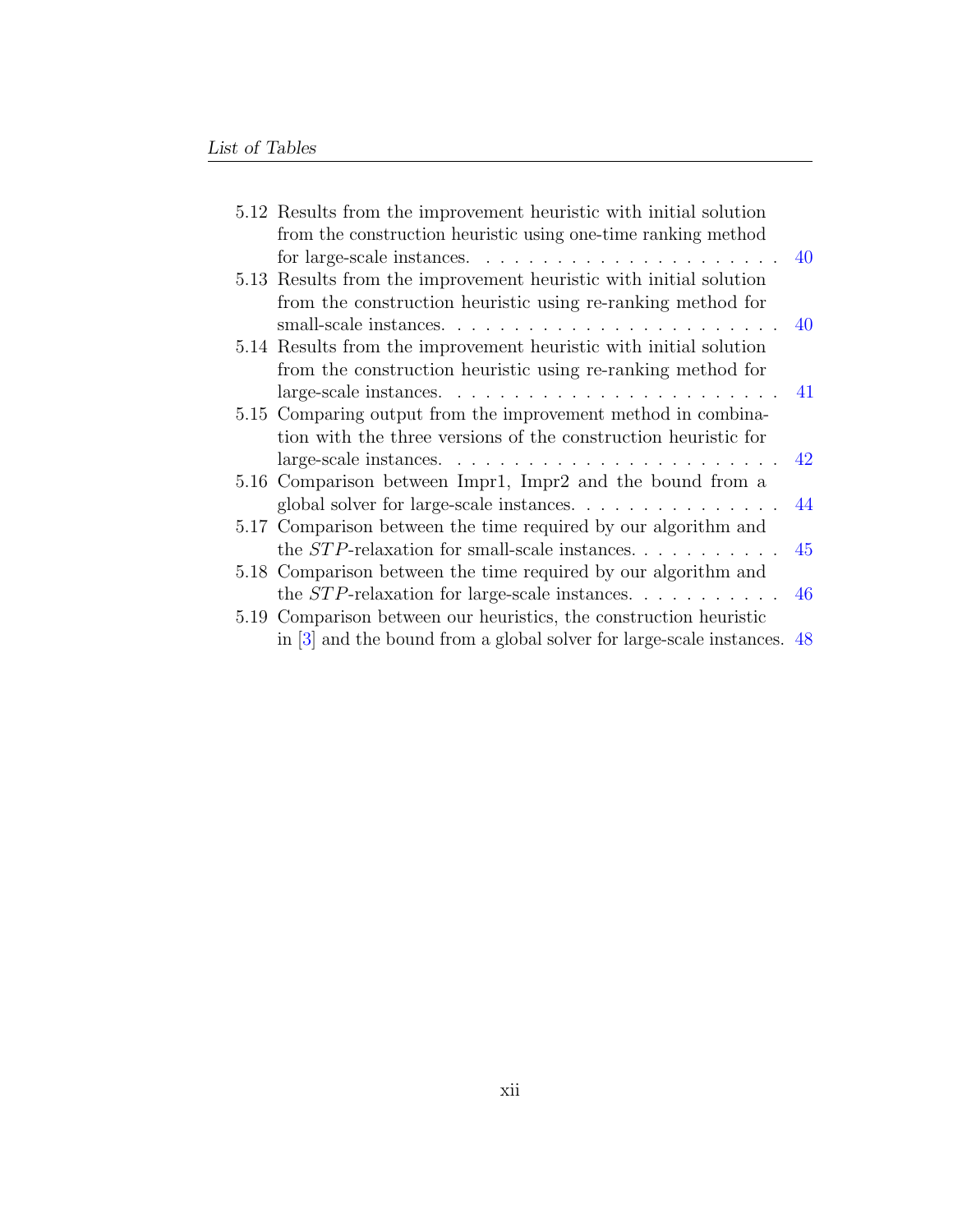5.12 Results from the improvement heuristic with initial solution from the construction heuristic using one-time ranking method for large-scale instances. . . . . . . . . . . . . . . . . . . . . . . 40

5.13 Results from the improvement heuristic with initial solution from the construction heuristic using re-ranking method for small-scale instances. . . . . . . . . . . . . . . . . . . . . . . . 40

5.14 Results from the improvement heuristic with initial solution from the construction heuristic using re-ranking method for large-scale instances. . . . . . . . . . . . . . . . . . . . . . . . 41

5.15 Comparing output from the improvement method in combination with the three versions of the construction heuristic for large-scale instances. . . . . . . . . . . . . . . . . . . . . . . . 42

5.16 Comparison between Impr1, Impr2 and the bound from a global solver for large-scale instances. . . . . . . . . . . . . . . . 44

5.17 Comparison between the time required by our algorithm and the $STP$-relaxation for small-scale instances. . . . . . . . . . . 45

5.18 Comparison between the time required by our algorithm and the $STP$-relaxation for large-scale instances. . . . . . . . . . . 46

5.19 Comparison between our heuristics, the construction heuristic in [3] and the bound from a global solver for large-scale instances. 48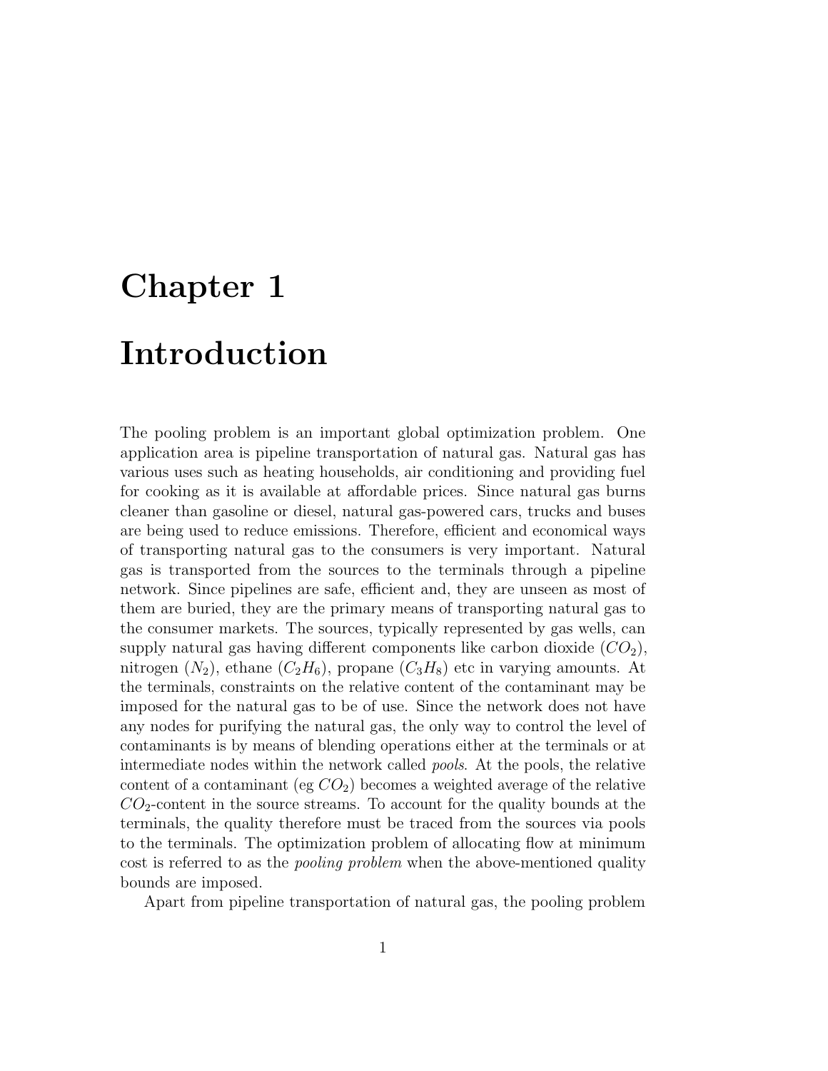# Chapter 1

# Introduction

The pooling problem is an important global optimization problem. One application area is pipeline transportation of natural gas. Natural gas has various uses such as heating households, air conditioning and providing fuel for cooking as it is available at affordable prices. Since natural gas burns cleaner than gasoline or diesel, natural gas-powered cars, trucks and buses are being used to reduce emissions. Therefore, efficient and economical ways of transporting natural gas to the consumers is very important. Natural gas is transported from the sources to the terminals through a pipeline network. Since pipelines are safe, efficient and, they are unseen as most of them are buried, they are the primary means of transporting natural gas to the consumer markets. The sources, typically represented by gas wells, can supply natural gas having different components like carbon dioxide ($CO_2$), nitrogen ($N_2$), ethane ($C_2H_6$), propane ($C_3H_8$) etc in varying amounts. At the terminals, constraints on the relative content of the contaminant may be imposed for the natural gas to be of use. Since the network does not have any nodes for purifying the natural gas, the only way to control the level of contaminants is by means of blending operations either at the terminals or at intermediate nodes within the network called *pools*. At the pools, the relative content of a contaminant (eg $CO_2$) becomes a weighted average of the relative $CO_2$-content in the source streams. To account for the quality bounds at the terminals, the quality therefore must be traced from the sources via pools to the terminals. The optimization problem of allocating flow at minimum cost is referred to as the *pooling problem* when the above-mentioned quality bounds are imposed.

Apart from pipeline transportation of natural gas, the pooling problem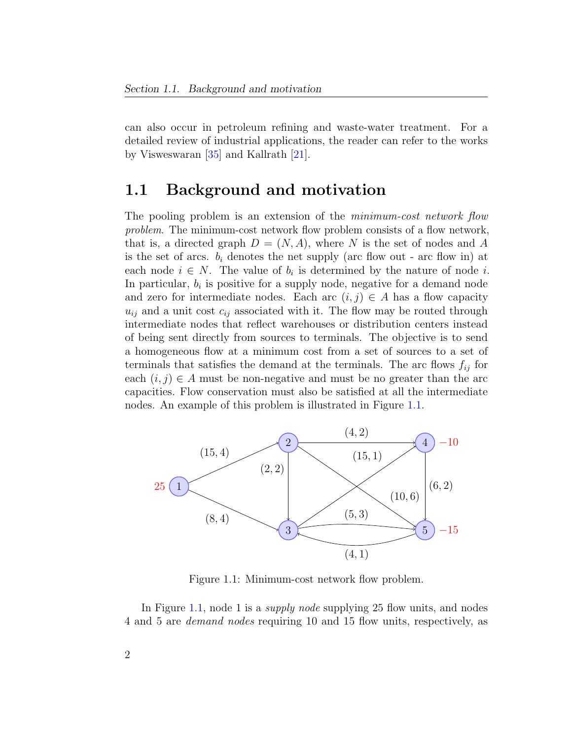can also occur in petroleum refining and waste-water treatment. For a detailed review of industrial applications, the reader can refer to the works by Visweswaran [35] and Kallrath [21].

## 1.1 Background and motivation

The pooling problem is an extension of the *minimum-cost network flow problem*. The minimum-cost network flow problem consists of a flow network, that is, a directed graph $D = (N, A)$, where $N$ is the set of nodes and $A$ is the set of arcs. $b_i$ denotes the net supply (arc flow out - arc flow in) at each node $i \in N$. The value of $b_i$ is determined by the nature of node $i$. In particular, $b_i$ is positive for a supply node, negative for a demand node and zero for intermediate nodes. Each arc $(i, j) \in A$ has a flow capacity $u_{ij}$ and a unit cost $c_{ij}$ associated with it. The flow may be routed through intermediate nodes that reflect warehouses or distribution centers instead of being sent directly from sources to terminals. The objective is to send a homogeneous flow at a minimum cost from a set of sources to a set of terminals that satisfies the demand at the terminals. The arc flows $f_{ij}$ for each $(i, j) \in A$ must be non-negative and must be no greater than the arc capacities. Flow conservation must also be satisfied at all the intermediate nodes. An example of this problem is illustrated in Figure 1.1.

Figure 1.1: Minimum-cost network flow problem.

In Figure 1.1, node 1 is a *supply node* supplying 25 flow units, and nodes 4 and 5 are *demand nodes* requiring 10 and 15 flow units, respectively, as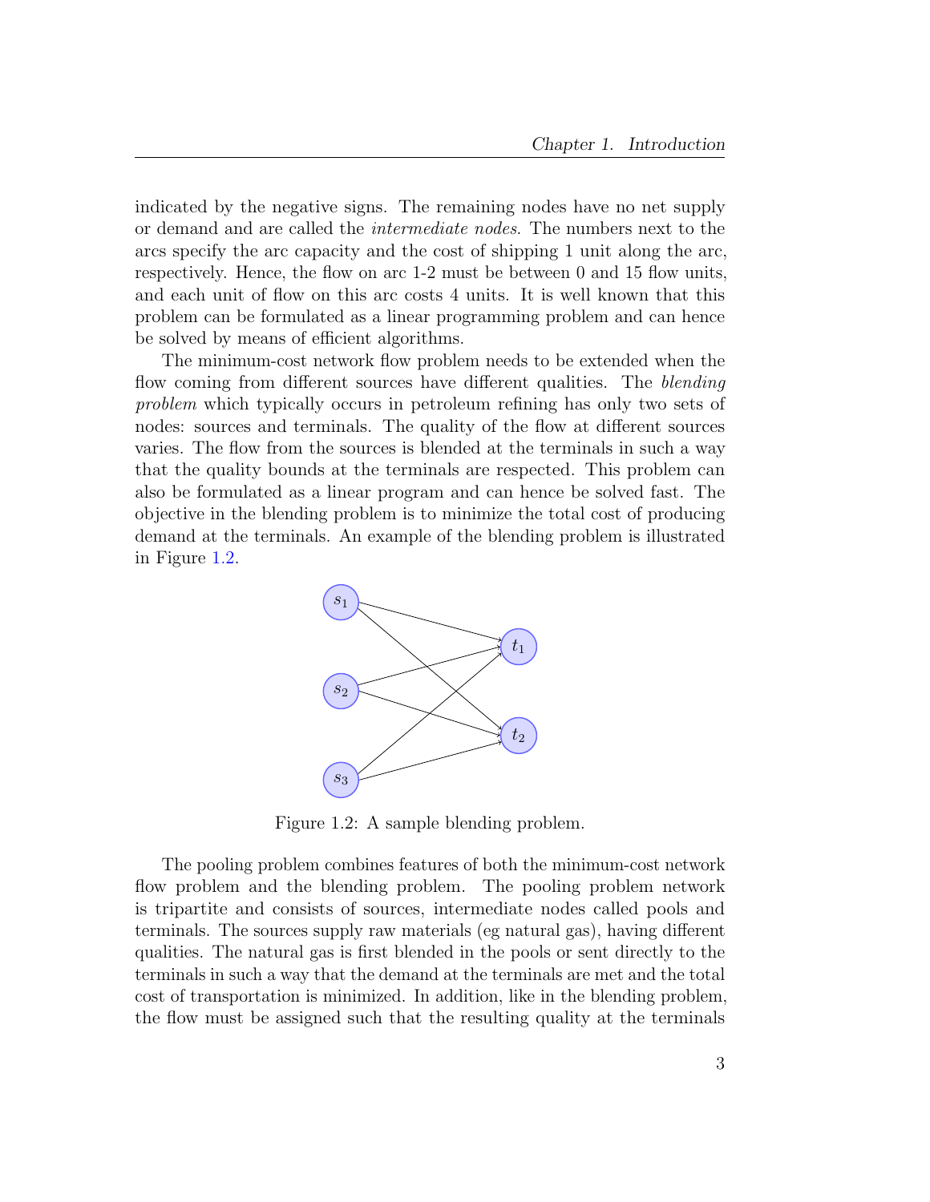indicated by the negative signs. The remaining nodes have no net supply or demand and are called the *intermediate nodes*. The numbers next to the arcs specify the arc capacity and the cost of shipping 1 unit along the arc, respectively. Hence, the flow on arc 1-2 must be between 0 and 15 flow units, and each unit of flow on this arc costs 4 units. It is well known that this problem can be formulated as a linear programming problem and can hence be solved by means of efficient algorithms.

The minimum-cost network flow problem needs to be extended when the flow coming from different sources have different qualities. The *blending problem* which typically occurs in petroleum refining has only two sets of nodes: sources and terminals. The quality of the flow at different sources varies. The flow from the sources is blended at the terminals in such a way that the quality bounds at the terminals are respected. This problem can also be formulated as a linear program and can hence be solved fast. The objective in the blending problem is to minimize the total cost of producing demand at the terminals. An example of the blending problem is illustrated in Figure 1.2.

Figure 1.2: A sample blending problem.

The pooling problem combines features of both the minimum-cost network flow problem and the blending problem. The pooling problem network is tripartite and consists of sources, intermediate nodes called pools and terminals. The sources supply raw materials (eg natural gas), having different qualities. The natural gas is first blended in the pools or sent directly to the terminals in such a way that the demand at the terminals are met and the total cost of transportation is minimized. In addition, like in the blending problem, the flow must be assigned such that the resulting quality at the terminals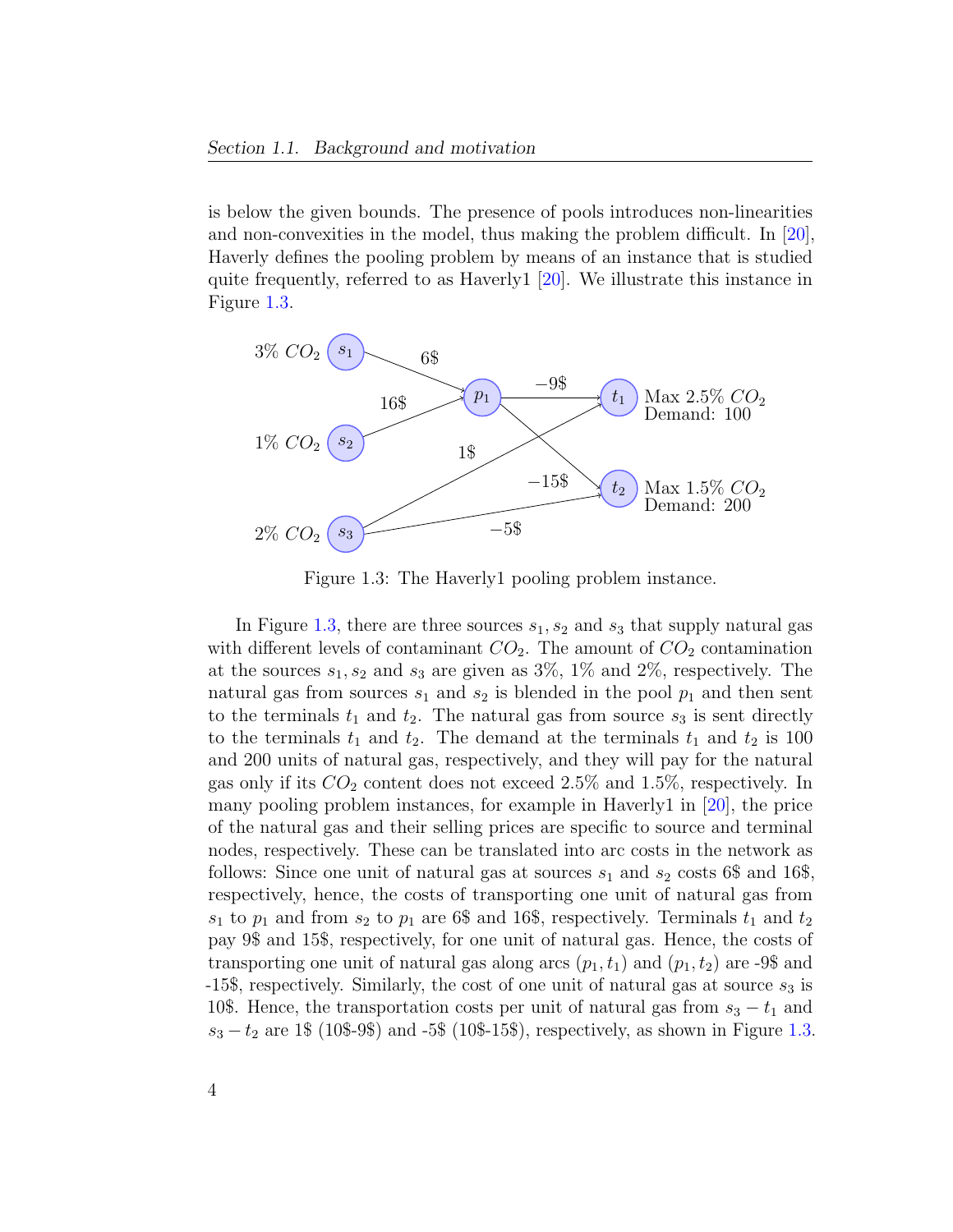is below the given bounds. The presence of pools introduces non-linearities and non-convexities in the model, thus making the problem difficult. In [20], Haverly defines the pooling problem by means of an instance that is studied quite frequently, referred to as Haverly1 [20]. We illustrate this instance in Figure 1.3.

Figure 1.3: The Haverly1 pooling problem instance.

In Figure 1.3, there are three sources $s_1, s_2$ and $s_3$ that supply natural gas with different levels of contaminant $CO_2$. The amount of $CO_2$ contamination at the sources $s_1, s_2$ and $s_3$ are given as 3%, 1% and 2%, respectively. The natural gas from sources $s_1$ and $s_2$ is blended in the pool $p_1$ and then sent to the terminals $t_1$ and $t_2$. The natural gas from source $s_3$ is sent directly to the terminals $t_1$ and $t_2$. The demand at the terminals $t_1$ and $t_2$ is 100 and 200 units of natural gas, respectively, and they will pay for the natural gas only if its $CO_2$ content does not exceed 2.5% and 1.5%, respectively. In many pooling problem instances, for example in Haverly1 in [20], the price of the natural gas and their selling prices are specific to source and terminal nodes, respectively. These can be translated into arc costs in the network as follows: Since one unit of natural gas at sources $s_1$ and $s_2$ costs 6$ and 16$, respectively, hence, the costs of transporting one unit of natural gas from $s_1$ to $p_1$ and from $s_2$ to $p_1$ are 6$ and 16$, respectively. Terminals $t_1$ and $t_2$ pay 9$ and 15$, respectively, for one unit of natural gas. Hence, the costs of transporting one unit of natural gas along arcs $(p_1, t_1)$ and $(p_1, t_2)$ are -9$ and -15$, respectively. Similarly, the cost of one unit of natural gas at source $s_3$ is 10$. Hence, the transportation costs per unit of natural gas from $s_3 - t_1$ and $s_3 - t_2$ are 1$ (10$-9$) and -5$ (10$-15$), respectively, as shown in Figure 1.3.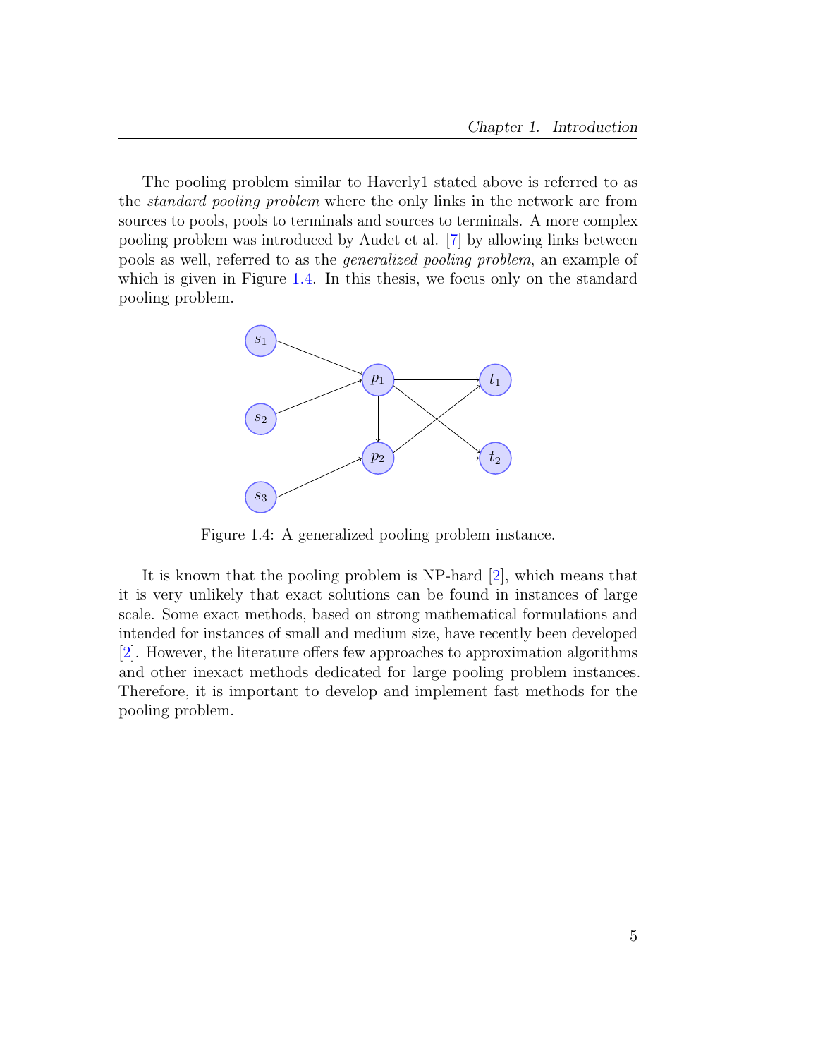The pooling problem similar to Haverly1 stated above is referred to as the *standard pooling problem* where the only links in the network are from sources to pools, pools to terminals and sources to terminals. A more complex pooling problem was introduced by Audet et al. [7] by allowing links between pools as well, referred to as the *generalized pooling problem*, an example of which is given in Figure 1.4. In this thesis, we focus only on the standard pooling problem.

Figure 1.4: A generalized pooling problem instance.

It is known that the pooling problem is NP-hard [2], which means that it is very unlikely that exact solutions can be found in instances of large scale. Some exact methods, based on strong mathematical formulations and intended for instances of small and medium size, have recently been developed [2]. However, the literature offers few approaches to approximation algorithms and other inexact methods dedicated for large pooling problem instances. Therefore, it is important to develop and implement fast methods for the pooling problem.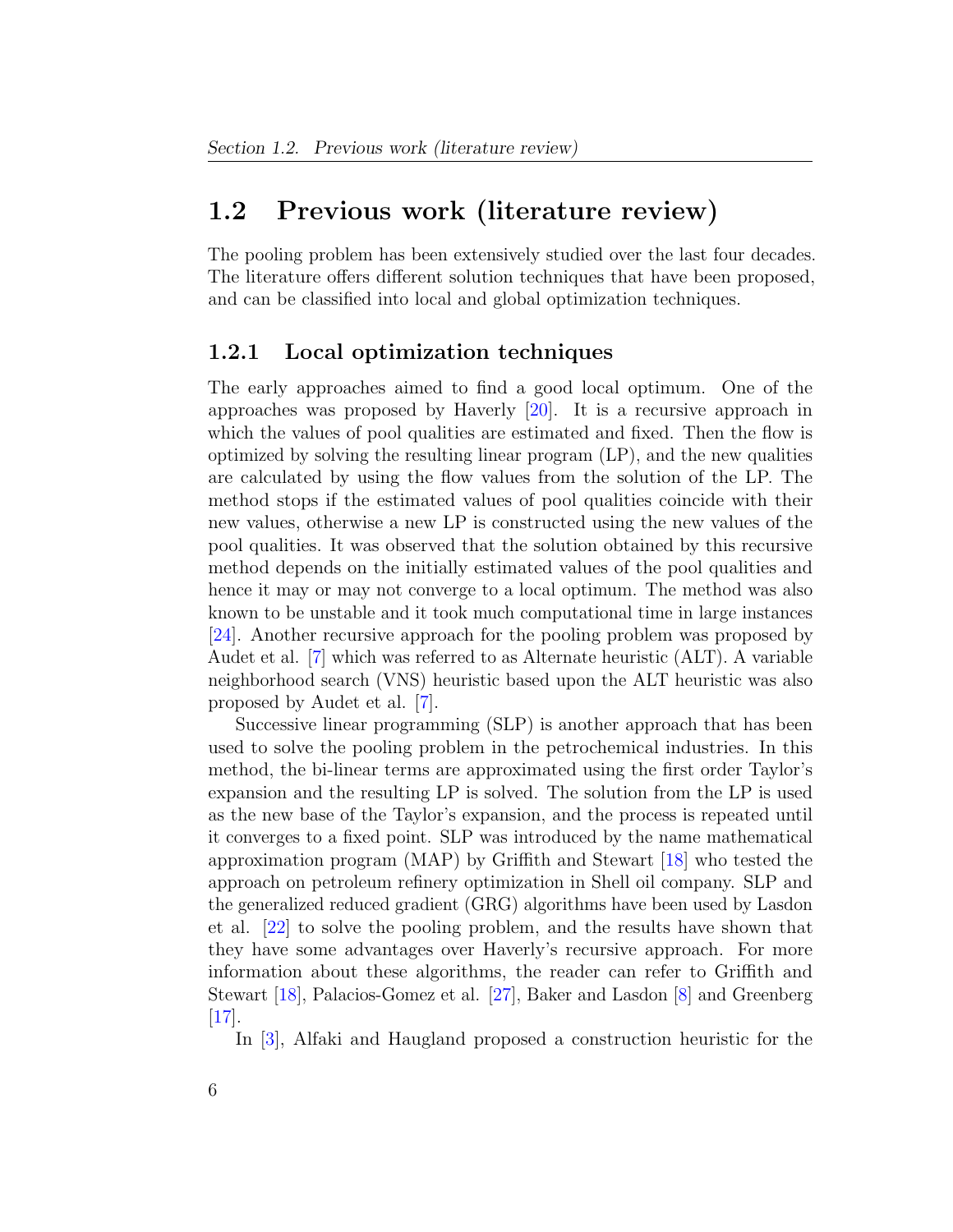## 1.2 Previous work (literature review)

The pooling problem has been extensively studied over the last four decades. The literature offers different solution techniques that have been proposed, and can be classified into local and global optimization techniques.

### 1.2.1 Local optimization techniques

The early approaches aimed to find a good local optimum. One of the approaches was proposed by Haverly [20]. It is a recursive approach in which the values of pool qualities are estimated and fixed. Then the flow is optimized by solving the resulting linear program (LP), and the new qualities are calculated by using the flow values from the solution of the LP. The method stops if the estimated values of pool qualities coincide with their new values, otherwise a new LP is constructed using the new values of the pool qualities. It was observed that the solution obtained by this recursive method depends on the initially estimated values of the pool qualities and hence it may or may not converge to a local optimum. The method was also known to be unstable and it took much computational time in large instances [24]. Another recursive approach for the pooling problem was proposed by Audet et al. [7] which was referred to as Alternate heuristic (ALT). A variable neighborhood search (VNS) heuristic based upon the ALT heuristic was also proposed by Audet et al. [7].

Successive linear programming (SLP) is another approach that has been used to solve the pooling problem in the petrochemical industries. In this method, the bi-linear terms are approximated using the first order Taylor's expansion and the resulting LP is solved. The solution from the LP is used as the new base of the Taylor's expansion, and the process is repeated until it converges to a fixed point. SLP was introduced by the name mathematical approximation program (MAP) by Griffith and Stewart [18] who tested the approach on petroleum refinery optimization in Shell oil company. SLP and the generalized reduced gradient (GRG) algorithms have been used by Lasdon et al. [22] to solve the pooling problem, and the results have shown that they have some advantages over Haverly's recursive approach. For more information about these algorithms, the reader can refer to Griffith and Stewart [18], Palacios-Gomez et al. [27], Baker and Lasdon [8] and Greenberg [17].

In [3], Alfaki and Haugland proposed a construction heuristic for the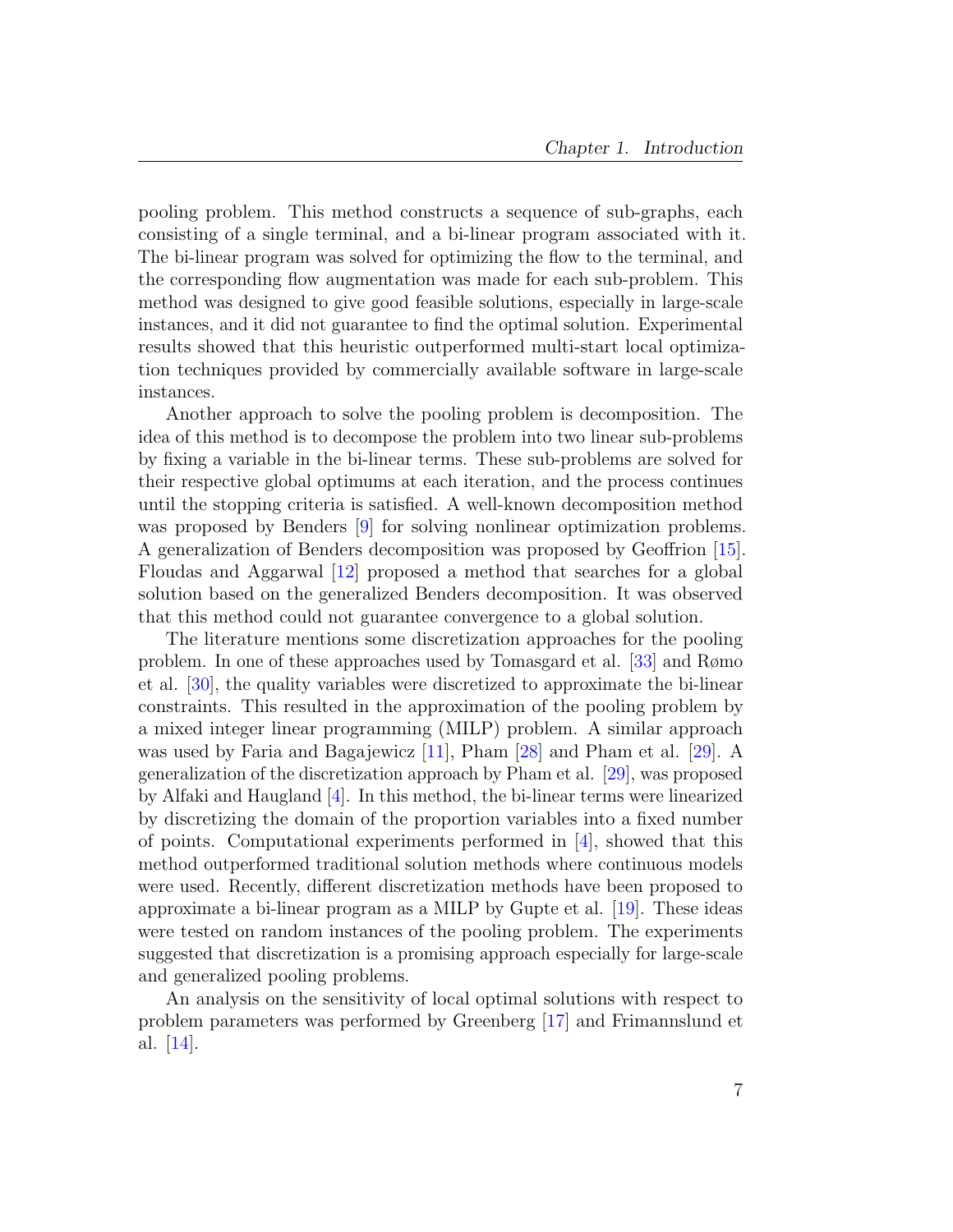pooling problem. This method constructs a sequence of sub-graphs, each consisting of a single terminal, and a bi-linear program associated with it. The bi-linear program was solved for optimizing the flow to the terminal, and the corresponding flow augmentation was made for each sub-problem. This method was designed to give good feasible solutions, especially in large-scale instances, and it did not guarantee to find the optimal solution. Experimental results showed that this heuristic outperformed multi-start local optimization techniques provided by commercially available software in large-scale instances.

Another approach to solve the pooling problem is decomposition. The idea of this method is to decompose the problem into two linear sub-problems by fixing a variable in the bi-linear terms. These sub-problems are solved for their respective global optimums at each iteration, and the process continues until the stopping criteria is satisfied. A well-known decomposition method was proposed by Benders [9] for solving nonlinear optimization problems. A generalization of Benders decomposition was proposed by Geoffrion [15]. Floudas and Aggarwal [12] proposed a method that searches for a global solution based on the generalized Benders decomposition. It was observed that this method could not guarantee convergence to a global solution.

The literature mentions some discretization approaches for the pooling problem. In one of these approaches used by Tomasgard et al. [33] and Rømo et al. [30], the quality variables were discretized to approximate the bi-linear constraints. This resulted in the approximation of the pooling problem by a mixed integer linear programming (MILP) problem. A similar approach was used by Faria and Bagajewicz [11], Pham [28] and Pham et al. [29]. A generalization of the discretization approach by Pham et al. [29], was proposed by Alfaki and Haugland [4]. In this method, the bi-linear terms were linearized by discretizing the domain of the proportion variables into a fixed number of points. Computational experiments performed in [4], showed that this method outperformed traditional solution methods where continuous models were used. Recently, different discretization methods have been proposed to approximate a bi-linear program as a MILP by Gupte et al. [19]. These ideas were tested on random instances of the pooling problem. The experiments suggested that discretization is a promising approach especially for large-scale and generalized pooling problems.

An analysis on the sensitivity of local optimal solutions with respect to problem parameters was performed by Greenberg [17] and Frimannslund et al. [14].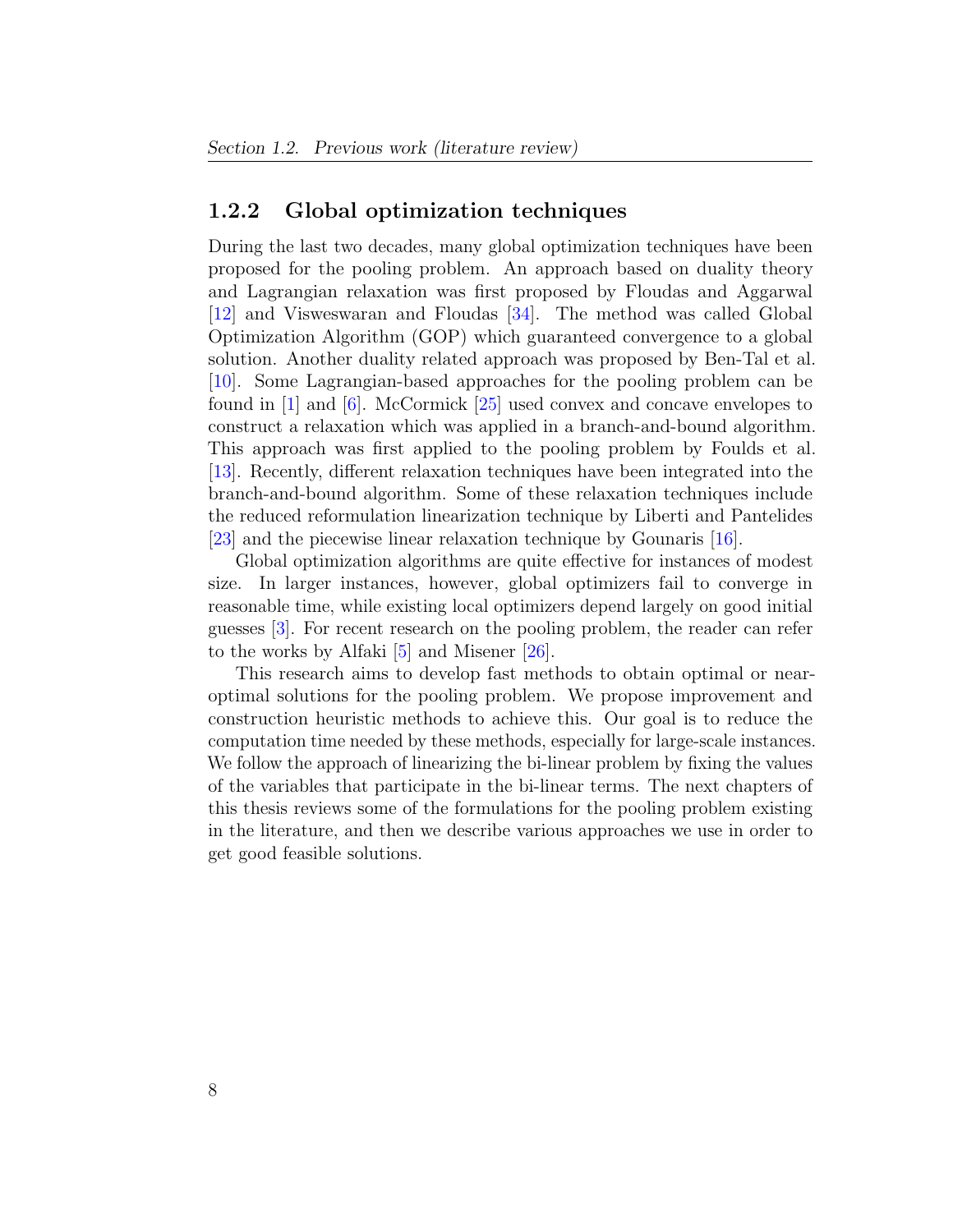### 1.2.2 Global optimization techniques

During the last two decades, many global optimization techniques have been proposed for the pooling problem. An approach based on duality theory and Lagrangian relaxation was first proposed by Floudas and Aggarwal [12] and Visweswaran and Floudas [34]. The method was called Global Optimization Algorithm (GOP) which guaranteed convergence to a global solution. Another duality related approach was proposed by Ben-Tal et al. [10]. Some Lagrangian-based approaches for the pooling problem can be found in [1] and [6]. McCormick [25] used convex and concave envelopes to construct a relaxation which was applied in a branch-and-bound algorithm. This approach was first applied to the pooling problem by Foulds et al. [13]. Recently, different relaxation techniques have been integrated into the branch-and-bound algorithm. Some of these relaxation techniques include the reduced reformulation linearization technique by Liberti and Pantelides [23] and the piecewise linear relaxation technique by Gounaris [16].

Global optimization algorithms are quite effective for instances of modest size. In larger instances, however, global optimizers fail to converge in reasonable time, while existing local optimizers depend largely on good initial guesses [3]. For recent research on the pooling problem, the reader can refer to the works by Alfaki [5] and Misener [26].

This research aims to develop fast methods to obtain optimal or near-optimal solutions for the pooling problem. We propose improvement and construction heuristic methods to achieve this. Our goal is to reduce the computation time needed by these methods, especially for large-scale instances. We follow the approach of linearizing the bi-linear problem by fixing the values of the variables that participate in the bi-linear terms. The next chapters of this thesis reviews some of the formulations for the pooling problem existing in the literature, and then we describe various approaches we use in order to get good feasible solutions.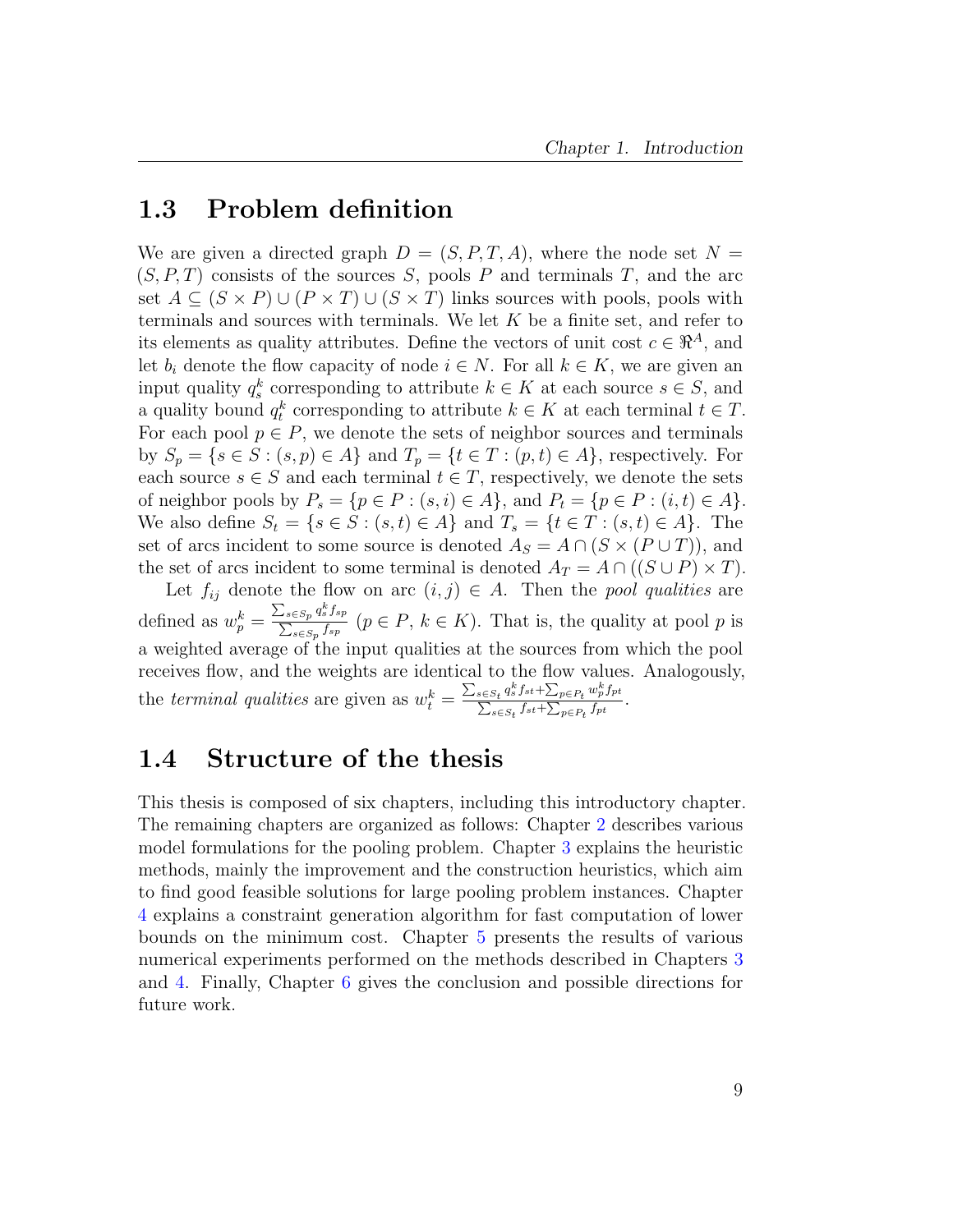## 1.3 Problem definition

We are given a directed graph $D = (S, P, T, A)$, where the node set $N = (S, P, T)$ consists of the sources $S$, pools $P$ and terminals $T$, and the arc set $A \subseteq (S \times P) \cup (P \times T) \cup (S \times T)$ links sources with pools, pools with terminals and sources with terminals. We let $K$ be a finite set, and refer to its elements as quality attributes. Define the vectors of unit cost $c \in \Re^A$, and let $b_i$ denote the flow capacity of node $i \in N$. For all $k \in K$, we are given an input quality $q_s^k$ corresponding to attribute $k \in K$ at each source $s \in S$, and a quality bound $q_t^k$ corresponding to attribute $k \in K$ at each terminal $t \in T$. For each pool $p \in P$, we denote the sets of neighbor sources and terminals by $S_p = \{s \in S : (s, p) \in A\}$ and $T_p = \{t \in T : (p, t) \in A\}$, respectively. For each source $s \in S$ and each terminal $t \in T$, respectively, we denote the sets of neighbor pools by $P_s = \{p \in P : (s, i) \in A\}$, and $P_t = \{p \in P : (i, t) \in A\}$. We also define $S_t = \{s \in S : (s, t) \in A\}$ and $T_s = \{t \in T : (s, t) \in A\}$. The set of arcs incident to some source is denoted $A_S = A \cap (S \times (P \cup T))$, and the set of arcs incident to some terminal is denoted $A_T = A \cap ((S \cup P) \times T)$.

Let $f_{ij}$ denote the flow on arc $(i, j) \in A$. Then the *pool qualities* are defined as $w_p^k = \frac{\sum_{s \in S_p} q_s^k f_{sp}}{\sum_{s \in S_p} f_{sp}}$ $(p \in P,\ k \in K)$. That is, the quality at pool $p$ is a weighted average of the input qualities at the sources from which the pool receives flow, and the weights are identical to the flow values. Analogously, the *terminal qualities* are given as $w_t^k = \frac{\sum_{s \in S_t} q_s^k f_{st} + \sum_{p \in P_t} w_p^k f_{pt}}{\sum_{s \in S_t} f_{st} + \sum_{p \in P_t} f_{pt}}$.

## 1.4 Structure of the thesis

This thesis is composed of six chapters, including this introductory chapter. The remaining chapters are organized as follows: Chapter 2 describes various model formulations for the pooling problem. Chapter 3 explains the heuristic methods, mainly the improvement and the construction heuristics, which aim to find good feasible solutions for large pooling problem instances. Chapter 4 explains a constraint generation algorithm for fast computation of lower bounds on the minimum cost. Chapter 5 presents the results of various numerical experiments performed on the methods described in Chapters 3 and 4. Finally, Chapter 6 gives the conclusion and possible directions for future work.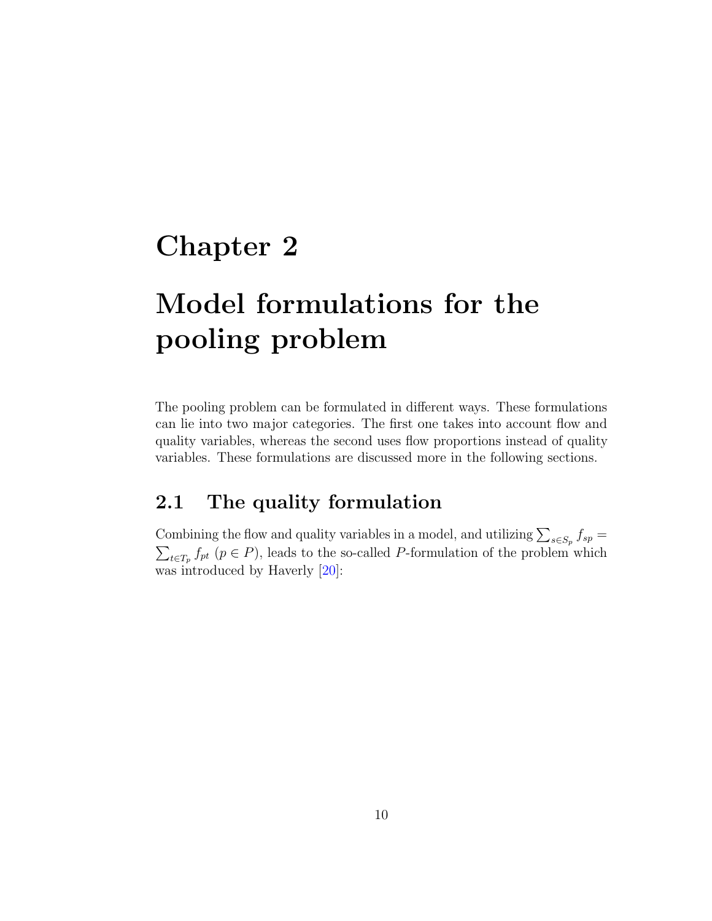# Chapter 2

# Model formulations for the pooling problem

The pooling problem can be formulated in different ways. These formulations can lie into two major categories. The first one takes into account flow and quality variables, whereas the second uses flow proportions instead of quality variables. These formulations are discussed more in the following sections.

## 2.1 The quality formulation

Combining the flow and quality variables in a model, and utilizing $\sum_{s \in S_p} f_{sp} = \sum_{t \in T_p} f_{pt}$ $(p \in P)$, leads to the so-called $P$-formulation of the problem which was introduced by Haverly [20]: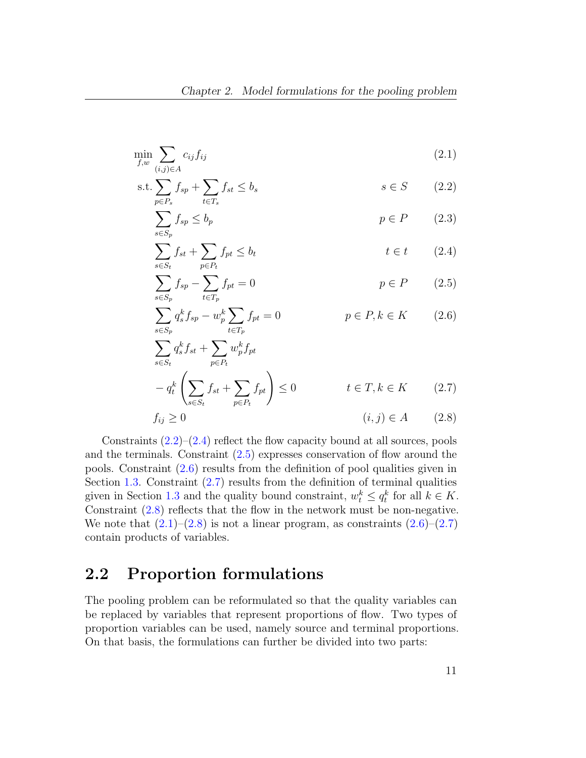$$\min_{f,w} \sum_{(i,j)\in A} c_{ij} f_{ij} \tag{2.1}$$

$$\text{s.t.} \sum_{p\in P_s} f_{sp} + \sum_{t\in T_s} f_{st} \leq b_s \qquad s \in S \tag{2.2}$$

$$\sum_{s\in S_p} f_{sp} \leq b_p \qquad p \in P \tag{2.3}$$

$$\sum_{s\in S_t} f_{st} + \sum_{p\in P_t} f_{pt} \leq b_t \qquad t \in t \tag{2.4}$$

$$\sum_{s\in S_p} f_{sp} - \sum_{t\in T_p} f_{pt} = 0 \qquad p \in P \tag{2.5}$$

$$\sum_{s\in S_p} q_s^k f_{sp} - w_p^k \sum_{t\in T_p} f_{pt} = 0 \qquad p \in P, k \in K \tag{2.6}$$

$$\sum_{s\in S_t} q_s^k f_{st} + \sum_{p\in P_t} w_p^k f_{pt} - q_t^k \left( \sum_{s\in S_t} f_{st} + \sum_{p\in P_t} f_{pt} \right) \leq 0 \qquad t \in T, k \in K \tag{2.7}$$

$$f_{ij} \geq 0 \qquad (i,j) \in A \tag{2.8}$$

Constraints (2.2)–(2.4) reflect the flow capacity bound at all sources, pools and the terminals. Constraint (2.5) expresses conservation of flow around the pools. Constraint (2.6) results from the definition of pool qualities given in Section 1.3. Constraint (2.7) results from the definition of terminal qualities given in Section 1.3 and the quality bound constraint, $w_t^k \leq q_t^k$ for all $k \in K$. Constraint (2.8) reflects that the flow in the network must be non-negative. We note that (2.1)–(2.8) is not a linear program, as constraints (2.6)–(2.7) contain products of variables.

## 2.2 Proportion formulations

The pooling problem can be reformulated so that the quality variables can be replaced by variables that represent proportions of flow. Two types of proportion variables can be used, namely source and terminal proportions. On that basis, the formulations can further be divided into two parts: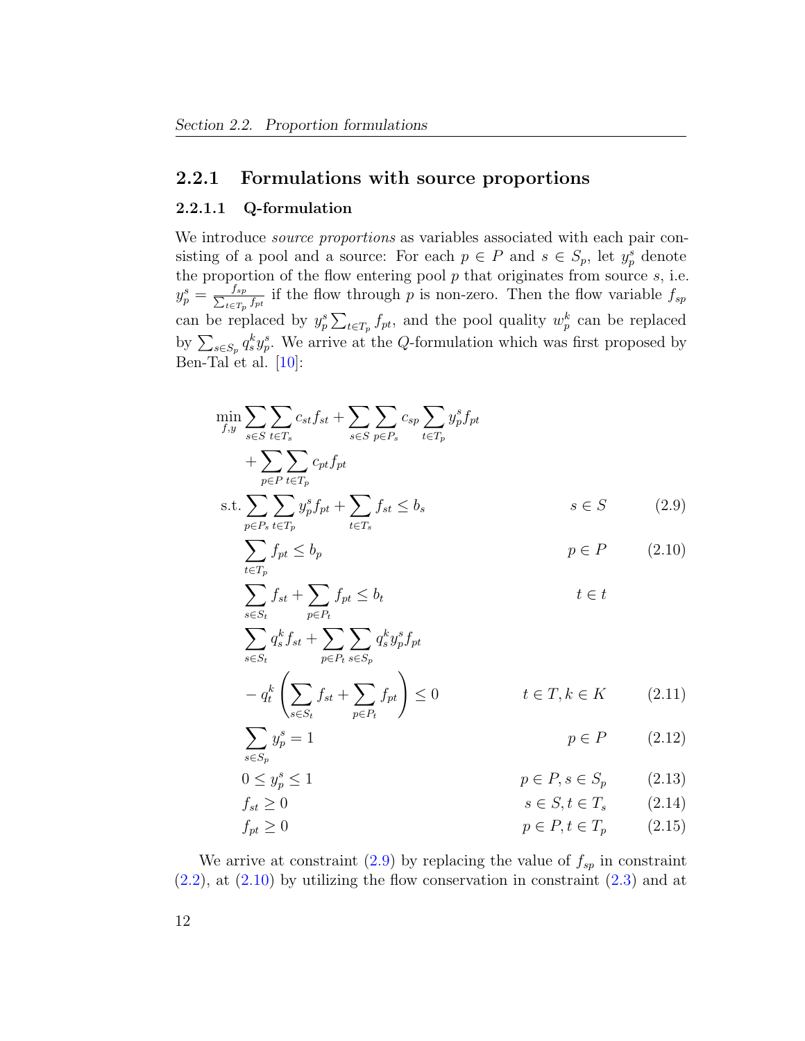### 2.2.1 Formulations with source proportions

#### 2.2.1.1 Q-formulation

We introduce *source proportions* as variables associated with each pair consisting of a pool and a source: For each $p \in P$ and $s \in S_p$, let $y_p^s$ denote the proportion of the flow entering pool $p$ that originates from source $s$, i.e. $y_p^s = \frac{f_{sp}}{\sum_{t \in T_p} f_{pt}}$ if the flow through $p$ is non-zero. Then the flow variable $f_{sp}$ can be replaced by $y_p^s \sum_{t \in T_p} f_{pt}$, and the pool quality $w_p^k$ can be replaced by $\sum_{s \in S_p} q_s^k y_p^s$. We arrive at the $Q$-formulation which was first proposed by Ben-Tal et al. [10]:

$$
\begin{aligned}
\min_{f,y} \; & \sum_{s \in S} \sum_{t \in T_s} c_{st} f_{st} + \sum_{s \in S} \sum_{p \in P_s} c_{sp} \sum_{t \in T_p} y_p^s f_{pt} \\
& + \sum_{p \in P} \sum_{t \in T_p} c_{pt} f_{pt} \\
\text{s.t.} \; & \sum_{p \in P_s} \sum_{t \in T_p} y_p^s f_{pt} + \sum_{t \in T_s} f_{st} \le b_s && s \in S \qquad (2.9) \\
& \sum_{t \in T_p} f_{pt} \le b_p && p \in P \qquad (2.10) \\
& \sum_{s \in S_t} f_{st} + \sum_{p \in P_t} f_{pt} \le b_t && t \in t \\
& \sum_{s \in S_t} q_s^k f_{st} + \sum_{p \in P_t} \sum_{s \in S_p} q_s^k y_p^s f_{pt} \\
& - q_t^k \left( \sum_{s \in S_t} f_{st} + \sum_{p \in P_t} f_{pt} \right) \le 0 && t \in T, k \in K \qquad (2.11) \\
& \sum_{s \in S_p} y_p^s = 1 && p \in P \qquad (2.12) \\
& 0 \le y_p^s \le 1 && p \in P, s \in S_p \qquad (2.13) \\
& f_{st} \ge 0 && s \in S, t \in T_s \qquad (2.14) \\
& f_{pt} \ge 0 && p \in P, t \in T_p \qquad (2.15)
\end{aligned}
$$

We arrive at constraint (2.9) by replacing the value of $f_{sp}$ in constraint (2.2), at (2.10) by utilizing the flow conservation in constraint (2.3) and at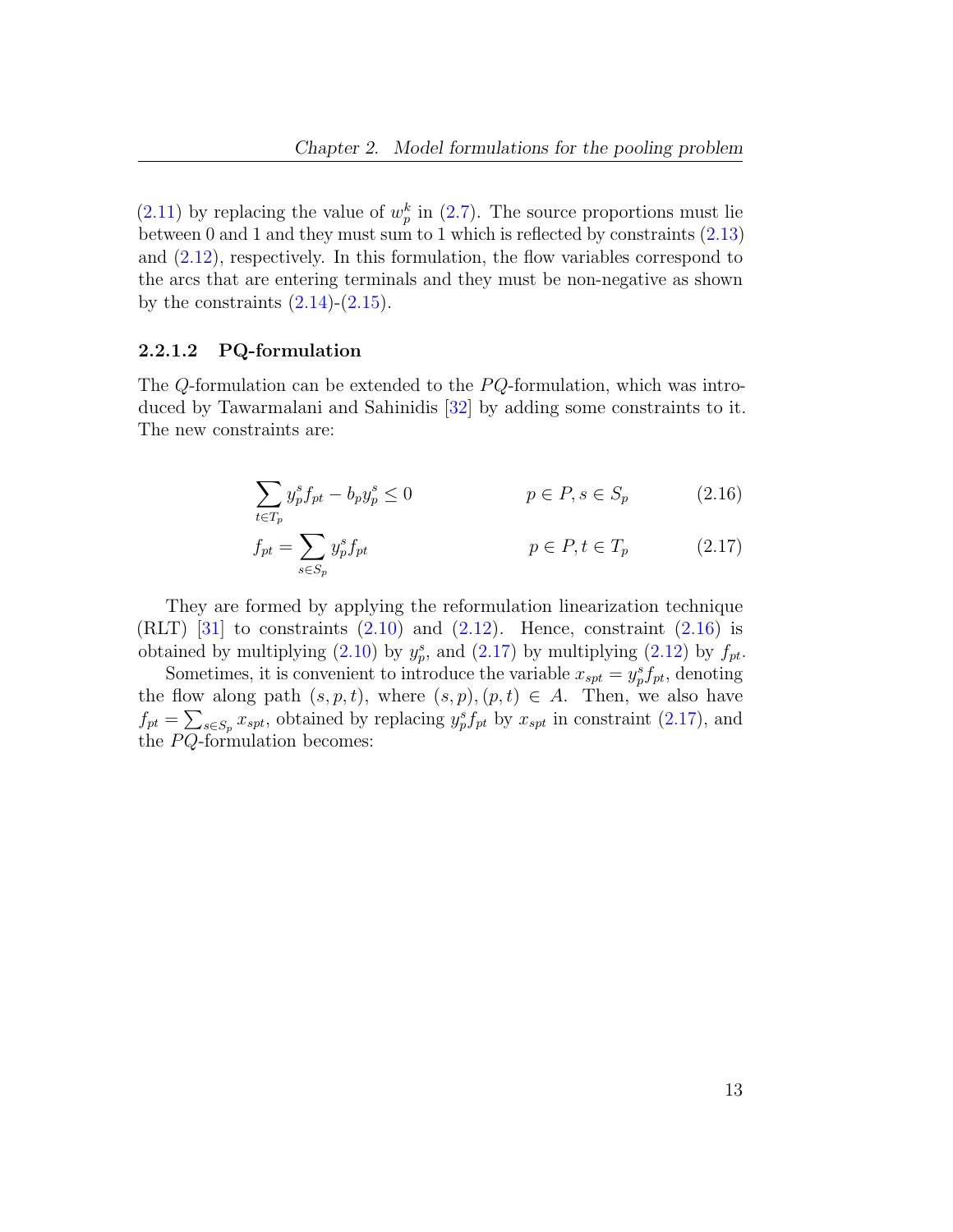(2.11) by replacing the value of $w_p^k$ in (2.7). The source proportions must lie between 0 and 1 and they must sum to 1 which is reflected by constraints (2.13) and (2.12), respectively. In this formulation, the flow variables correspond to the arcs that are entering terminals and they must be non-negative as shown by the constraints (2.14)-(2.15).

#### 2.2.1.2 PQ-formulation

The $Q$-formulation can be extended to the $PQ$-formulation, which was introduced by Tawarmalani and Sahinidis [32] by adding some constraints to it. The new constraints are:

$$\sum_{t \in T_p} y_p^s f_{pt} - b_p y_p^s \leq 0 \qquad p \in P, s \in S_p \tag{2.16}$$

$$f_{pt} = \sum_{s \in S_p} y_p^s f_{pt} \qquad p \in P, t \in T_p \tag{2.17}$$

They are formed by applying the reformulation linearization technique (RLT) [31] to constraints (2.10) and (2.12). Hence, constraint (2.16) is obtained by multiplying (2.10) by $y_p^s$, and (2.17) by multiplying (2.12) by $f_{pt}$.

Sometimes, it is convenient to introduce the variable $x_{spt} = y_p^s f_{pt}$, denoting the flow along path $(s, p, t)$, where $(s, p), (p, t) \in A$. Then, we also have $f_{pt} = \sum_{s \in S_p} x_{spt}$, obtained by replacing $y_p^s f_{pt}$ by $x_{spt}$ in constraint (2.17), and the $PQ$-formulation becomes: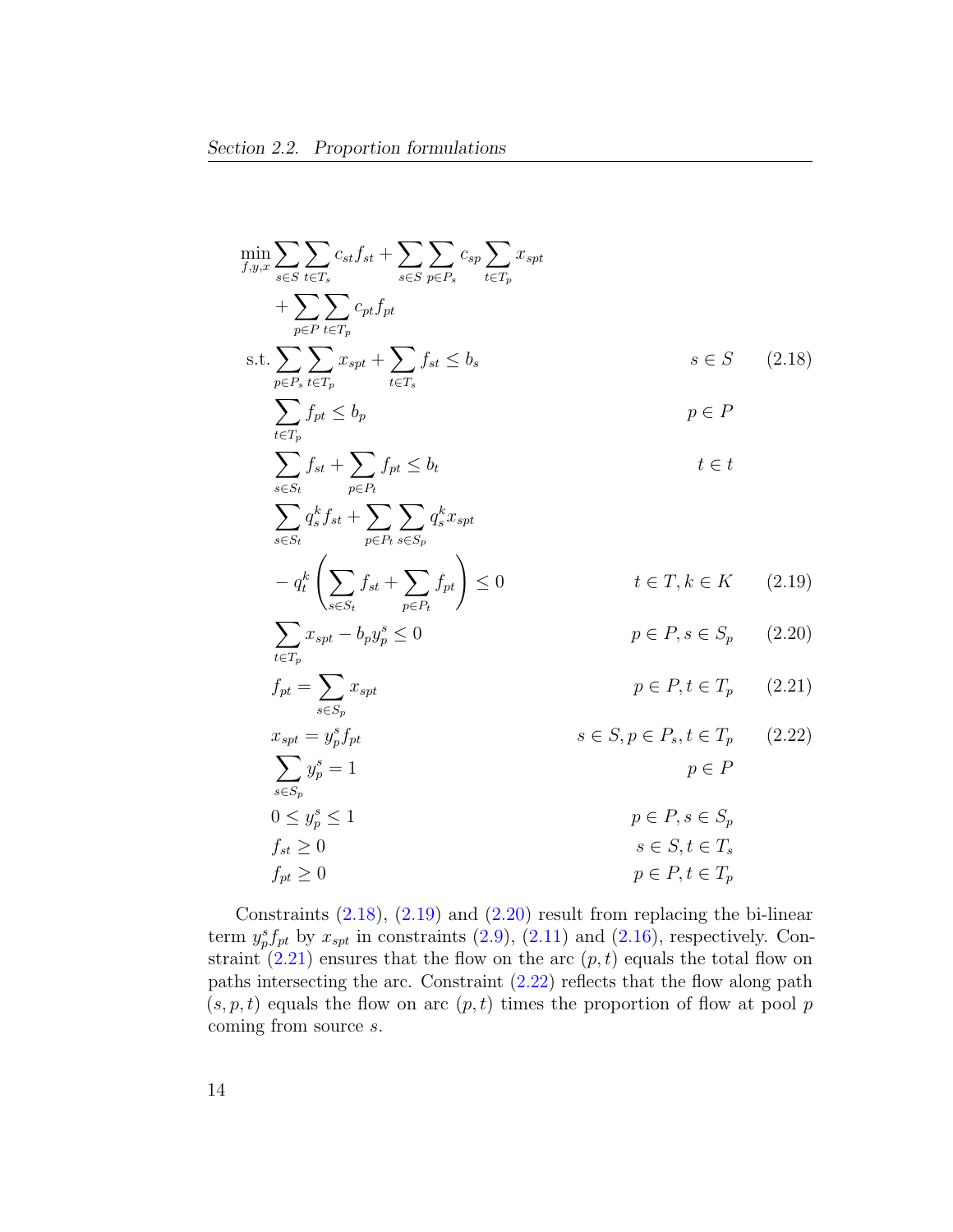$$
\begin{aligned}
\min_{f,y,x} \; & \sum_{s \in S} \sum_{t \in T_s} c_{st} f_{st} + \sum_{s \in S} \sum_{p \in P_s} c_{sp} \sum_{t \in T_p} x_{spt} \\
& + \sum_{p \in P} \sum_{t \in T_p} c_{pt} f_{pt} \\
\text{s.t.} \; & \sum_{p \in P_s} \sum_{t \in T_p} x_{spt} + \sum_{t \in T_s} f_{st} \leq b_s & s \in S \qquad (2.18) \\
& \sum_{t \in T_p} f_{pt} \leq b_p & p \in P \\
& \sum_{s \in S_t} f_{st} + \sum_{p \in P_t} f_{pt} \leq b_t & t \in t \\
& \sum_{s \in S_t} q_s^k f_{st} + \sum_{p \in P_t} \sum_{s \in S_p} q_s^k x_{spt} \\
& - q_t^k \left( \sum_{s \in S_t} f_{st} + \sum_{p \in P_t} f_{pt} \right) \leq 0 & t \in T, k \in K \qquad (2.19) \\
& \sum_{t \in T_p} x_{spt} - b_p y_p^s \leq 0 & p \in P, s \in S_p \qquad (2.20) \\
& f_{pt} = \sum_{s \in S_p} x_{spt} & p \in P, t \in T_p \qquad (2.21) \\
& x_{spt} = y_p^s f_{pt} & s \in S, p \in P_s, t \in T_p \qquad (2.22) \\
& \sum_{s \in S_p} y_p^s = 1 & p \in P \\
& 0 \leq y_p^s \leq 1 & p \in P, s \in S_p \\
& f_{st} \geq 0 & s \in S, t \in T_s \\
& f_{pt} \geq 0 & p \in P, t \in T_p
\end{aligned}
$$

Constraints (2.18), (2.19) and (2.20) result from replacing the bi-linear term $y_p^s f_{pt}$ by $x_{spt}$ in constraints (2.9), (2.11) and (2.16), respectively. Constraint (2.21) ensures that the flow on the arc $(p, t)$ equals the total flow on paths intersecting the arc. Constraint (2.22) reflects that the flow along path $(s, p, t)$ equals the flow on arc $(p, t)$ times the proportion of flow at pool $p$ coming from source $s$.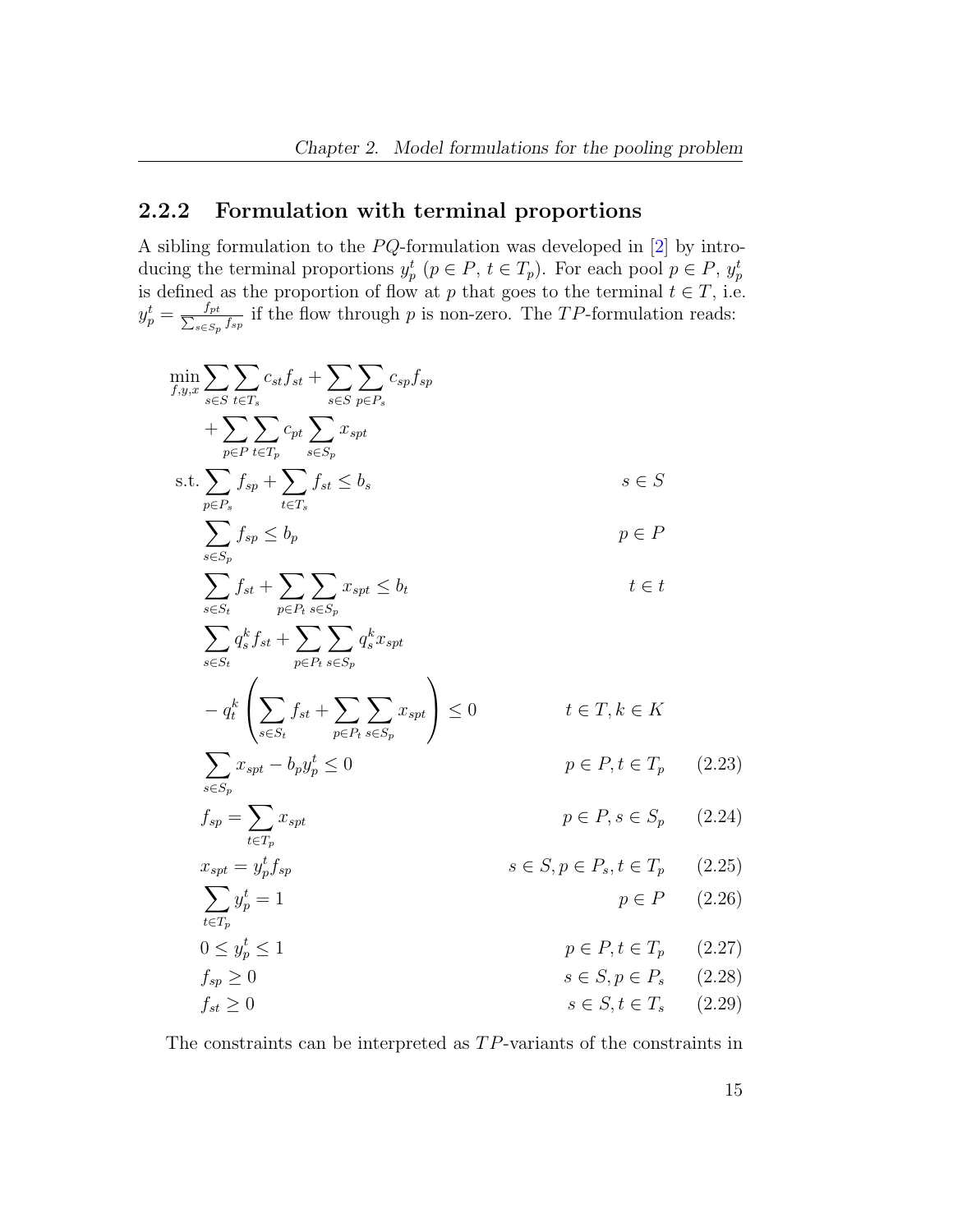### 2.2.2 Formulation with terminal proportions

A sibling formulation to the $PQ$-formulation was developed in [2] by introducing the terminal proportions $y_p^t$ ($p \in P$, $t \in T_p$). For each pool $p \in P$, $y_p^t$ is defined as the proportion of flow at $p$ that goes to the terminal $t \in T$, i.e. $y_p^t = \frac{f_{pt}}{\sum_{s \in S_p} f_{sp}}$ if the flow through $p$ is non-zero. The $TP$-formulation reads:

$$
\begin{aligned}
\min_{f,y,x} \; & \sum_{s \in S} \sum_{t \in T_s} c_{st} f_{st} + \sum_{s \in S} \sum_{p \in P_s} c_{sp} f_{sp} \\
& + \sum_{p \in P} \sum_{t \in T_p} c_{pt} \sum_{s \in S_p} x_{spt} \\
\text{s.t.} \; & \sum_{p \in P_s} f_{sp} + \sum_{t \in T_s} f_{st} \leq b_s & & s \in S \\
& \sum_{s \in S_p} f_{sp} \leq b_p & & p \in P \\
& \sum_{s \in S_t} f_{st} + \sum_{p \in P_t} \sum_{s \in S_p} x_{spt} \leq b_t & & t \in t \\
& \sum_{s \in S_t} q_s^k f_{st} + \sum_{p \in P_t} \sum_{s \in S_p} q_s^k x_{spt} \\
& - q_t^k \left( \sum_{s \in S_t} f_{st} + \sum_{p \in P_t} \sum_{s \in S_p} x_{spt} \right) \leq 0 & & t \in T, k \in K \\
& \sum_{s \in S_p} x_{spt} - b_p y_p^t \leq 0 & & p \in P, t \in T_p & (2.23) \\
& f_{sp} = \sum_{t \in T_p} x_{spt} & & p \in P, s \in S_p & (2.24) \\
& x_{spt} = y_p^t f_{sp} & & s \in S, p \in P_s, t \in T_p & (2.25) \\
& \sum_{t \in T_p} y_p^t = 1 & & p \in P & (2.26) \\
& 0 \leq y_p^t \leq 1 & & p \in P, t \in T_p & (2.27) \\
& f_{sp} \geq 0 & & s \in S, p \in P_s & (2.28) \\
& f_{st} \geq 0 & & s \in S, t \in T_s & (2.29)
\end{aligned}
$$

The constraints can be interpreted as $TP$-variants of the constraints in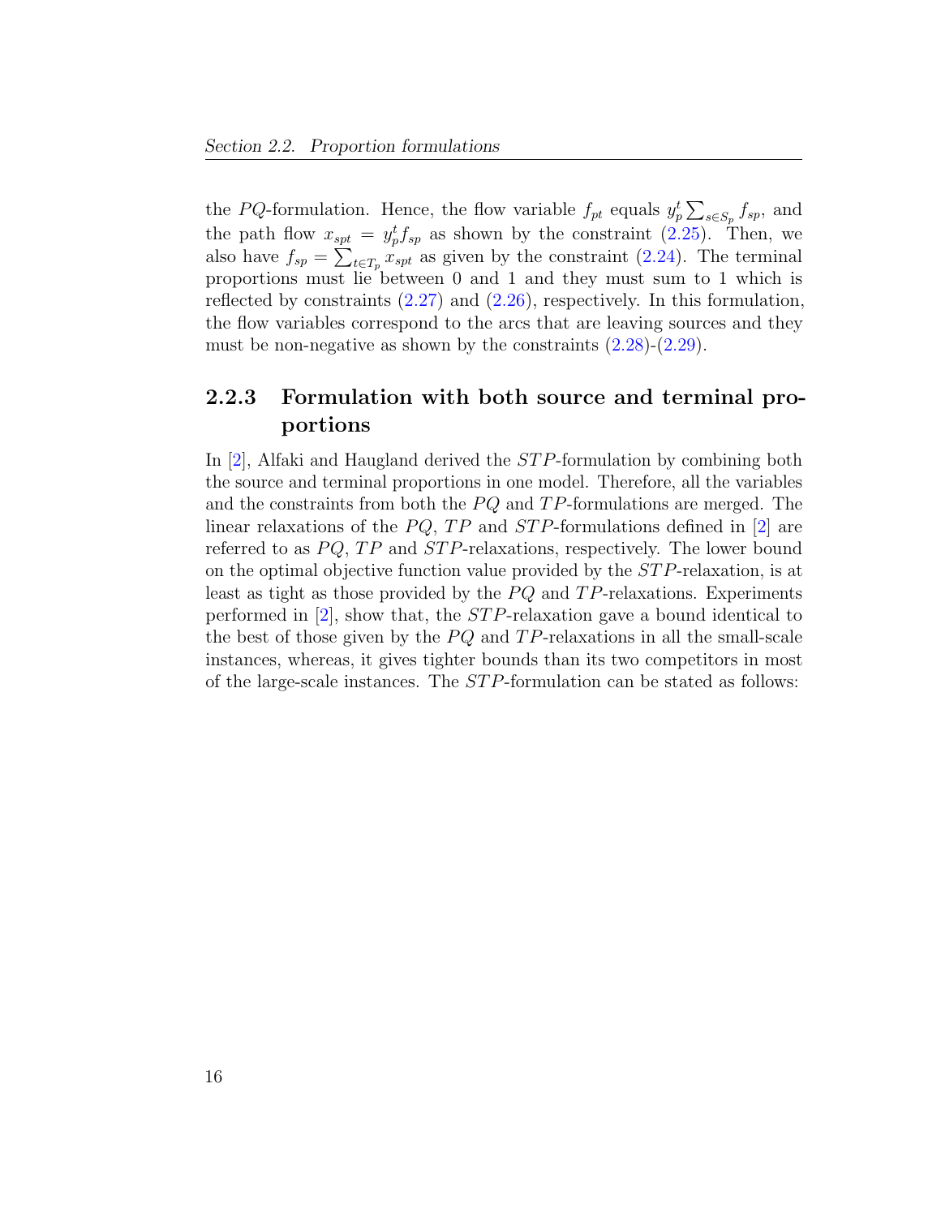the $PQ$-formulation. Hence, the flow variable $f_{pt}$ equals $y_p^t \sum_{s \in S_p} f_{sp}$, and the path flow $x_{spt} = y_p^t f_{sp}$ as shown by the constraint (2.25). Then, we also have $f_{sp} = \sum_{t \in T_p} x_{spt}$ as given by the constraint (2.24). The terminal proportions must lie between 0 and 1 and they must sum to 1 which is reflected by constraints (2.27) and (2.26), respectively. In this formulation, the flow variables correspond to the arcs that are leaving sources and they must be non-negative as shown by the constraints (2.28)-(2.29).

### 2.2.3 Formulation with both source and terminal proportions

In [2], Alfaki and Haugland derived the $STP$-formulation by combining both the source and terminal proportions in one model. Therefore, all the variables and the constraints from both the $PQ$ and $TP$-formulations are merged. The linear relaxations of the $PQ$, $TP$ and $STP$-formulations defined in [2] are referred to as $PQ$, $TP$ and $STP$-relaxations, respectively. The lower bound on the optimal objective function value provided by the $STP$-relaxation, is at least as tight as those provided by the $PQ$ and $TP$-relaxations. Experiments performed in [2], show that, the $STP$-relaxation gave a bound identical to the best of those given by the $PQ$ and $TP$-relaxations in all the small-scale instances, whereas, it gives tighter bounds than its two competitors in most of the large-scale instances. The $STP$-formulation can be stated as follows: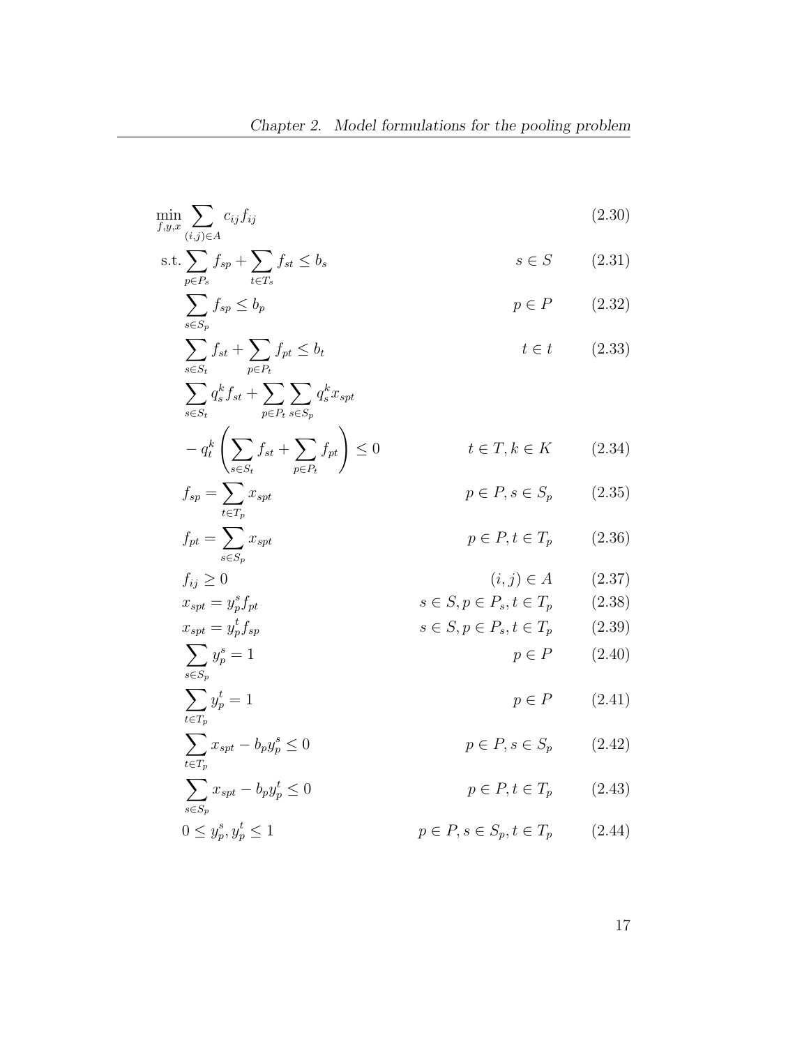$$\min_{f,y,x} \sum_{(i,j)\in A} c_{ij} f_{ij} \tag{2.30}$$

$$\text{s.t.} \sum_{p\in P_s} f_{sp} + \sum_{t\in T_s} f_{st} \leq b_s \qquad s \in S \tag{2.31}$$

$$\sum_{s\in S_p} f_{sp} \leq b_p \qquad p \in P \tag{2.32}$$

$$\sum_{s\in S_t} f_{st} + \sum_{p\in P_t} f_{pt} \leq b_t \qquad t \in t \tag{2.33}$$

$$\sum_{s\in S_t} q_s^k f_{st} + \sum_{p\in P_t} \sum_{s\in S_p} q_s^k x_{spt} - q_t^k \left( \sum_{s\in S_t} f_{st} + \sum_{p\in P_t} f_{pt} \right) \leq 0 \qquad t \in T, k \in K \tag{2.34}$$

$$f_{sp} = \sum_{t\in T_p} x_{spt} \qquad p \in P, s \in S_p \tag{2.35}$$

$$f_{pt} = \sum_{s\in S_p} x_{spt} \qquad p \in P, t \in T_p \tag{2.36}$$

$$f_{ij} \geq 0 \qquad (i,j) \in A \tag{2.37}$$

$$x_{spt} = y_p^s f_{pt} \qquad s \in S, p \in P_s, t \in T_p \tag{2.38}$$

$$x_{spt} = y_p^t f_{sp} \qquad s \in S, p \in P_s, t \in T_p \tag{2.39}$$

$$\sum_{s\in S_p} y_p^s = 1 \qquad p \in P \tag{2.40}$$

$$\sum_{t\in T_p} y_p^t = 1 \qquad p \in P \tag{2.41}$$

$$\sum_{t\in T_p} x_{spt} - b_p y_p^s \leq 0 \qquad p \in P, s \in S_p \tag{2.42}$$

$$\sum_{s\in S_p} x_{spt} - b_p y_p^t \leq 0 \qquad p \in P, t \in T_p \tag{2.43}$$

$$0 \leq y_p^s, y_p^t \leq 1 \qquad p \in P, s \in S_p, t \in T_p \tag{2.44}$$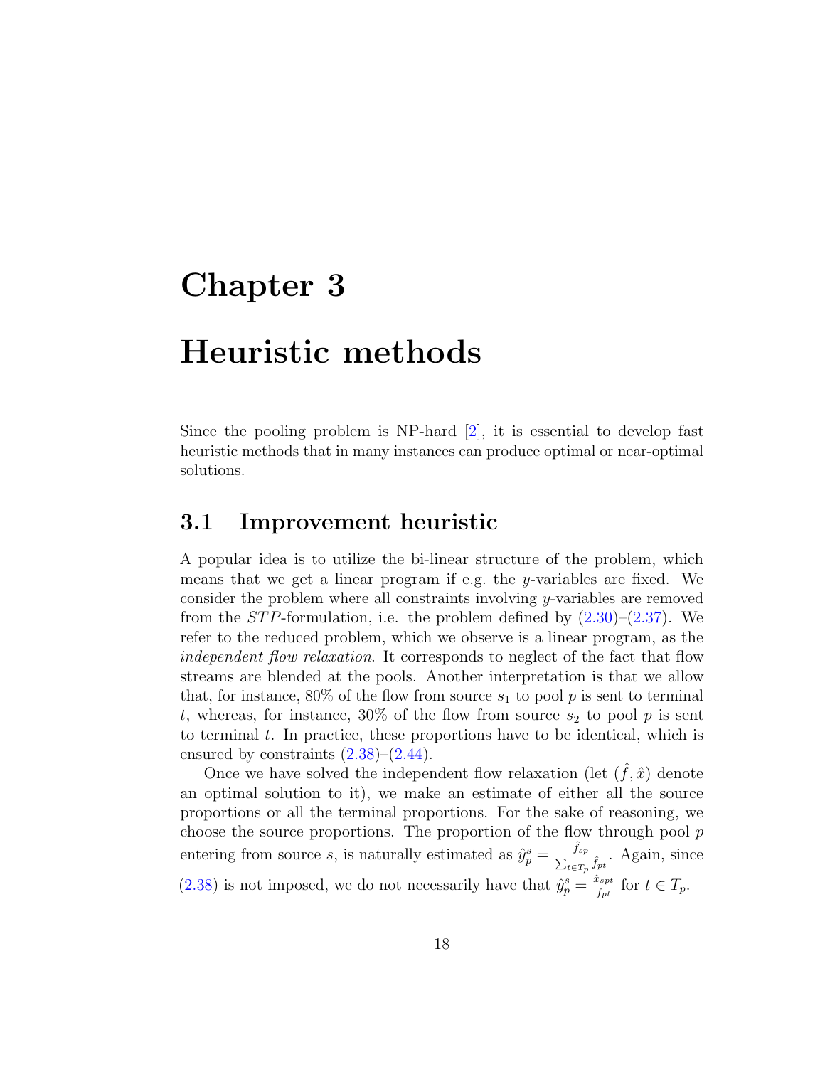# Chapter 3

# Heuristic methods

Since the pooling problem is NP-hard [2], it is essential to develop fast heuristic methods that in many instances can produce optimal or near-optimal solutions.

## 3.1 Improvement heuristic

A popular idea is to utilize the bi-linear structure of the problem, which means that we get a linear program if e.g. the $y$-variables are fixed. We consider the problem where all constraints involving $y$-variables are removed from the $STP$-formulation, i.e. the problem defined by (2.30)–(2.37). We refer to the reduced problem, which we observe is a linear program, as the *independent flow relaxation*. It corresponds to neglect of the fact that flow streams are blended at the pools. Another interpretation is that we allow that, for instance, 80% of the flow from source $s_1$ to pool $p$ is sent to terminal $t$, whereas, for instance, 30% of the flow from source $s_2$ to pool $p$ is sent to terminal $t$. In practice, these proportions have to be identical, which is ensured by constraints (2.38)–(2.44).

Once we have solved the independent flow relaxation (let $(\hat{f}, \hat{x})$ denote an optimal solution to it), we make an estimate of either all the source proportions or all the terminal proportions. For the sake of reasoning, we choose the source proportions. The proportion of the flow through pool $p$ entering from source $s$, is naturally estimated as $\hat{y}_p^s = \frac{\hat{f}_{sp}}{\sum_{t \in T_p} \hat{f}_{pt}}$. Again, since (2.38) is not imposed, we do not necessarily have that $\hat{y}_p^s = \frac{\hat{x}_{spt}}{\hat{f}_{pt}}$ for $t \in T_p$.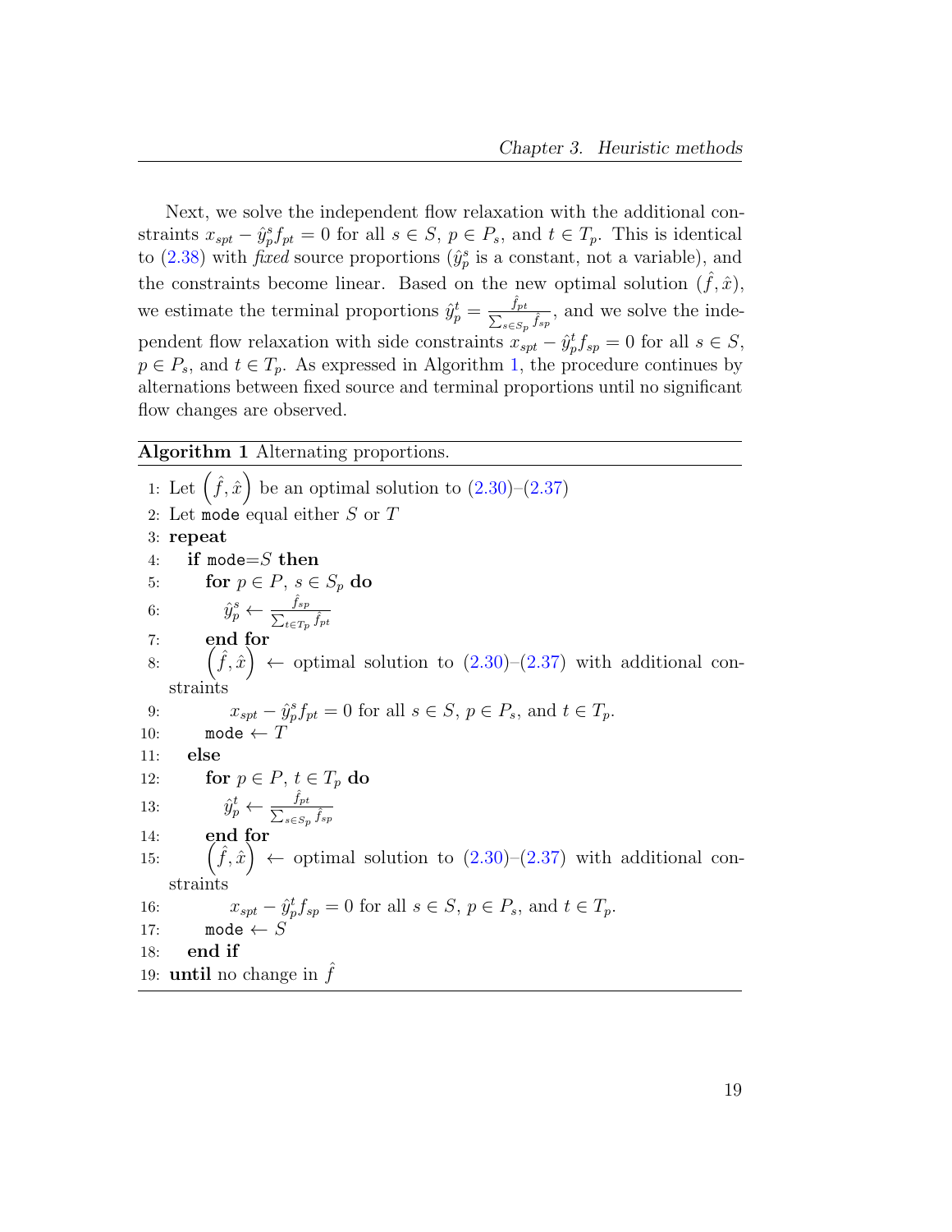Next, we solve the independent flow relaxation with the additional constraints $x_{spt} - \hat{y}_p^s f_{pt} = 0$ for all $s \in S$, $p \in P_s$, and $t \in T_p$. This is identical to (2.38) with *fixed* source proportions ($\hat{y}_p^s$ is a constant, not a variable), and the constraints become linear. Based on the new optimal solution $(\hat{f}, \hat{x})$, we estimate the terminal proportions $\hat{y}_p^t = \frac{\hat{f}_{pt}}{\sum_{s \in S_p} \hat{f}_{sp}}$, and we solve the independent flow relaxation with side constraints $x_{spt} - \hat{y}_p^t f_{sp} = 0$ for all $s \in S$, $p \in P_s$, and $t \in T_p$. As expressed in Algorithm 1, the procedure continues by alternations between fixed source and terminal proportions until no significant flow changes are observed.

**Algorithm 1** Alternating proportions.

```
1: Let (f̂, x̂) be an optimal solution to (2.30)–(2.37)
2: Let mode equal either S or T
3: repeat
4:    if mode=S then
5:       for p ∈ P, s ∈ S_p do
6:          ŷ_p^s ← f̂_sp / Σ_{t∈T_p} f̂_pt
7:       end for
8:       (f̂, x̂) ← optimal solution to (2.30)–(2.37) with additional constraints
9:             x_spt − ŷ_p^s f_pt = 0 for all s ∈ S, p ∈ P_s, and t ∈ T_p.
10:      mode ← T
11:   else
12:      for p ∈ P, t ∈ T_p do
13:         ŷ_p^t ← f̂_pt / Σ_{s∈S_p} f̂_sp
14:      end for
15:      (f̂, x̂) ← optimal solution to (2.30)–(2.37) with additional constraints
16:            x_spt − ŷ_p^t f_sp = 0 for all s ∈ S, p ∈ P_s, and t ∈ T_p.
17:      mode ← S
18:   end if
19: until no change in f̂
```

1: Let $\left(\hat{f}, \hat{x}\right)$ be an optimal solution to (2.30)–(2.37)
2: Let `mode` equal either $S$ or $T$
3: **repeat**
4: **if** `mode`$=S$ **then**
5: **for** $p \in P$, $s \in S_p$ **do**
6: $\hat{y}_p^s \leftarrow \frac{\hat{f}_{sp}}{\sum_{t \in T_p} \hat{f}_{pt}}$
7: **end for**
8: $\left(\hat{f}, \hat{x}\right) \leftarrow$ optimal solution to (2.30)–(2.37) with additional constraints
9: $x_{spt} - \hat{y}_p^s f_{pt} = 0$ for all $s \in S$, $p \in P_s$, and $t \in T_p$.
10: `mode` $\leftarrow T$
11: **else**
12: **for** $p \in P$, $t \in T_p$ **do**
13: $\hat{y}_p^t \leftarrow \frac{\hat{f}_{pt}}{\sum_{s \in S_p} \hat{f}_{sp}}$
14: **end for**
15: $\left(\hat{f}, \hat{x}\right) \leftarrow$ optimal solution to (2.30)–(2.37) with additional constraints
16: $x_{spt} - \hat{y}_p^t f_{sp} = 0$ for all $s \in S$, $p \in P_s$, and $t \in T_p$.
17: `mode` $\leftarrow S$
18: **end if**
19: **until** no change in $\hat{f}$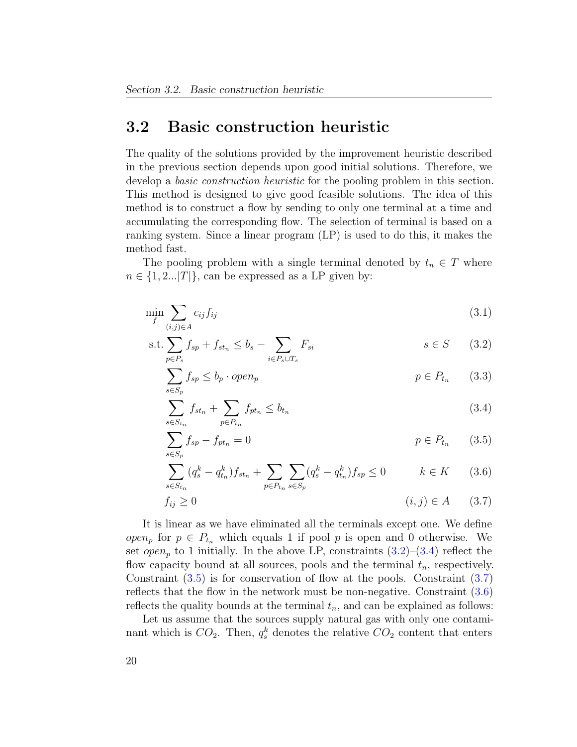## 3.2 Basic construction heuristic

The quality of the solutions provided by the improvement heuristic described in the previous section depends upon good initial solutions. Therefore, we develop a *basic construction heuristic* for the pooling problem in this section. This method is designed to give good feasible solutions. The idea of this method is to construct a flow by sending to only one terminal at a time and accumulating the corresponding flow. The selection of terminal is based on a ranking system. Since a linear program (LP) is used to do this, it makes the method fast.

The pooling problem with a single terminal denoted by $t_n \in T$ where $n \in \{1, 2...|T|\}$, can be expressed as a LP given by:

$$\min_{f} \sum_{(i,j)\in A} c_{ij} f_{ij} \tag{3.1}$$

$$\text{s.t.} \sum_{p \in P_s} f_{sp} + f_{st_n} \leq b_s - \sum_{i \in P_s \cup T_s} F_{si} \qquad s \in S \tag{3.2}$$

$$\sum_{s \in S_p} f_{sp} \leq b_p \cdot open_p \qquad p \in P_{t_n} \tag{3.3}$$

$$\sum_{s \in S_{t_n}} f_{st_n} + \sum_{p \in P_{t_n}} f_{pt_n} \leq b_{t_n} \tag{3.4}$$

$$\sum_{s \in S_p} f_{sp} - f_{pt_n} = 0 \qquad p \in P_{t_n} \tag{3.5}$$

$$\sum_{s \in S_{t_n}} (q_s^k - q_{t_n}^k) f_{st_n} + \sum_{p \in P_{t_n}} \sum_{s \in S_p} (q_s^k - q_{t_n}^k) f_{sp} \leq 0 \qquad k \in K \tag{3.6}$$

$$f_{ij} \geq 0 \qquad (i,j) \in A \tag{3.7}$$

It is linear as we have eliminated all the terminals except one. We define $open_p$ for $p \in P_{t_n}$ which equals 1 if pool $p$ is open and 0 otherwise. We set $open_p$ to 1 initially. In the above LP, constraints (3.2)–(3.4) reflect the flow capacity bound at all sources, pools and the terminal $t_n$, respectively. Constraint (3.5) is for conservation of flow at the pools. Constraint (3.7) reflects that the flow in the network must be non-negative. Constraint (3.6) reflects the quality bounds at the terminal $t_n$, and can be explained as follows:

Let us assume that the sources supply natural gas with only one contaminant which is $CO_2$. Then, $q_s^k$ denotes the relative $CO_2$ content that enters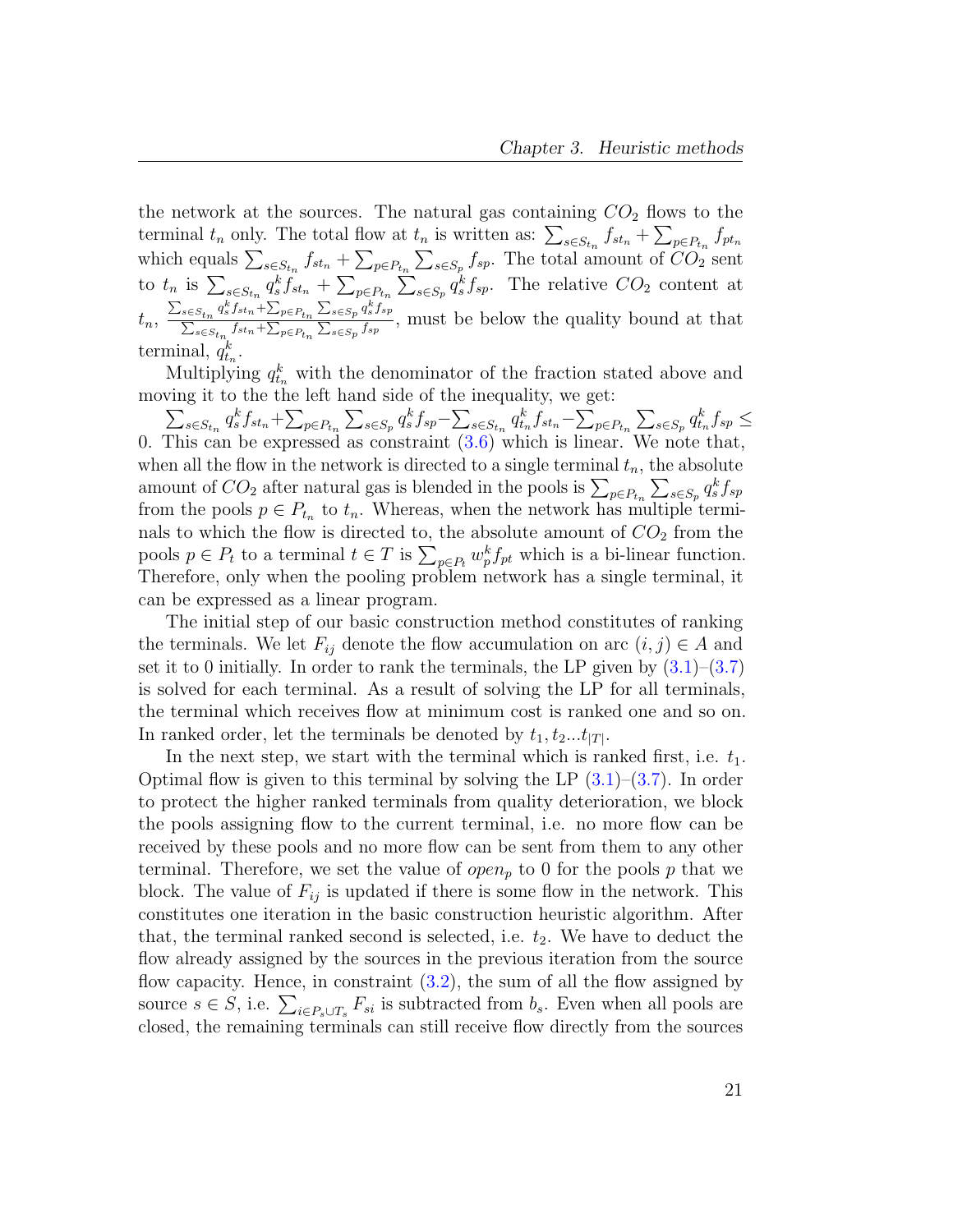the network at the sources. The natural gas containing $CO_2$ flows to the terminal $t_n$ only. The total flow at $t_n$ is written as: $\sum_{s \in S_{t_n}} f_{st_n} + \sum_{p \in P_{t_n}} f_{pt_n}$ which equals $\sum_{s \in S_{t_n}} f_{st_n} + \sum_{p \in P_{t_n}} \sum_{s \in S_p} f_{sp}$. The total amount of $CO_2$ sent to $t_n$ is $\sum_{s \in S_{t_n}} q_s^k f_{st_n} + \sum_{p \in P_{t_n}} \sum_{s \in S_p} q_s^k f_{sp}$. The relative $CO_2$ content at $t_n$, $\frac{\sum_{s \in S_{t_n}} q_s^k f_{st_n} + \sum_{p \in P_{t_n}} \sum_{s \in S_p} q_s^k f_{sp}}{\sum_{s \in S_{t_n}} f_{st_n} + \sum_{p \in P_{t_n}} \sum_{s \in S_p} f_{sp}}$, must be below the quality bound at that terminal, $q_{t_n}^k$.

Multiplying $q_{t_n}^k$ with the denominator of the fraction stated above and moving it to the the left hand side of the inequality, we get:

$\sum_{s \in S_{t_n}} q_s^k f_{st_n} + \sum_{p \in P_{t_n}} \sum_{s \in S_p} q_s^k f_{sp} - \sum_{s \in S_{t_n}} q_{t_n}^k f_{st_n} - \sum_{p \in P_{t_n}} \sum_{s \in S_p} q_{t_n}^k f_{sp} \leq 0$. This can be expressed as constraint (3.6) which is linear. We note that, when all the flow in the network is directed to a single terminal $t_n$, the absolute amount of $CO_2$ after natural gas is blended in the pools is $\sum_{p \in P_{t_n}} \sum_{s \in S_p} q_s^k f_{sp}$ from the pools $p \in P_{t_n}$ to $t_n$. Whereas, when the network has multiple terminals to which the flow is directed to, the absolute amount of $CO_2$ from the pools $p \in P_t$ to a terminal $t \in T$ is $\sum_{p \in P_t} w_p^k f_{pt}$ which is a bi-linear function. Therefore, only when the pooling problem network has a single terminal, it can be expressed as a linear program.

The initial step of our basic construction method constitutes of ranking the terminals. We let $F_{ij}$ denote the flow accumulation on arc $(i, j) \in A$ and set it to 0 initially. In order to rank the terminals, the LP given by (3.1)–(3.7) is solved for each terminal. As a result of solving the LP for all terminals, the terminal which receives flow at minimum cost is ranked one and so on. In ranked order, let the terminals be denoted by $t_1, t_2 ... t_{|T|}$.

In the next step, we start with the terminal which is ranked first, i.e. $t_1$. Optimal flow is given to this terminal by solving the LP (3.1)–(3.7). In order to protect the higher ranked terminals from quality deterioration, we block the pools assigning flow to the current terminal, i.e. no more flow can be received by these pools and no more flow can be sent from them to any other terminal. Therefore, we set the value of $open_p$ to 0 for the pools $p$ that we block. The value of $F_{ij}$ is updated if there is some flow in the network. This constitutes one iteration in the basic construction heuristic algorithm. After that, the terminal ranked second is selected, i.e. $t_2$. We have to deduct the flow already assigned by the sources in the previous iteration from the source flow capacity. Hence, in constraint (3.2), the sum of all the flow assigned by source $s \in S$, i.e. $\sum_{i \in P_s \cup T_s} F_{si}$ is subtracted from $b_s$. Even when all pools are closed, the remaining terminals can still receive flow directly from the sources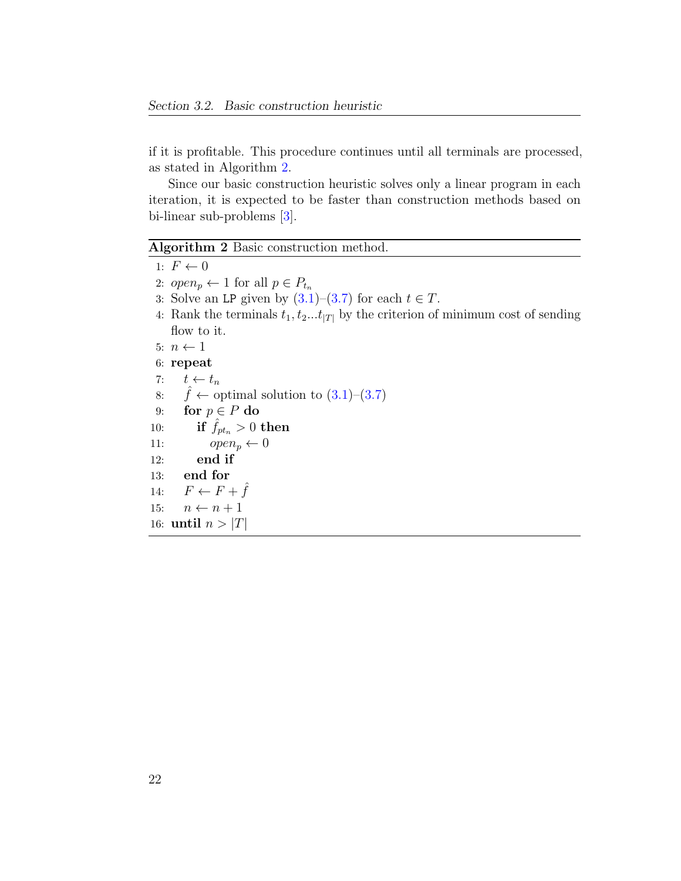if it is profitable. This procedure continues until all terminals are processed, as stated in Algorithm 2.

Since our basic construction heuristic solves only a linear program in each iteration, it is expected to be faster than construction methods based on bi-linear sub-problems [3].

**Algorithm 2** Basic construction method.

```
1: F ← 0
2: open_p ← 1 for all p ∈ P_{t_n}
3: Solve an LP given by (3.1)–(3.7) for each t ∈ T.
4: Rank the terminals t_1, t_2...t_{|T|} by the criterion of minimum cost of sending
   flow to it.
5: n ← 1
6: repeat
7:    t ← t_n
8:    f̂ ← optimal solution to (3.1)–(3.7)
9:    for p ∈ P do
10:      if f̂_{pt_n} > 0 then
11:         open_p ← 0
12:      end if
13:   end for
14:   F ← F + f̂
15:   n ← n + 1
16: until n > |T|
```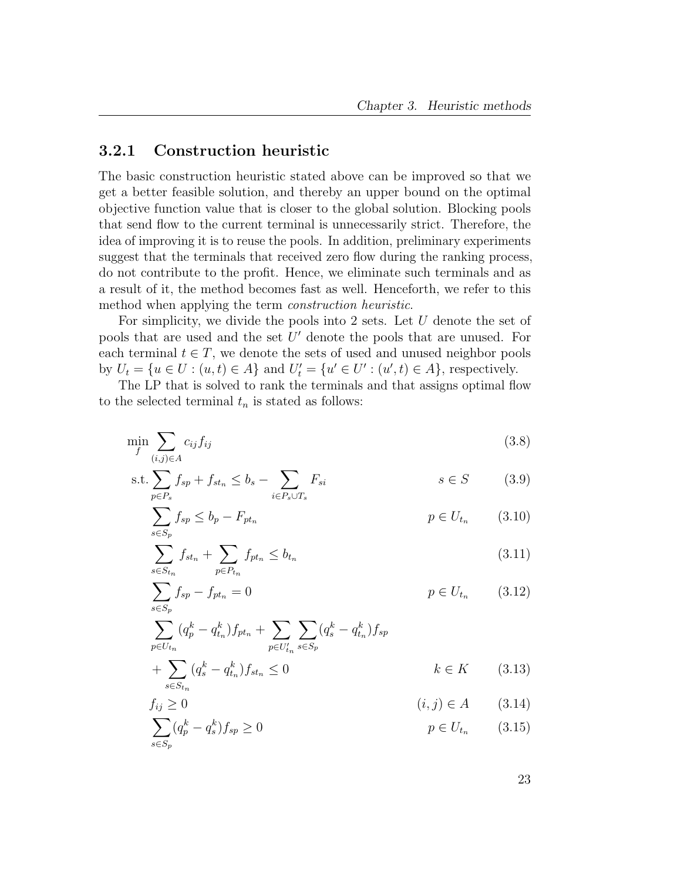### 3.2.1 Construction heuristic

The basic construction heuristic stated above can be improved so that we get a better feasible solution, and thereby an upper bound on the optimal objective function value that is closer to the global solution. Blocking pools that send flow to the current terminal is unnecessarily strict. Therefore, the idea of improving it is to reuse the pools. In addition, preliminary experiments suggest that the terminals that received zero flow during the ranking process, do not contribute to the profit. Hence, we eliminate such terminals and as a result of it, the method becomes fast as well. Henceforth, we refer to this method when applying the term *construction heuristic*.

For simplicity, we divide the pools into 2 sets. Let $U$ denote the set of pools that are used and the set $U'$ denote the pools that are unused. For each terminal $t \in T$, we denote the sets of used and unused neighbor pools by $U_t = \{u \in U : (u,t) \in A\}$ and $U'_t = \{u' \in U' : (u',t) \in A\}$, respectively.

The LP that is solved to rank the terminals and that assigns optimal flow to the selected terminal $t_n$ is stated as follows:

$$\min_{f} \sum_{(i,j)\in A} c_{ij} f_{ij} \tag{3.8}$$

$$\text{s.t.} \sum_{p\in P_s} f_{sp} + f_{st_n} \le b_s - \sum_{i\in P_s \cup T_s} F_{si} \qquad s \in S \tag{3.9}$$

$$\sum_{s\in S_p} f_{sp} \le b_p - F_{pt_n} \qquad p \in U_{t_n} \tag{3.10}$$

$$\sum_{s\in S_{t_n}} f_{st_n} + \sum_{p\in P_{t_n}} f_{pt_n} \le b_{t_n} \tag{3.11}$$

$$\sum_{s\in S_p} f_{sp} - f_{pt_n} = 0 \qquad p \in U_{t_n} \tag{3.12}$$

$$\sum_{p\in U_{t_n}} (q_p^k - q_{t_n}^k) f_{pt_n} + \sum_{p\in U'_{t_n}} \sum_{s\in S_p} (q_s^k - q_{t_n}^k) f_{sp} + \sum_{s\in S_{t_n}} (q_s^k - q_{t_n}^k) f_{st_n} \le 0 \qquad k \in K \tag{3.13}$$

$$f_{ij} \ge 0 \qquad (i,j) \in A \tag{3.14}$$

$$\sum_{s\in S_p} (q_p^k - q_s^k) f_{sp} \ge 0 \qquad p \in U_{t_n} \tag{3.15}$$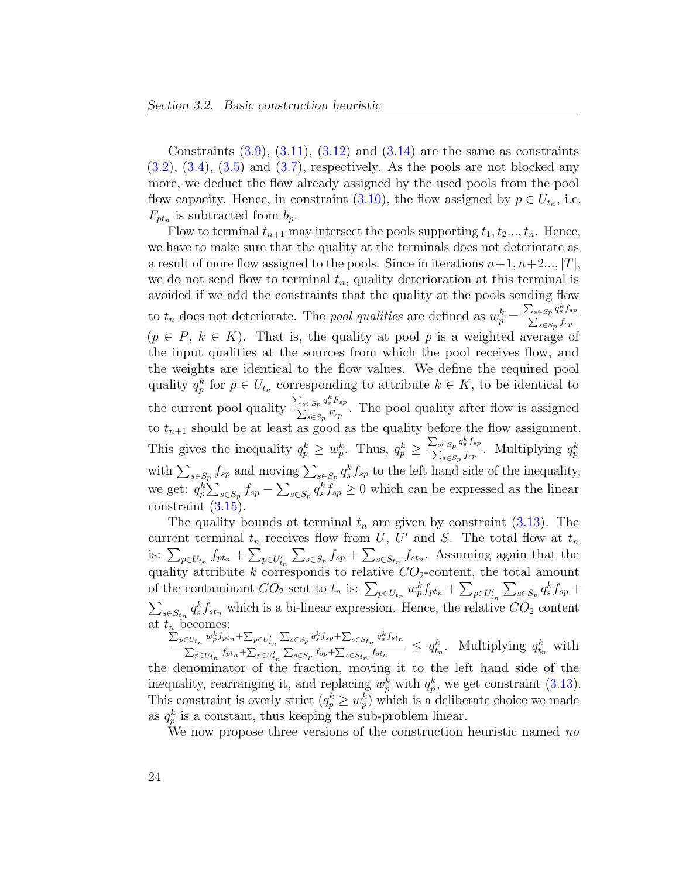Constraints (3.9), (3.11), (3.12) and (3.14) are the same as constraints (3.2), (3.4), (3.5) and (3.7), respectively. As the pools are not blocked any more, we deduct the flow already assigned by the used pools from the pool flow capacity. Hence, in constraint (3.10), the flow assigned by $p \in U_{t_n}$, i.e. $F_{pt_n}$ is subtracted from $b_p$.

Flow to terminal $t_{n+1}$ may intersect the pools supporting $t_1, t_2..., t_n$. Hence, we have to make sure that the quality at the terminals does not deteriorate as a result of more flow assigned to the pools. Since in iterations $n+1, n+2..., |T|$, we do not send flow to terminal $t_n$, quality deterioration at this terminal is avoided if we add the constraints that the quality at the pools sending flow to $t_n$ does not deteriorate. The *pool qualities* are defined as $w_p^k = \frac{\sum_{s \in S_p} q_s^k f_{sp}}{\sum_{s \in S_p} f_{sp}}$ ($p \in P$, $k \in K$). That is, the quality at pool $p$ is a weighted average of the input qualities at the sources from which the pool receives flow, and the weights are identical to the flow values. We define the required pool quality $q_p^k$ for $p \in U_{t_n}$ corresponding to attribute $k \in K$, to be identical to the current pool quality $\frac{\sum_{s \in S_p} q_s^k F_{sp}}{\sum_{s \in S_p} F_{sp}}$. The pool quality after flow is assigned to $t_{n+1}$ should be at least as good as the quality before the flow assignment. This gives the inequality $q_p^k \geq w_p^k$. Thus, $q_p^k \geq \frac{\sum_{s \in S_p} q_s^k f_{sp}}{\sum_{s \in S_p} f_{sp}}$. Multiplying $q_p^k$ with $\sum_{s \in S_p} f_{sp}$ and moving $\sum_{s \in S_p} q_s^k f_{sp}$ to the left hand side of the inequality, we get: $q_p^k \sum_{s \in S_p} f_{sp} - \sum_{s \in S_p} q_s^k f_{sp} \geq 0$ which can be expressed as the linear constraint (3.15).

The quality bounds at terminal $t_n$ are given by constraint (3.13). The current terminal $t_n$ receives flow from $U$, $U'$ and $S$. The total flow at $t_n$ is: $\sum_{p \in U_{t_n}} f_{pt_n} + \sum_{p \in U'_{t_n}} \sum_{s \in S_p} f_{sp} + \sum_{s \in S_{t_n}} f_{st_n}$. Assuming again that the quality attribute $k$ corresponds to relative $CO_2$-content, the total amount of the contaminant $CO_2$ sent to $t_n$ is: $\sum_{p \in U_{t_n}} w_p^k f_{pt_n} + \sum_{p \in U'_{t_n}} \sum_{s \in S_p} q_s^k f_{sp} + \sum_{s \in S_{t_n}} q_s^k f_{st_n}$ which is a bi-linear expression. Hence, the relative $CO_2$ content at $t_n$ becomes:
$\frac{\sum_{p \in U_{t_n}} w_p^k f_{pt_n} + \sum_{p \in U'_{t_n}} \sum_{s \in S_p} q_s^k f_{sp} + \sum_{s \in S_{t_n}} q_s^k f_{st_n}}{\sum_{p \in U_{t_n}} f_{pt_n} + \sum_{p \in U'_{t_n}} \sum_{s \in S_p} f_{sp} + \sum_{s \in S_{t_n}} f_{st_n}} \leq q_{t_n}^k$. Multiplying $q_{t_n}^k$ with the denominator of the fraction, moving it to the left hand side of the inequality, rearranging it, and replacing $w_p^k$ with $q_p^k$, we get constraint (3.13). This constraint is overly strict ($q_p^k \geq w_p^k$) which is a deliberate choice we made as $q_p^k$ is a constant, thus keeping the sub-problem linear.

We now propose three versions of the construction heuristic named *no*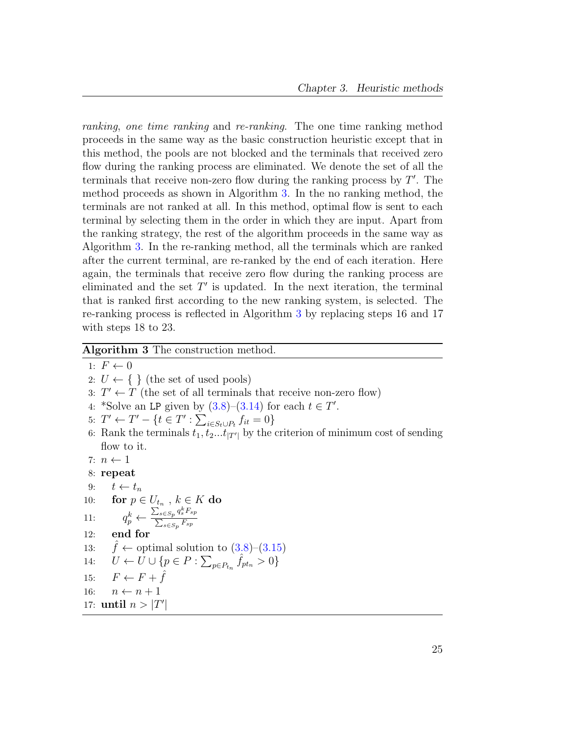*ranking*, *one time ranking* and *re-ranking*. The one time ranking method proceeds in the same way as the basic construction heuristic except that in this method, the pools are not blocked and the terminals that received zero flow during the ranking process are eliminated. We denote the set of all the terminals that receive non-zero flow during the ranking process by $T'$. The method proceeds as shown in Algorithm 3. In the no ranking method, the terminals are not ranked at all. In this method, optimal flow is sent to each terminal by selecting them in the order in which they are input. Apart from the ranking strategy, the rest of the algorithm proceeds in the same way as Algorithm 3. In the re-ranking method, all the terminals which are ranked after the current terminal, are re-ranked by the end of each iteration. Here again, the terminals that receive zero flow during the ranking process are eliminated and the set $T'$ is updated. In the next iteration, the terminal that is ranked first according to the new ranking system, is selected. The re-ranking process is reflected in Algorithm 3 by replacing steps 16 and 17 with steps 18 to 23.

**Algorithm 3** The construction method.

1: $F \leftarrow 0$
2: $U \leftarrow \{\ \}$ (the set of used pools)
3: $T' \leftarrow T$ (the set of all terminals that receive non-zero flow)
4: *Solve an `LP` given by (3.8)–(3.14) for each $t \in T'$.
5: $T' \leftarrow T' - \{t \in T' : \sum_{i \in S_t \cup P_t} f_{it} = 0\}$
6: Rank the terminals $t_1, t_2 \ldots t_{|T'|}$ by the criterion of minimum cost of sending flow to it.
7: $n \leftarrow 1$
8: **repeat**
9: $\quad t \leftarrow t_n$
10: $\quad$ **for** $p \in U_{t_n}$ , $k \in K$ **do**
11: $\quad\quad q_p^k \leftarrow \frac{\sum_{s \in S_p} q_s^k F_{sp}}{\sum_{s \in S_p} F_{sp}}$
12: $\quad$ **end for**
13: $\quad \hat{f} \leftarrow$ optimal solution to (3.8)–(3.15)
14: $\quad U \leftarrow U \cup \{p \in P : \sum_{p \in P_{t_n}} \hat{f}_{pt_n} > 0\}$
15: $\quad F \leftarrow F + \hat{f}$
16: $\quad n \leftarrow n + 1$
17: **until** $n > |T'|$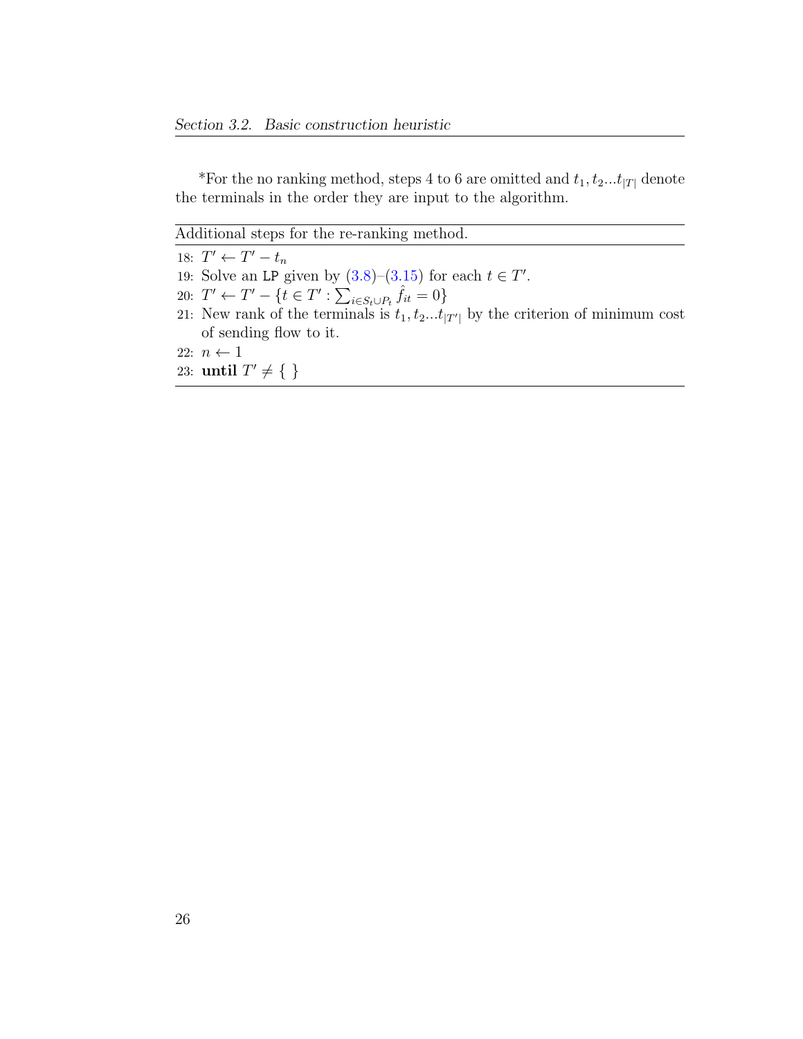*For the no ranking method, steps 4 to 6 are omitted and $t_1, t_2...t_{|T|}$ denote the terminals in the order they are input to the algorithm.

---

Additional steps for the re-ranking method.

---

18: $T' \leftarrow T' - t_n$

19: Solve an LP given by (3.8)–(3.15) for each $t \in T'$.

20: $T' \leftarrow T' - \{t \in T' : \sum_{i \in S_t \cup P_t} \hat{f}_{it} = 0\}$

21: New rank of the terminals is $t_1, t_2...t_{|T'|}$ by the criterion of minimum cost of sending flow to it.

22: $n \leftarrow 1$

23: **until** $T' \neq \{\ \}$

---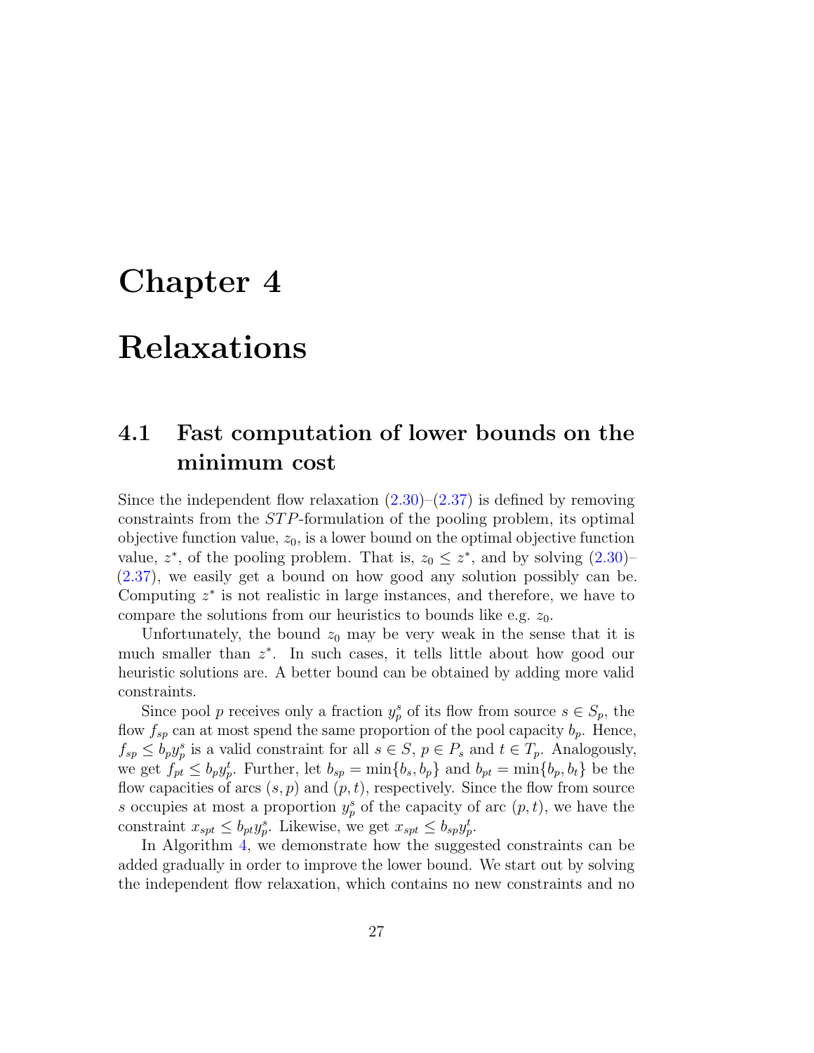# Chapter 4

# Relaxations

## 4.1 Fast computation of lower bounds on the minimum cost

Since the independent flow relaxation (2.30)–(2.37) is defined by removing constraints from the $STP$-formulation of the pooling problem, its optimal objective function value, $z_0$, is a lower bound on the optimal objective function value, $z^*$, of the pooling problem. That is, $z_0 \leq z^*$, and by solving (2.30)–(2.37), we easily get a bound on how good any solution possibly can be. Computing $z^*$ is not realistic in large instances, and therefore, we have to compare the solutions from our heuristics to bounds like e.g. $z_0$.

Unfortunately, the bound $z_0$ may be very weak in the sense that it is much smaller than $z^*$. In such cases, it tells little about how good our heuristic solutions are. A better bound can be obtained by adding more valid constraints.

Since pool $p$ receives only a fraction $y_p^s$ of its flow from source $s \in S_p$, the flow $f_{sp}$ can at most spend the same proportion of the pool capacity $b_p$. Hence, $f_{sp} \leq b_p y_p^s$ is a valid constraint for all $s \in S$, $p \in P_s$ and $t \in T_p$. Analogously, we get $f_{pt} \leq b_p y_p^t$. Further, let $b_{sp} = \min\{b_s, b_p\}$ and $b_{pt} = \min\{b_p, b_t\}$ be the flow capacities of arcs $(s, p)$ and $(p, t)$, respectively. Since the flow from source $s$ occupies at most a proportion $y_p^s$ of the capacity of arc $(p, t)$, we have the constraint $x_{spt} \leq b_{pt} y_p^s$. Likewise, we get $x_{spt} \leq b_{sp} y_p^t$.

In Algorithm 4, we demonstrate how the suggested constraints can be added gradually in order to improve the lower bound. We start out by solving the independent flow relaxation, which contains no new constraints and no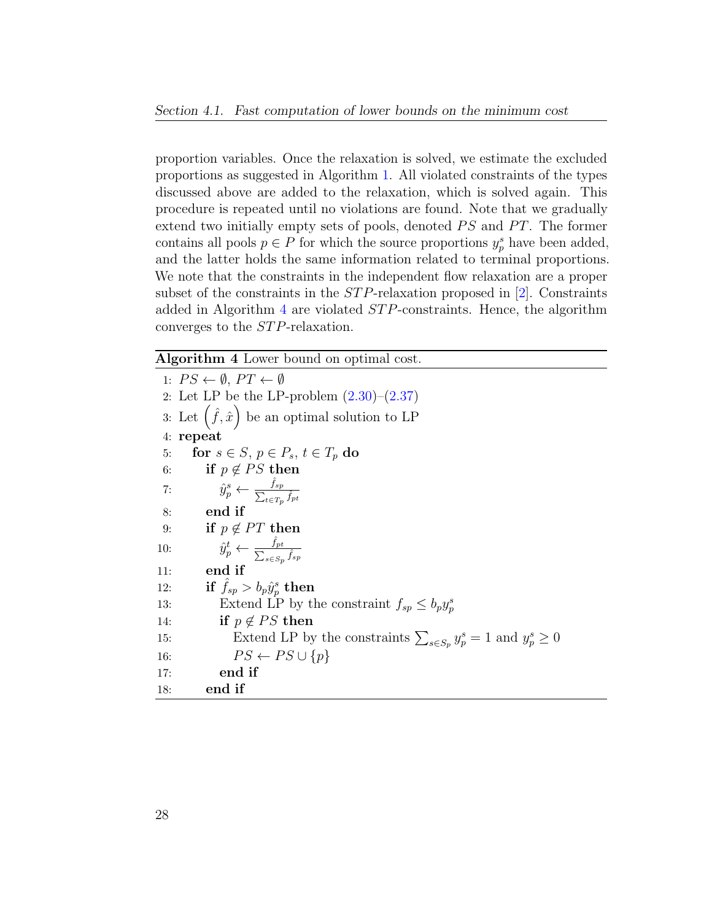proportion variables. Once the relaxation is solved, we estimate the excluded proportions as suggested in Algorithm 1. All violated constraints of the types discussed above are added to the relaxation, which is solved again. This procedure is repeated until no violations are found. Note that we gradually extend two initially empty sets of pools, denoted $PS$ and $PT$. The former contains all pools $p \in P$ for which the source proportions $y_p^s$ have been added, and the latter holds the same information related to terminal proportions. We note that the constraints in the independent flow relaxation are a proper subset of the constraints in the $STP$-relaxation proposed in [2]. Constraints added in Algorithm 4 are violated $STP$-constraints. Hence, the algorithm converges to the $STP$-relaxation.

**Algorithm 4** Lower bound on optimal cost.

```
1:  PS ← ∅, PT ← ∅
2:  Let LP be the LP-problem (2.30)–(2.37)
3:  Let (f̂, x̂) be an optimal solution to LP
4:  repeat
5:     for s ∈ S, p ∈ P_s, t ∈ T_p do
6:        if p ∉ PS then
7:           ŷ_p^s ← f̂_sp / Σ_{t∈T_p} f̂_pt
8:        end if
9:        if p ∉ PT then
10:          ŷ_p^t ← f̂_pt / Σ_{s∈S_p} f̂_sp
11:       end if
12:       if f̂_sp > b_p ŷ_p^s then
13:          Extend LP by the constraint f_sp ≤ b_p y_p^s
14:          if p ∉ PS then
15:             Extend LP by the constraints Σ_{s∈S_p} y_p^s = 1 and y_p^s ≥ 0
16:             PS ← PS ∪ {p}
17:          end if
18:       end if
```

1: $PS \leftarrow \emptyset$, $PT \leftarrow \emptyset$
2: Let LP be the LP-problem (2.30)–(2.37)
3: Let $\left(\hat{f}, \hat{x}\right)$ be an optimal solution to LP
4: **repeat**
5: **for** $s \in S$, $p \in P_s$, $t \in T_p$ **do**
6: **if** $p \notin PS$ **then**
7: $\hat{y}_p^s \leftarrow \frac{\hat{f}_{sp}}{\sum_{t \in T_p} \hat{f}_{pt}}$
8: **end if**
9: **if** $p \notin PT$ **then**
10: $\hat{y}_p^t \leftarrow \frac{\hat{f}_{pt}}{\sum_{s \in S_p} \hat{f}_{sp}}$
11: **end if**
12: **if** $\hat{f}_{sp} > b_p \hat{y}_p^s$ **then**
13: Extend LP by the constraint $f_{sp} \leq b_p y_p^s$
14: **if** $p \notin PS$ **then**
15: Extend LP by the constraints $\sum_{s \in S_p} y_p^s = 1$ and $y_p^s \geq 0$
16: $PS \leftarrow PS \cup \{p\}$
17: **end if**
18: **end if**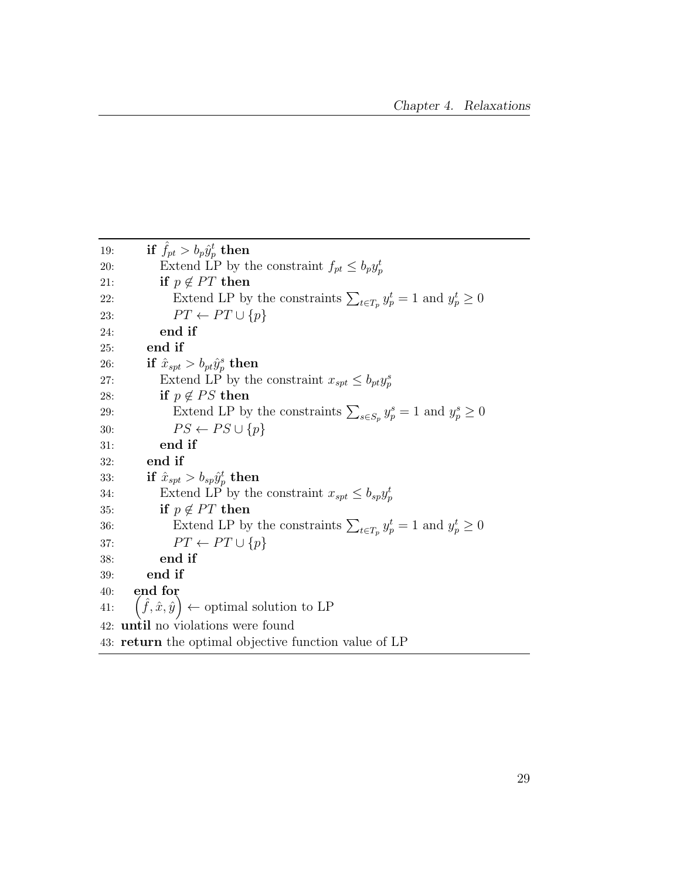```
19:       if f̂_pt > b_p ŷ_p^t then
20:          Extend LP by the constraint f_pt ≤ b_p y_p^t
21:          if p ∉ PT then
22:             Extend LP by the constraints Σ_{t∈T_p} y_p^t = 1 and y_p^t ≥ 0
23:             PT ← PT ∪ {p}
24:          end if
25:       end if
26:       if x̂_spt > b_pt ŷ_p^s then
27:          Extend LP by the constraint x_spt ≤ b_pt y_p^s
28:          if p ∉ PS then
29:             Extend LP by the constraints Σ_{s∈S_p} y_p^s = 1 and y_p^s ≥ 0
30:             PS ← PS ∪ {p}
31:          end if
32:       end if
33:       if x̂_spt > b_sp ŷ_p^t then
34:          Extend LP by the constraint x_spt ≤ b_sp y_p^t
35:          if p ∉ PT then
36:             Extend LP by the constraints Σ_{t∈T_p} y_p^t = 1 and y_p^t ≥ 0
37:             PT ← PT ∪ {p}
38:          end if
39:       end if
40:    end for
41:    (f̂, x̂, ŷ) ← optimal solution to LP
42: until no violations were found
43: return the optimal objective function value of LP
```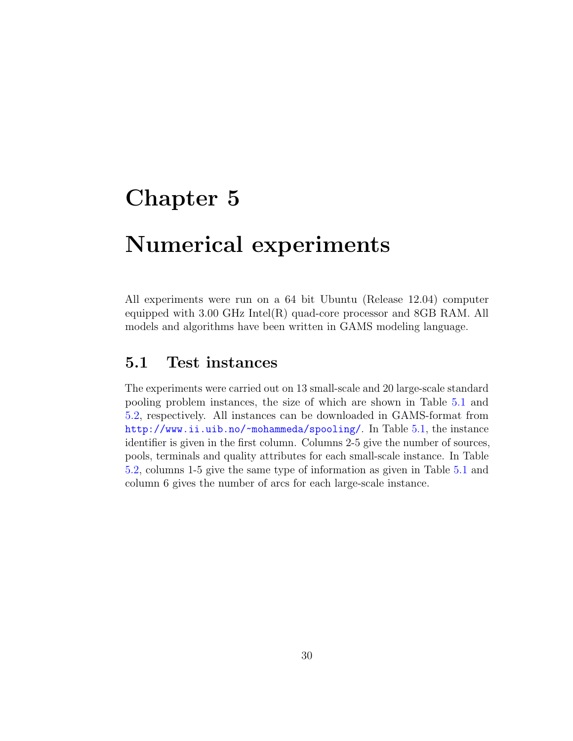# Chapter 5

# Numerical experiments

All experiments were run on a 64 bit Ubuntu (Release 12.04) computer equipped with 3.00 GHz Intel(R) quad-core processor and 8GB RAM. All models and algorithms have been written in GAMS modeling language.

## 5.1 Test instances

The experiments were carried out on 13 small-scale and 20 large-scale standard pooling problem instances, the size of which are shown in Table 5.1 and 5.2, respectively. All instances can be downloaded in GAMS-format from http://www.ii.uib.no/~mohammeda/spooling/. In Table 5.1, the instance identifier is given in the first column. Columns 2-5 give the number of sources, pools, terminals and quality attributes for each small-scale instance. In Table 5.2, columns 1-5 give the same type of information as given in Table 5.1 and column 6 gives the number of arcs for each large-scale instance.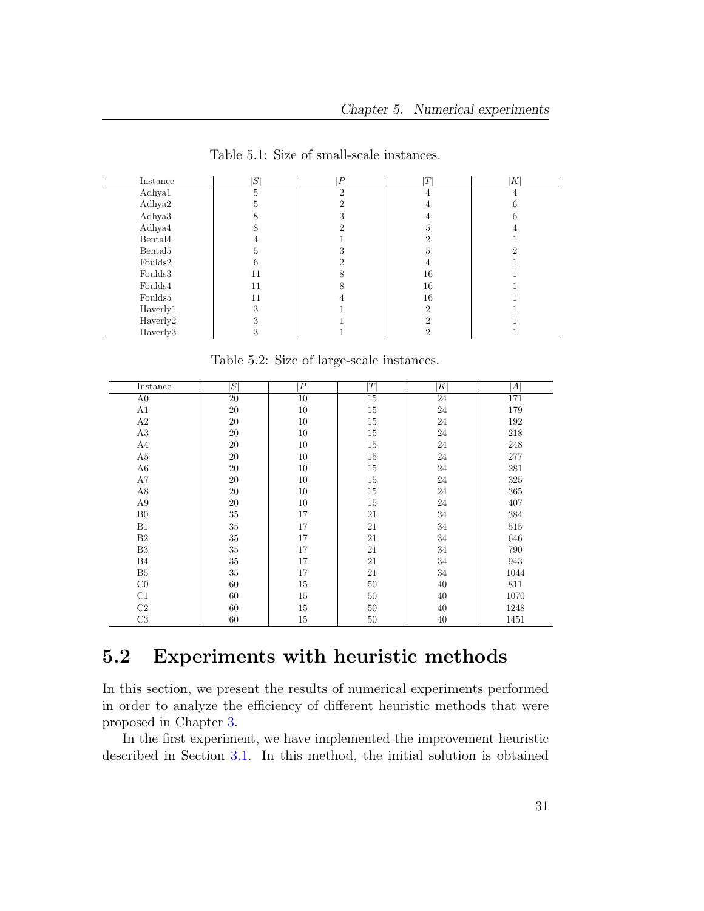Table 5.1: Size of small-scale instances.

| Instance | $\|S\|$ | $\|P\|$ | $\|T\|$ | $\|K\|$ |
|---|---|---|---|---|
| Adhya1 | 5 | 2 | 4 | 4 |
| Adhya2 | 5 | 2 | 4 | 6 |
| Adhya3 | 8 | 3 | 4 | 6 |
| Adhya4 | 8 | 2 | 5 | 4 |
| Bental4 | 4 | 1 | 2 | 1 |
| Bental5 | 5 | 3 | 5 | 2 |
| Foulds2 | 6 | 2 | 4 | 1 |
| Foulds3 | 11 | 8 | 16 | 1 |
| Foulds4 | 11 | 8 | 16 | 1 |
| Foulds5 | 11 | 4 | 16 | 1 |
| Haverly1 | 3 | 1 | 2 | 1 |
| Haverly2 | 3 | 1 | 2 | 1 |
| Haverly3 | 3 | 1 | 2 | 1 |

Table 5.2: Size of large-scale instances.

| Instance | $\|S\|$ | $\|P\|$ | $\|T\|$ | $\|K\|$ | $\|A\|$ |
|---|---|---|---|---|---|
| A0 | 20 | 10 | 15 | 24 | 171 |
| A1 | 20 | 10 | 15 | 24 | 179 |
| A2 | 20 | 10 | 15 | 24 | 192 |
| A3 | 20 | 10 | 15 | 24 | 218 |
| A4 | 20 | 10 | 15 | 24 | 248 |
| A5 | 20 | 10 | 15 | 24 | 277 |
| A6 | 20 | 10 | 15 | 24 | 281 |
| A7 | 20 | 10 | 15 | 24 | 325 |
| A8 | 20 | 10 | 15 | 24 | 365 |
| A9 | 20 | 10 | 15 | 24 | 407 |
| B0 | 35 | 17 | 21 | 34 | 384 |
| B1 | 35 | 17 | 21 | 34 | 515 |
| B2 | 35 | 17 | 21 | 34 | 646 |
| B3 | 35 | 17 | 21 | 34 | 790 |
| B4 | 35 | 17 | 21 | 34 | 943 |
| B5 | 35 | 17 | 21 | 34 | 1044 |
| C0 | 60 | 15 | 50 | 40 | 811 |
| C1 | 60 | 15 | 50 | 40 | 1070 |
| C2 | 60 | 15 | 50 | 40 | 1248 |
| C3 | 60 | 15 | 50 | 40 | 1451 |

## 5.2 Experiments with heuristic methods

In this section, we present the results of numerical experiments performed in order to analyze the efficiency of different heuristic methods that were proposed in Chapter 3.

In the first experiment, we have implemented the improvement heuristic described in Section 3.1. In this method, the initial solution is obtained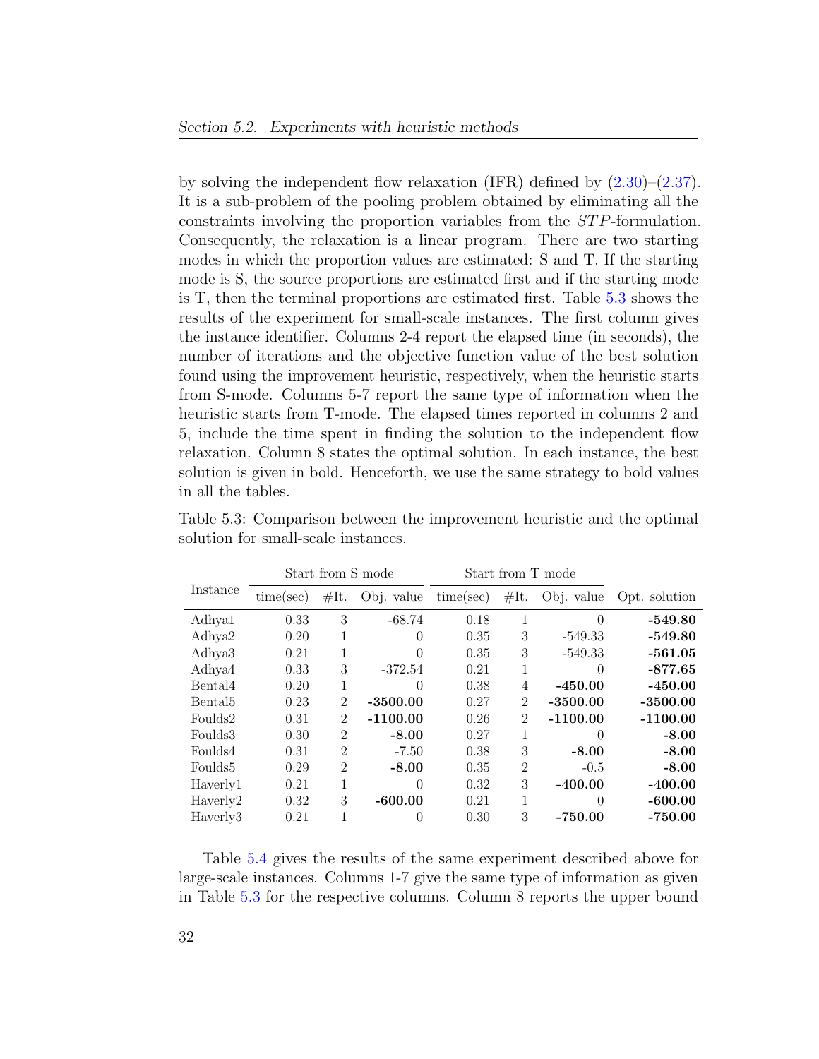by solving the independent flow relaxation (IFR) defined by (2.30)–(2.37). It is a sub-problem of the pooling problem obtained by eliminating all the constraints involving the proportion variables from the $STP$-formulation. Consequently, the relaxation is a linear program. There are two starting modes in which the proportion values are estimated: S and T. If the starting mode is S, the source proportions are estimated first and if the starting mode is T, then the terminal proportions are estimated first. Table 5.3 shows the results of the experiment for small-scale instances. The first column gives the instance identifier. Columns 2-4 report the elapsed time (in seconds), the number of iterations and the objective function value of the best solution found using the improvement heuristic, respectively, when the heuristic starts from S-mode. Columns 5-7 report the same type of information when the heuristic starts from T-mode. The elapsed times reported in columns 2 and 5, include the time spent in finding the solution to the independent flow relaxation. Column 8 states the optimal solution. In each instance, the best solution is given in bold. Henceforth, we use the same strategy to bold values in all the tables.

Table 5.3: Comparison between the improvement heuristic and the optimal solution for small-scale instances.

| Instance | Start from S mode | | | Start from T mode | | | Opt. solution |
|---|---|---|---|---|---|---|---|
| | time(sec) | #It. | Obj. value | time(sec) | #It. | Obj. value | |
| Adhya1 | 0.33 | 3 | -68.74 | 0.18 | 1 | 0 | **-549.80** |
| Adhya2 | 0.20 | 1 | 0 | 0.35 | 3 | -549.33 | **-549.80** |
| Adhya3 | 0.21 | 1 | 0 | 0.35 | 3 | -549.33 | **-561.05** |
| Adhya4 | 0.33 | 3 | -372.54 | 0.21 | 1 | 0 | **-877.65** |
| Bental4 | 0.20 | 1 | 0 | 0.38 | 4 | **-450.00** | **-450.00** |
| Bental5 | 0.23 | 2 | **-3500.00** | 0.27 | 2 | **-3500.00** | **-3500.00** |
| Foulds2 | 0.31 | 2 | **-1100.00** | 0.26 | 2 | **-1100.00** | **-1100.00** |
| Foulds3 | 0.30 | 2 | **-8.00** | 0.27 | 1 | 0 | **-8.00** |
| Foulds4 | 0.31 | 2 | -7.50 | 0.38 | 3 | **-8.00** | **-8.00** |
| Foulds5 | 0.29 | 2 | **-8.00** | 0.35 | 2 | -0.5 | **-8.00** |
| Haverly1 | 0.21 | 1 | 0 | 0.32 | 3 | **-400.00** | **-400.00** |
| Haverly2 | 0.32 | 3 | **-600.00** | 0.21 | 1 | 0 | **-600.00** |
| Haverly3 | 0.21 | 1 | 0 | 0.30 | 3 | **-750.00** | **-750.00** |

Table 5.4 gives the results of the same experiment described above for large-scale instances. Columns 1-7 give the same type of information as given in Table 5.3 for the respective columns. Column 8 reports the upper bound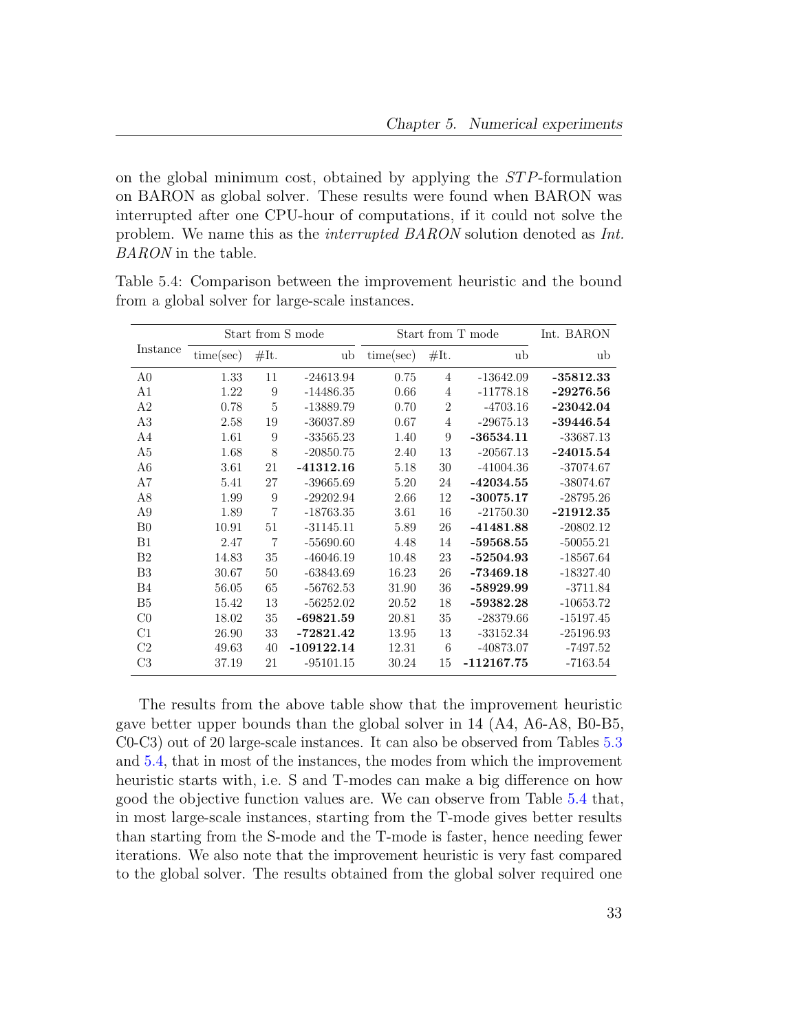on the global minimum cost, obtained by applying the $STP$-formulation on BARON as global solver. These results were found when BARON was interrupted after one CPU-hour of computations, if it could not solve the problem. We name this as the *interrupted BARON* solution denoted as *Int. BARON* in the table.

Table 5.4: Comparison between the improvement heuristic and the bound from a global solver for large-scale instances.

| Instance | Start from S mode | | | Start from T mode | | | Int. BARON |
|---|---|---|---|---|---|---|---|
| | time(sec) | #It. | ub | time(sec) | #It. | ub | ub |
| A0 | 1.33 | 11 | -24613.94 | 0.75 | 4 | -13642.09 | **-35812.33** |
| A1 | 1.22 | 9 | -14486.35 | 0.66 | 4 | -11778.18 | **-29276.56** |
| A2 | 0.78 | 5 | -13889.79 | 0.70 | 2 | -4703.16 | **-23042.04** |
| A3 | 2.58 | 19 | -36037.89 | 0.67 | 4 | -29675.13 | **-39446.54** |
| A4 | 1.61 | 9 | -33565.23 | 1.40 | 9 | **-36534.11** | -33687.13 |
| A5 | 1.68 | 8 | -20850.75 | 2.40 | 13 | -20567.13 | **-24015.54** |
| A6 | 3.61 | 21 | **-41312.16** | 5.18 | 30 | -41004.36 | -37074.67 |
| A7 | 5.41 | 27 | -39665.69 | 5.20 | 24 | **-42034.55** | -38074.67 |
| A8 | 1.99 | 9 | -29202.94 | 2.66 | 12 | **-30075.17** | -28795.26 |
| A9 | 1.89 | 7 | -18763.35 | 3.61 | 16 | -21750.30 | **-21912.35** |
| B0 | 10.91 | 51 | -31145.11 | 5.89 | 26 | **-41481.88** | -20802.12 |
| B1 | 2.47 | 7 | -55690.60 | 4.48 | 14 | **-59568.55** | -50055.21 |
| B2 | 14.83 | 35 | -46046.19 | 10.48 | 23 | **-52504.93** | -18567.64 |
| B3 | 30.67 | 50 | -63843.69 | 16.23 | 26 | **-73469.18** | -18327.40 |
| B4 | 56.05 | 65 | -56762.53 | 31.90 | 36 | **-58929.99** | -3711.84 |
| B5 | 15.42 | 13 | -56252.02 | 20.52 | 18 | **-59382.28** | -10653.72 |
| C0 | 18.02 | 35 | **-69821.59** | 20.81 | 35 | -28379.66 | -15197.45 |
| C1 | 26.90 | 33 | **-72821.42** | 13.95 | 13 | -33152.34 | -25196.93 |
| C2 | 49.63 | 40 | **-109122.14** | 12.31 | 6 | -40873.07 | -7497.52 |
| C3 | 37.19 | 21 | -95101.15 | 30.24 | 15 | **-112167.75** | -7163.54 |

The results from the above table show that the improvement heuristic gave better upper bounds than the global solver in 14 (A4, A6-A8, B0-B5, C0-C3) out of 20 large-scale instances. It can also be observed from Tables 5.3 and 5.4, that in most of the instances, the modes from which the improvement heuristic starts with, i.e. S and T-modes can make a big difference on how good the objective function values are. We can observe from Table 5.4 that, in most large-scale instances, starting from the T-mode gives better results than starting from the S-mode and the T-mode is faster, hence needing fewer iterations. We also note that the improvement heuristic is very fast compared to the global solver. The results obtained from the global solver required one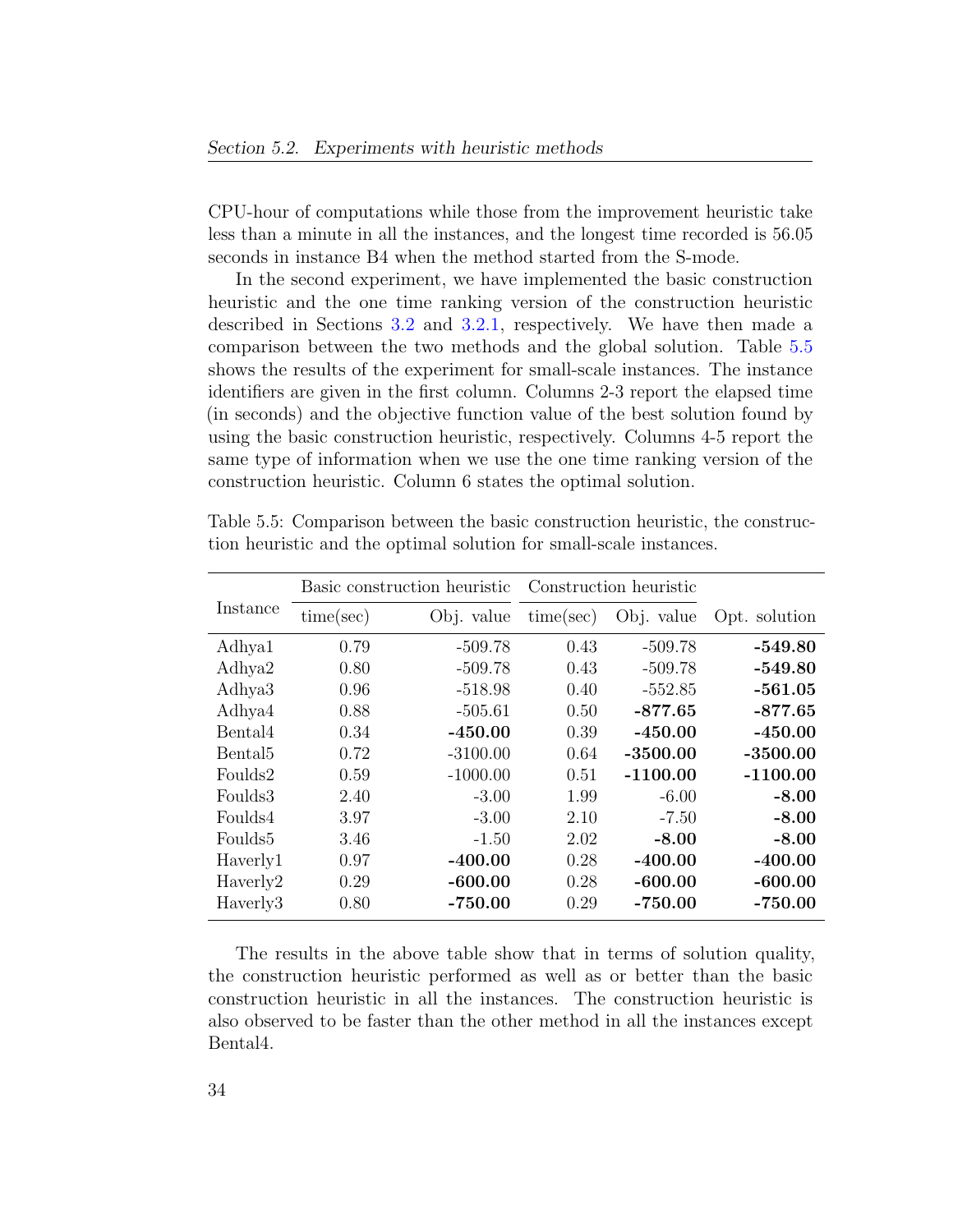CPU-hour of computations while those from the improvement heuristic take less than a minute in all the instances, and the longest time recorded is 56.05 seconds in instance B4 when the method started from the S-mode.

In the second experiment, we have implemented the basic construction heuristic and the one time ranking version of the construction heuristic described in Sections 3.2 and 3.2.1, respectively. We have then made a comparison between the two methods and the global solution. Table 5.5 shows the results of the experiment for small-scale instances. The instance identifiers are given in the first column. Columns 2-3 report the elapsed time (in seconds) and the objective function value of the best solution found by using the basic construction heuristic, respectively. Columns 4-5 report the same type of information when we use the one time ranking version of the construction heuristic. Column 6 states the optimal solution.

Table 5.5: Comparison between the basic construction heuristic, the construction heuristic and the optimal solution for small-scale instances.

| Instance | Basic construction heuristic | | Construction heuristic | | Opt. solution |
|---|---|---|---|---|---|
| | time(sec) | Obj. value | time(sec) | Obj. value | |
| Adhya1 | 0.79 | -509.78 | 0.43 | -509.78 | **-549.80** |
| Adhya2 | 0.80 | -509.78 | 0.43 | -509.78 | **-549.80** |
| Adhya3 | 0.96 | -518.98 | 0.40 | -552.85 | **-561.05** |
| Adhya4 | 0.88 | -505.61 | 0.50 | **-877.65** | **-877.65** |
| Bental4 | 0.34 | **-450.00** | 0.39 | **-450.00** | **-450.00** |
| Bental5 | 0.72 | -3100.00 | 0.64 | **-3500.00** | **-3500.00** |
| Foulds2 | 0.59 | -1000.00 | 0.51 | **-1100.00** | **-1100.00** |
| Foulds3 | 2.40 | -3.00 | 1.99 | -6.00 | **-8.00** |
| Foulds4 | 3.97 | -3.00 | 2.10 | -7.50 | **-8.00** |
| Foulds5 | 3.46 | -1.50 | 2.02 | **-8.00** | **-8.00** |
| Haverly1 | 0.97 | **-400.00** | 0.28 | **-400.00** | **-400.00** |
| Haverly2 | 0.29 | **-600.00** | 0.28 | **-600.00** | **-600.00** |
| Haverly3 | 0.80 | **-750.00** | 0.29 | **-750.00** | **-750.00** |

The results in the above table show that in terms of solution quality, the construction heuristic performed as well as or better than the basic construction heuristic in all the instances. The construction heuristic is also observed to be faster than the other method in all the instances except Bental4.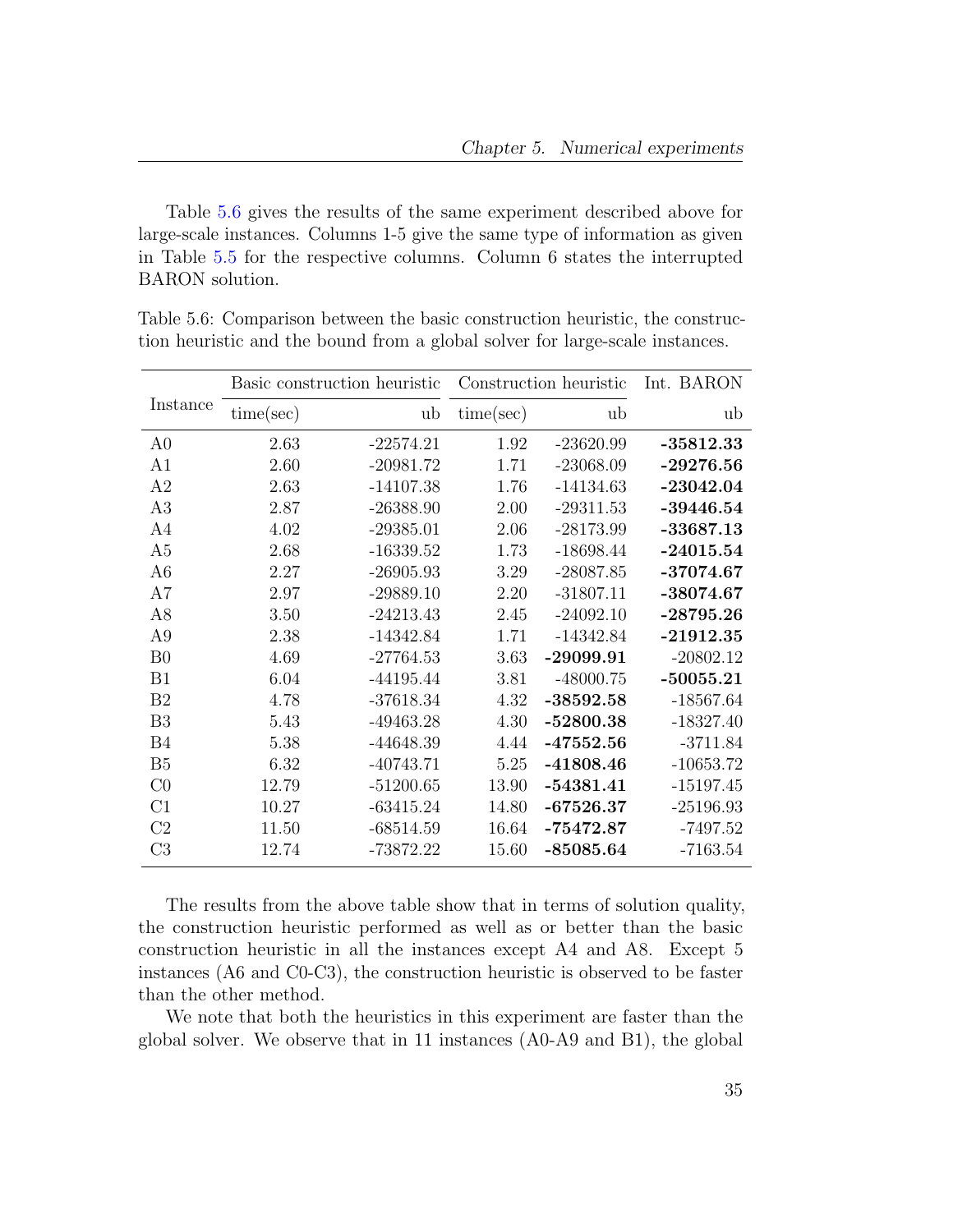Table 5.6 gives the results of the same experiment described above for large-scale instances. Columns 1-5 give the same type of information as given in Table 5.5 for the respective columns. Column 6 states the interrupted BARON solution.

Table 5.6: Comparison between the basic construction heuristic, the construction heuristic and the bound from a global solver for large-scale instances.

| Instance | Basic construction heuristic | | Construction heuristic | | Int. BARON |
|---|---|---|---|---|---|
| | time(sec) | ub | time(sec) | ub | ub |
| A0 | 2.63 | -22574.21 | 1.92 | -23620.99 | **-35812.33** |
| A1 | 2.60 | -20981.72 | 1.71 | -23068.09 | **-29276.56** |
| A2 | 2.63 | -14107.38 | 1.76 | -14134.63 | **-23042.04** |
| A3 | 2.87 | -26388.90 | 2.00 | -29311.53 | **-39446.54** |
| A4 | 4.02 | -29385.01 | 2.06 | -28173.99 | **-33687.13** |
| A5 | 2.68 | -16339.52 | 1.73 | -18698.44 | **-24015.54** |
| A6 | 2.27 | -26905.93 | 3.29 | -28087.85 | **-37074.67** |
| A7 | 2.97 | -29889.10 | 2.20 | -31807.11 | **-38074.67** |
| A8 | 3.50 | -24213.43 | 2.45 | -24092.10 | **-28795.26** |
| A9 | 2.38 | -14342.84 | 1.71 | -14342.84 | **-21912.35** |
| B0 | 4.69 | -27764.53 | 3.63 | **-29099.91** | -20802.12 |
| B1 | 6.04 | -44195.44 | 3.81 | -48000.75 | **-50055.21** |
| B2 | 4.78 | -37618.34 | 4.32 | **-38592.58** | -18567.64 |
| B3 | 5.43 | -49463.28 | 4.30 | **-52800.38** | -18327.40 |
| B4 | 5.38 | -44648.39 | 4.44 | **-47552.56** | -3711.84 |
| B5 | 6.32 | -40743.71 | 5.25 | **-41808.46** | -10653.72 |
| C0 | 12.79 | -51200.65 | 13.90 | **-54381.41** | -15197.45 |
| C1 | 10.27 | -63415.24 | 14.80 | **-67526.37** | -25196.93 |
| C2 | 11.50 | -68514.59 | 16.64 | **-75472.87** | -7497.52 |
| C3 | 12.74 | -73872.22 | 15.60 | **-85085.64** | -7163.54 |

The results from the above table show that in terms of solution quality, the construction heuristic performed as well as or better than the basic construction heuristic in all the instances except A4 and A8. Except 5 instances (A6 and C0-C3), the construction heuristic is observed to be faster than the other method.

We note that both the heuristics in this experiment are faster than the global solver. We observe that in 11 instances (A0-A9 and B1), the global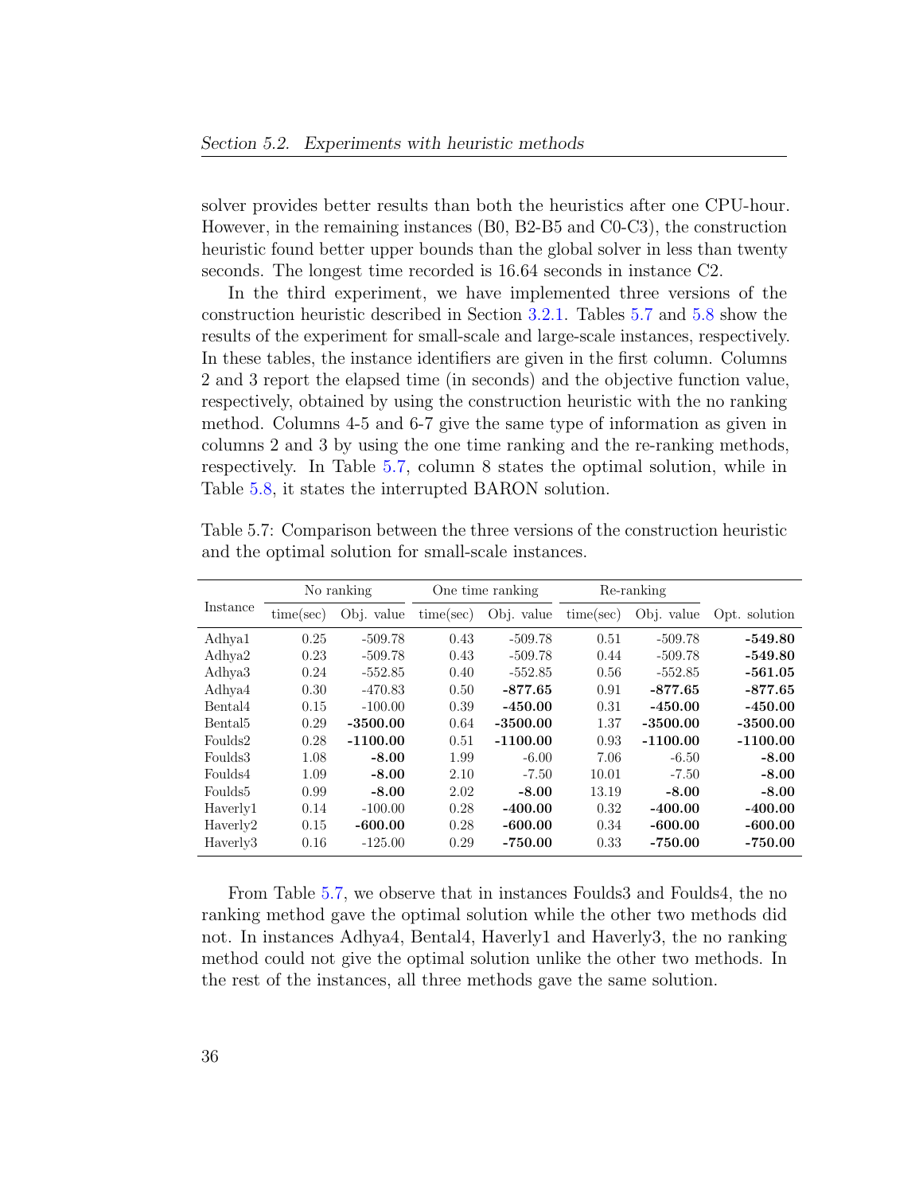solver provides better results than both the heuristics after one CPU-hour. However, in the remaining instances (B0, B2-B5 and C0-C3), the construction heuristic found better upper bounds than the global solver in less than twenty seconds. The longest time recorded is 16.64 seconds in instance C2.

In the third experiment, we have implemented three versions of the construction heuristic described in Section 3.2.1. Tables 5.7 and 5.8 show the results of the experiment for small-scale and large-scale instances, respectively. In these tables, the instance identifiers are given in the first column. Columns 2 and 3 report the elapsed time (in seconds) and the objective function value, respectively, obtained by using the construction heuristic with the no ranking method. Columns 4-5 and 6-7 give the same type of information as given in columns 2 and 3 by using the one time ranking and the re-ranking methods, respectively. In Table 5.7, column 8 states the optimal solution, while in Table 5.8, it states the interrupted BARON solution.

Table 5.7: Comparison between the three versions of the construction heuristic and the optimal solution for small-scale instances.

| Instance | No ranking | | One time ranking | | Re-ranking | | Opt. solution |
|---|---|---|---|---|---|---|---|
| | time(sec) | Obj. value | time(sec) | Obj. value | time(sec) | Obj. value | |
| Adhya1 | 0.25 | -509.78 | 0.43 | -509.78 | 0.51 | -509.78 | **-549.80** |
| Adhya2 | 0.23 | -509.78 | 0.43 | -509.78 | 0.44 | -509.78 | **-549.80** |
| Adhya3 | 0.24 | -552.85 | 0.40 | -552.85 | 0.56 | -552.85 | **-561.05** |
| Adhya4 | 0.30 | -470.83 | 0.50 | **-877.65** | 0.91 | **-877.65** | **-877.65** |
| Bental4 | 0.15 | -100.00 | 0.39 | **-450.00** | 0.31 | **-450.00** | **-450.00** |
| Bental5 | 0.29 | **-3500.00** | 0.64 | **-3500.00** | 1.37 | **-3500.00** | **-3500.00** |
| Foulds2 | 0.28 | **-1100.00** | 0.51 | **-1100.00** | 0.93 | **-1100.00** | **-1100.00** |
| Foulds3 | 1.08 | **-8.00** | 1.99 | -6.00 | 7.06 | -6.50 | **-8.00** |
| Foulds4 | 1.09 | **-8.00** | 2.10 | -7.50 | 10.01 | -7.50 | **-8.00** |
| Foulds5 | 0.99 | **-8.00** | 2.02 | **-8.00** | 13.19 | **-8.00** | **-8.00** |
| Haverly1 | 0.14 | -100.00 | 0.28 | **-400.00** | 0.32 | **-400.00** | **-400.00** |
| Haverly2 | 0.15 | **-600.00** | 0.28 | **-600.00** | 0.34 | **-600.00** | **-600.00** |
| Haverly3 | 0.16 | -125.00 | 0.29 | **-750.00** | 0.33 | **-750.00** | **-750.00** |

From Table 5.7, we observe that in instances Foulds3 and Foulds4, the no ranking method gave the optimal solution while the other two methods did not. In instances Adhya4, Bental4, Haverly1 and Haverly3, the no ranking method could not give the optimal solution unlike the other two methods. In the rest of the instances, all three methods gave the same solution.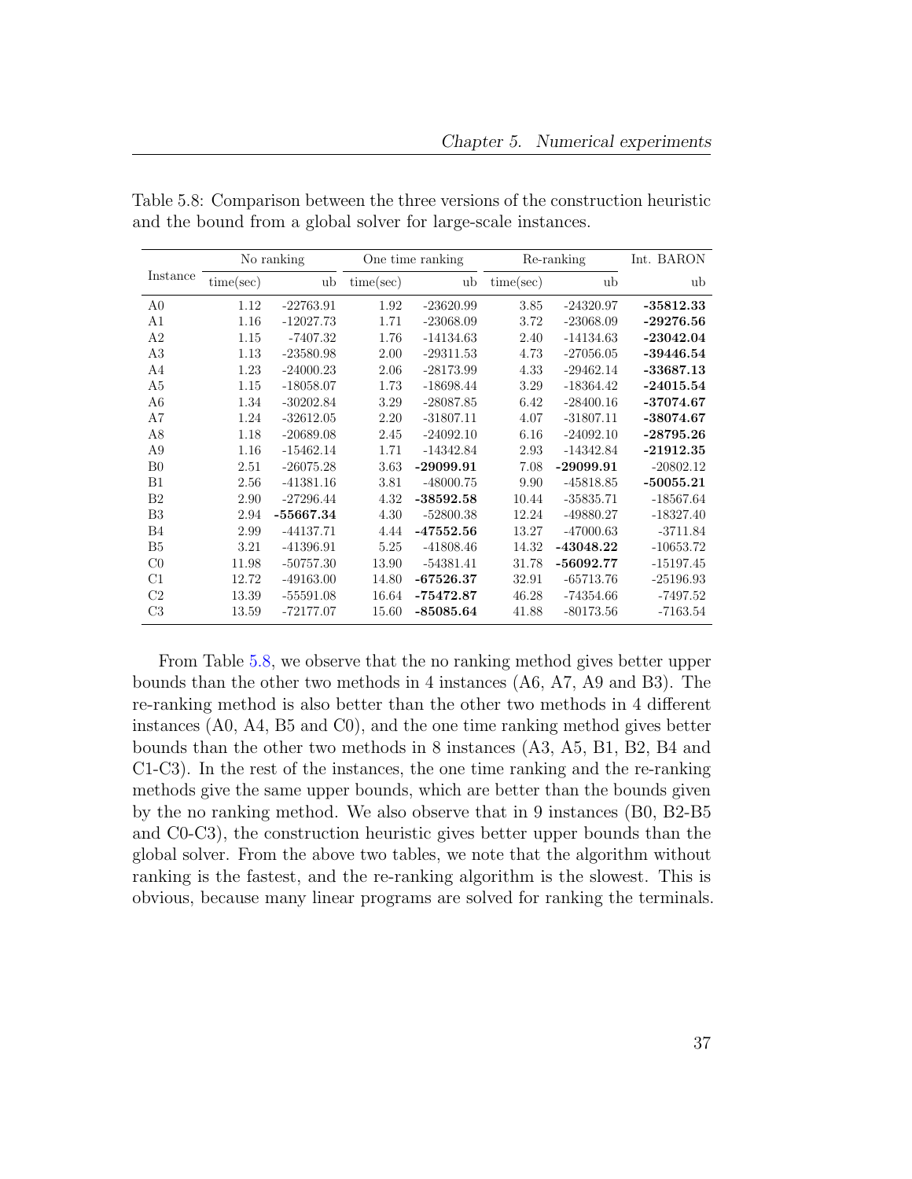Table 5.8: Comparison between the three versions of the construction heuristic and the bound from a global solver for large-scale instances.

| Instance | No ranking | | One time ranking | | Re-ranking | | Int. BARON |
|---|---|---|---|---|---|---|---|
| | time(sec) | ub | time(sec) | ub | time(sec) | ub | ub |
| A0 | 1.12 | -22763.91 | 1.92 | -23620.99 | 3.85 | -24320.97 | **-35812.33** |
| A1 | 1.16 | -12027.73 | 1.71 | -23068.09 | 3.72 | -23068.09 | **-29276.56** |
| A2 | 1.15 | -7407.32 | 1.76 | -14134.63 | 2.40 | -14134.63 | **-23042.04** |
| A3 | 1.13 | -23580.98 | 2.00 | -29311.53 | 4.73 | -27056.05 | **-39446.54** |
| A4 | 1.23 | -24000.23 | 2.06 | -28173.99 | 4.33 | -29462.14 | **-33687.13** |
| A5 | 1.15 | -18058.07 | 1.73 | -18698.44 | 3.29 | -18364.42 | **-24015.54** |
| A6 | 1.34 | -30202.84 | 3.29 | -28087.85 | 6.42 | -28400.16 | **-37074.67** |
| A7 | 1.24 | -32612.05 | 2.20 | -31807.11 | 4.07 | -31807.11 | **-38074.67** |
| A8 | 1.18 | -20689.08 | 2.45 | -24092.10 | 6.16 | -24092.10 | **-28795.26** |
| A9 | 1.16 | -15462.14 | 1.71 | -14342.84 | 2.93 | -14342.84 | **-21912.35** |
| B0 | 2.51 | -26075.28 | 3.63 | **-29099.91** | 7.08 | **-29099.91** | -20802.12 |
| B1 | 2.56 | -41381.16 | 3.81 | -48000.75 | 9.90 | -45818.85 | **-50055.21** |
| B2 | 2.90 | -27296.44 | 4.32 | **-38592.58** | 10.44 | -35835.71 | -18567.64 |
| B3 | 2.94 | **-55667.34** | 4.30 | -52800.38 | 12.24 | -49880.27 | -18327.40 |
| B4 | 2.99 | -44137.71 | 4.44 | **-47552.56** | 13.27 | -47000.63 | -3711.84 |
| B5 | 3.21 | -41396.91 | 5.25 | -41808.46 | 14.32 | **-43048.22** | -10653.72 |
| C0 | 11.98 | -50757.30 | 13.90 | -54381.41 | 31.78 | **-56092.77** | -15197.45 |
| C1 | 12.72 | -49163.00 | 14.80 | **-67526.37** | 32.91 | -65713.76 | -25196.93 |
| C2 | 13.39 | -55591.08 | 16.64 | **-75472.87** | 46.28 | -74354.66 | -7497.52 |
| C3 | 13.59 | -72177.07 | 15.60 | **-85085.64** | 41.88 | -80173.56 | -7163.54 |

From Table 5.8, we observe that the no ranking method gives better upper bounds than the other two methods in 4 instances (A6, A7, A9 and B3). The re-ranking method is also better than the other two methods in 4 different instances (A0, A4, B5 and C0), and the one time ranking method gives better bounds than the other two methods in 8 instances (A3, A5, B1, B2, B4 and C1-C3). In the rest of the instances, the one time ranking and the re-ranking methods give the same upper bounds, which are better than the bounds given by the no ranking method. We also observe that in 9 instances (B0, B2-B5 and C0-C3), the construction heuristic gives better upper bounds than the global solver. From the above two tables, we note that the algorithm without ranking is the fastest, and the re-ranking algorithm is the slowest. This is obvious, because many linear programs are solved for ranking the terminals.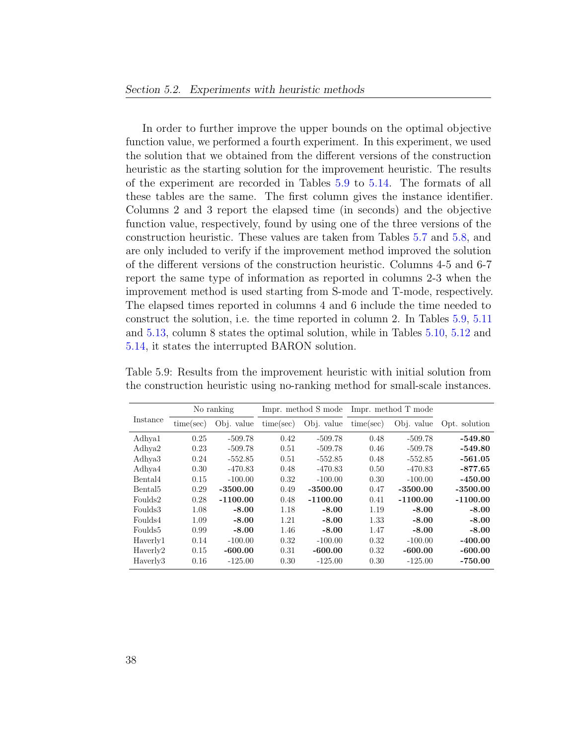In order to further improve the upper bounds on the optimal objective function value, we performed a fourth experiment. In this experiment, we used the solution that we obtained from the different versions of the construction heuristic as the starting solution for the improvement heuristic. The results of the experiment are recorded in Tables 5.9 to 5.14. The formats of all these tables are the same. The first column gives the instance identifier. Columns 2 and 3 report the elapsed time (in seconds) and the objective function value, respectively, found by using one of the three versions of the construction heuristic. These values are taken from Tables 5.7 and 5.8, and are only included to verify if the improvement method improved the solution of the different versions of the construction heuristic. Columns 4-5 and 6-7 report the same type of information as reported in columns 2-3 when the improvement method is used starting from S-mode and T-mode, respectively. The elapsed times reported in columns 4 and 6 include the time needed to construct the solution, i.e. the time reported in column 2. In Tables 5.9, 5.11 and 5.13, column 8 states the optimal solution, while in Tables 5.10, 5.12 and 5.14, it states the interrupted BARON solution.

Table 5.9: Results from the improvement heuristic with initial solution from the construction heuristic using no-ranking method for small-scale instances.

| Instance | No ranking | | Impr. method S mode | | Impr. method T mode | | Opt. solution |
|---|---|---|---|---|---|---|---|
| | time(sec) | Obj. value | time(sec) | Obj. value | time(sec) | Obj. value | |
| Adhya1 | 0.25 | -509.78 | 0.42 | -509.78 | 0.48 | -509.78 | **-549.80** |
| Adhya2 | 0.23 | -509.78 | 0.51 | -509.78 | 0.46 | -509.78 | **-549.80** |
| Adhya3 | 0.24 | -552.85 | 0.51 | -552.85 | 0.48 | -552.85 | **-561.05** |
| Adhya4 | 0.30 | -470.83 | 0.48 | -470.83 | 0.50 | -470.83 | **-877.65** |
| Bental4 | 0.15 | -100.00 | 0.32 | -100.00 | 0.30 | -100.00 | **-450.00** |
| Bental5 | 0.29 | **-3500.00** | 0.49 | **-3500.00** | 0.47 | **-3500.00** | **-3500.00** |
| Foulds2 | 0.28 | **-1100.00** | 0.48 | **-1100.00** | 0.41 | **-1100.00** | **-1100.00** |
| Foulds3 | 1.08 | **-8.00** | 1.18 | **-8.00** | 1.19 | **-8.00** | **-8.00** |
| Foulds4 | 1.09 | **-8.00** | 1.21 | **-8.00** | 1.33 | **-8.00** | **-8.00** |
| Foulds5 | 0.99 | **-8.00** | 1.46 | **-8.00** | 1.47 | **-8.00** | **-8.00** |
| Haverly1 | 0.14 | -100.00 | 0.32 | -100.00 | 0.32 | -100.00 | **-400.00** |
| Haverly2 | 0.15 | **-600.00** | 0.31 | **-600.00** | 0.32 | **-600.00** | **-600.00** |
| Haverly3 | 0.16 | -125.00 | 0.30 | -125.00 | 0.30 | -125.00 | **-750.00** |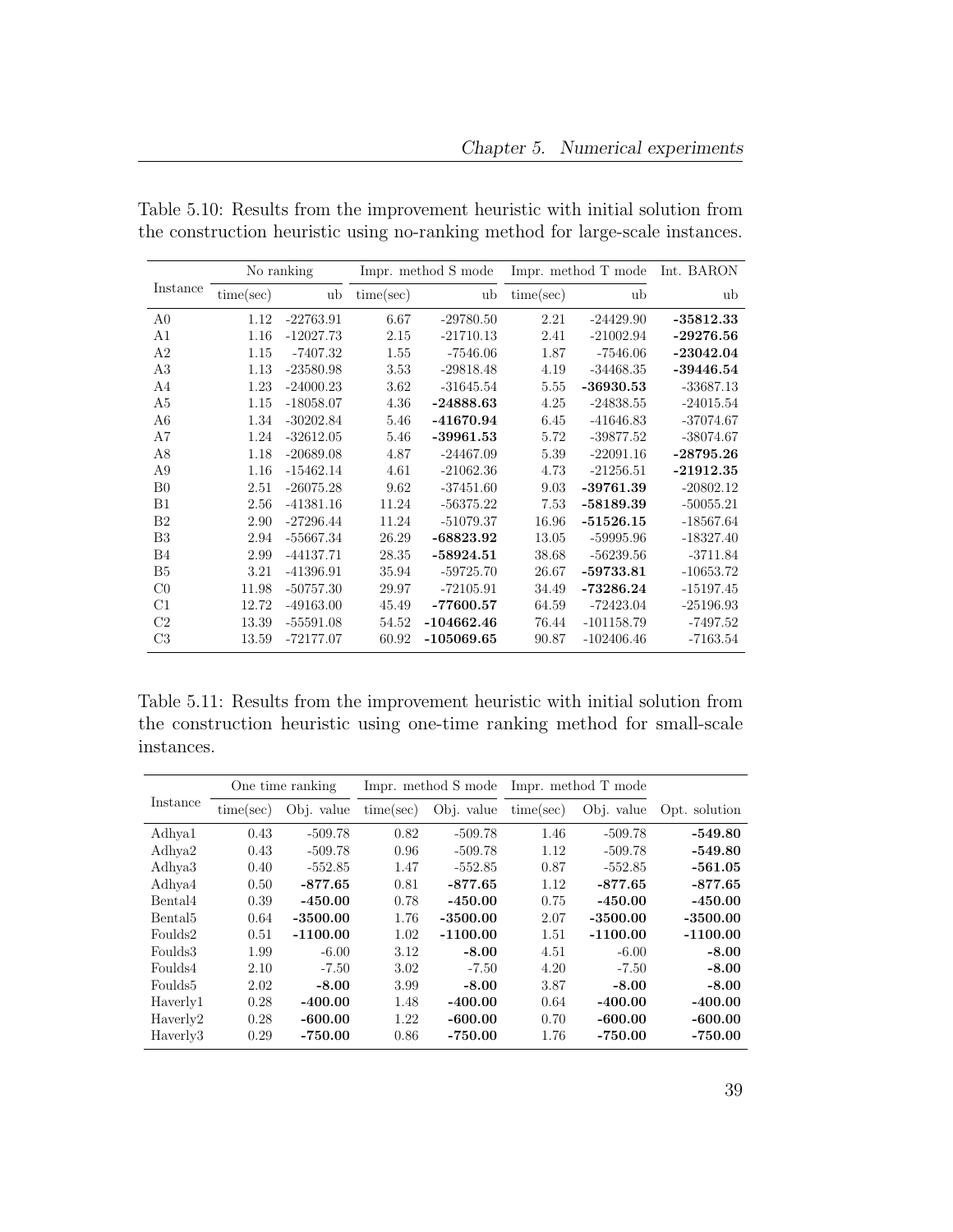Table 5.10: Results from the improvement heuristic with initial solution from the construction heuristic using no-ranking method for large-scale instances.

| Instance | No ranking | | Impr. method S mode | | Impr. method T mode | | Int. BARON |
|---|---|---|---|---|---|---|---|
| | time(sec) | ub | time(sec) | ub | time(sec) | ub | ub |
| A0 | 1.12 | -22763.91 | 6.67 | -29780.50 | 2.21 | -24429.90 | **-35812.33** |
| A1 | 1.16 | -12027.73 | 2.15 | -21710.13 | 2.41 | -21002.94 | **-29276.56** |
| A2 | 1.15 | -7407.32 | 1.55 | -7546.06 | 1.87 | -7546.06 | **-23042.04** |
| A3 | 1.13 | -23580.98 | 3.53 | -29818.48 | 4.19 | -34468.35 | **-39446.54** |
| A4 | 1.23 | -24000.23 | 3.62 | -31645.54 | 5.55 | **-36930.53** | -33687.13 |
| A5 | 1.15 | -18058.07 | 4.36 | **-24888.63** | 4.25 | -24838.55 | -24015.54 |
| A6 | 1.34 | -30202.84 | 5.46 | **-41670.94** | 6.45 | -41646.83 | -37074.67 |
| A7 | 1.24 | -32612.05 | 5.46 | **-39961.53** | 5.72 | -39877.52 | -38074.67 |
| A8 | 1.18 | -20689.08 | 4.87 | -24467.09 | 5.39 | -22091.16 | **-28795.26** |
| A9 | 1.16 | -15462.14 | 4.61 | -21062.36 | 4.73 | -21256.51 | **-21912.35** |
| B0 | 2.51 | -26075.28 | 9.62 | -37451.60 | 9.03 | **-39761.39** | -20802.12 |
| B1 | 2.56 | -41381.16 | 11.24 | -56375.22 | 7.53 | **-58189.39** | -50055.21 |
| B2 | 2.90 | -27296.44 | 11.24 | -51079.37 | 16.96 | **-51526.15** | -18567.64 |
| B3 | 2.94 | -55667.34 | 26.29 | **-68823.92** | 13.05 | -59995.96 | -18327.40 |
| B4 | 2.99 | -44137.71 | 28.35 | **-58924.51** | 38.68 | -56239.56 | -3711.84 |
| B5 | 3.21 | -41396.91 | 35.94 | -59725.70 | 26.67 | **-59733.81** | -10653.72 |
| C0 | 11.98 | -50757.30 | 29.97 | -72105.91 | 34.49 | **-73286.24** | -15197.45 |
| C1 | 12.72 | -49163.00 | 45.49 | **-77600.57** | 64.59 | -72423.04 | -25196.93 |
| C2 | 13.39 | -55591.08 | 54.52 | **-104662.46** | 76.44 | -101158.79 | -7497.52 |
| C3 | 13.59 | -72177.07 | 60.92 | **-105069.65** | 90.87 | -102406.46 | -7163.54 |

Table 5.11: Results from the improvement heuristic with initial solution from the construction heuristic using one-time ranking method for small-scale instances.

| Instance | One time ranking | | Impr. method S mode | | Impr. method T mode | | Opt. solution |
|---|---|---|---|---|---|---|---|
| | time(sec) | Obj. value | time(sec) | Obj. value | time(sec) | Obj. value | |
| Adhya1 | 0.43 | -509.78 | 0.82 | -509.78 | 1.46 | -509.78 | **-549.80** |
| Adhya2 | 0.43 | -509.78 | 0.96 | -509.78 | 1.12 | -509.78 | **-549.80** |
| Adhya3 | 0.40 | -552.85 | 1.47 | -552.85 | 0.87 | -552.85 | **-561.05** |
| Adhya4 | 0.50 | **-877.65** | 0.81 | **-877.65** | 1.12 | **-877.65** | **-877.65** |
| Bental4 | 0.39 | **-450.00** | 0.78 | **-450.00** | 0.75 | **-450.00** | **-450.00** |
| Bental5 | 0.64 | **-3500.00** | 1.76 | **-3500.00** | 2.07 | **-3500.00** | **-3500.00** |
| Foulds2 | 0.51 | **-1100.00** | 1.02 | **-1100.00** | 1.51 | **-1100.00** | **-1100.00** |
| Foulds3 | 1.99 | -6.00 | 3.12 | **-8.00** | 4.51 | -6.00 | **-8.00** |
| Foulds4 | 2.10 | -7.50 | 3.02 | -7.50 | 4.20 | -7.50 | **-8.00** |
| Foulds5 | 2.02 | **-8.00** | 3.99 | **-8.00** | 3.87 | **-8.00** | **-8.00** |
| Haverly1 | 0.28 | **-400.00** | 1.48 | **-400.00** | 0.64 | **-400.00** | **-400.00** |
| Haverly2 | 0.28 | **-600.00** | 1.22 | **-600.00** | 0.70 | **-600.00** | **-600.00** |
| Haverly3 | 0.29 | **-750.00** | 0.86 | **-750.00** | 1.76 | **-750.00** | **-750.00** |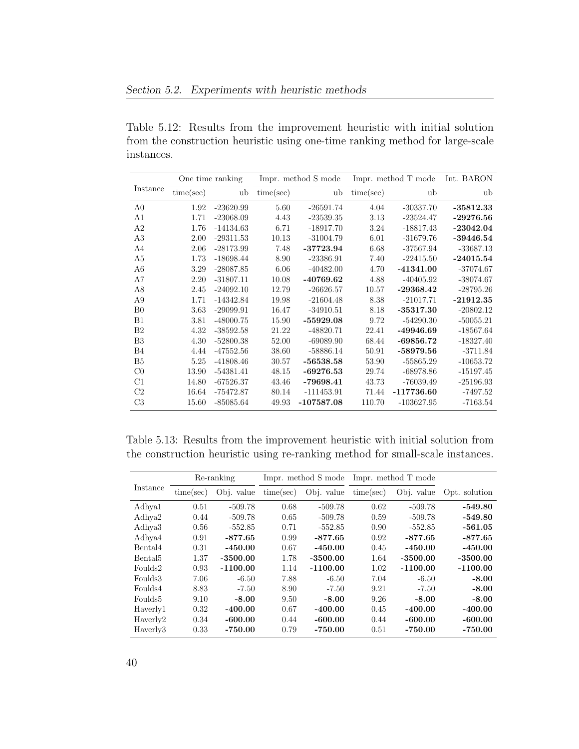Table 5.12: Results from the improvement heuristic with initial solution from the construction heuristic using one-time ranking method for large-scale instances.

| Instance | One time ranking | | Impr. method S mode | | Impr. method T mode | | Int. BARON |
|---|---|---|---|---|---|---|---|
| | time(sec) | ub | time(sec) | ub | time(sec) | ub | ub |
| A0 | 1.92 | -23620.99 | 5.60 | -26591.74 | 4.04 | -30337.70 | **-35812.33** |
| A1 | 1.71 | -23068.09 | 4.43 | -23539.35 | 3.13 | -23524.47 | **-29276.56** |
| A2 | 1.76 | -14134.63 | 6.71 | -18917.70 | 3.24 | -18817.43 | **-23042.04** |
| A3 | 2.00 | -29311.53 | 10.13 | -31004.79 | 6.01 | -31679.76 | **-39446.54** |
| A4 | 2.06 | -28173.99 | 7.48 | **-37723.94** | 6.68 | -37567.94 | -33687.13 |
| A5 | 1.73 | -18698.44 | 8.90 | -23386.91 | 7.40 | -22415.50 | **-24015.54** |
| A6 | 3.29 | -28087.85 | 6.06 | -40482.00 | 4.70 | **-41341.00** | -37074.67 |
| A7 | 2.20 | -31807.11 | 10.08 | **-40769.62** | 4.88 | -40405.92 | -38074.67 |
| A8 | 2.45 | -24092.10 | 12.79 | -26626.57 | 10.57 | **-29368.42** | -28795.26 |
| A9 | 1.71 | -14342.84 | 19.98 | -21604.48 | 8.38 | -21017.71 | **-21912.35** |
| B0 | 3.63 | -29099.91 | 16.47 | -34910.51 | 8.18 | **-35317.30** | -20802.12 |
| B1 | 3.81 | -48000.75 | 15.90 | **-55929.08** | 9.72 | -54290.30 | -50055.21 |
| B2 | 4.32 | -38592.58 | 21.22 | -48820.71 | 22.41 | **-49946.69** | -18567.64 |
| B3 | 4.30 | -52800.38 | 52.00 | -69089.90 | 68.44 | **-69856.72** | -18327.40 |
| B4 | 4.44 | -47552.56 | 38.60 | -58886.14 | 50.91 | **-58979.56** | -3711.84 |
| B5 | 5.25 | -41808.46 | 30.57 | **-56538.58** | 53.90 | -55865.29 | -10653.72 |
| C0 | 13.90 | -54381.41 | 48.15 | **-69276.53** | 29.74 | -68978.86 | -15197.45 |
| C1 | 14.80 | -67526.37 | 43.46 | **-79698.41** | 43.73 | -76039.49 | -25196.93 |
| C2 | 16.64 | -75472.87 | 80.14 | -111453.91 | 71.44 | **-117736.60** | -7497.52 |
| C3 | 15.60 | -85085.64 | 49.93 | **-107587.08** | 110.70 | -103627.95 | -7163.54 |

Table 5.13: Results from the improvement heuristic with initial solution from the construction heuristic using re-ranking method for small-scale instances.

| Instance | Re-ranking | | Impr. method S mode | | Impr. method T mode | | Opt. solution |
|---|---|---|---|---|---|---|---|
| | time(sec) | Obj. value | time(sec) | Obj. value | time(sec) | Obj. value | |
| Adhya1 | 0.51 | -509.78 | 0.68 | -509.78 | 0.62 | -509.78 | **-549.80** |
| Adhya2 | 0.44 | -509.78 | 0.65 | -509.78 | 0.59 | -509.78 | **-549.80** |
| Adhya3 | 0.56 | -552.85 | 0.71 | -552.85 | 0.90 | -552.85 | **-561.05** |
| Adhya4 | 0.91 | **-877.65** | 0.99 | **-877.65** | 0.92 | **-877.65** | **-877.65** |
| Bental4 | 0.31 | **-450.00** | 0.67 | **-450.00** | 0.45 | **-450.00** | **-450.00** |
| Bental5 | 1.37 | **-3500.00** | 1.78 | **-3500.00** | 1.64 | **-3500.00** | **-3500.00** |
| Foulds2 | 0.93 | **-1100.00** | 1.14 | **-1100.00** | 1.02 | **-1100.00** | **-1100.00** |
| Foulds3 | 7.06 | -6.50 | 7.88 | -6.50 | 7.04 | -6.50 | **-8.00** |
| Foulds4 | 8.83 | -7.50 | 8.90 | -7.50 | 9.21 | -7.50 | **-8.00** |
| Foulds5 | 9.10 | **-8.00** | 9.50 | **-8.00** | 9.26 | **-8.00** | **-8.00** |
| Haverly1 | 0.32 | **-400.00** | 0.67 | **-400.00** | 0.45 | **-400.00** | **-400.00** |
| Haverly2 | 0.34 | **-600.00** | 0.44 | **-600.00** | 0.44 | **-600.00** | **-600.00** |
| Haverly3 | 0.33 | **-750.00** | 0.79 | **-750.00** | 0.51 | **-750.00** | **-750.00** |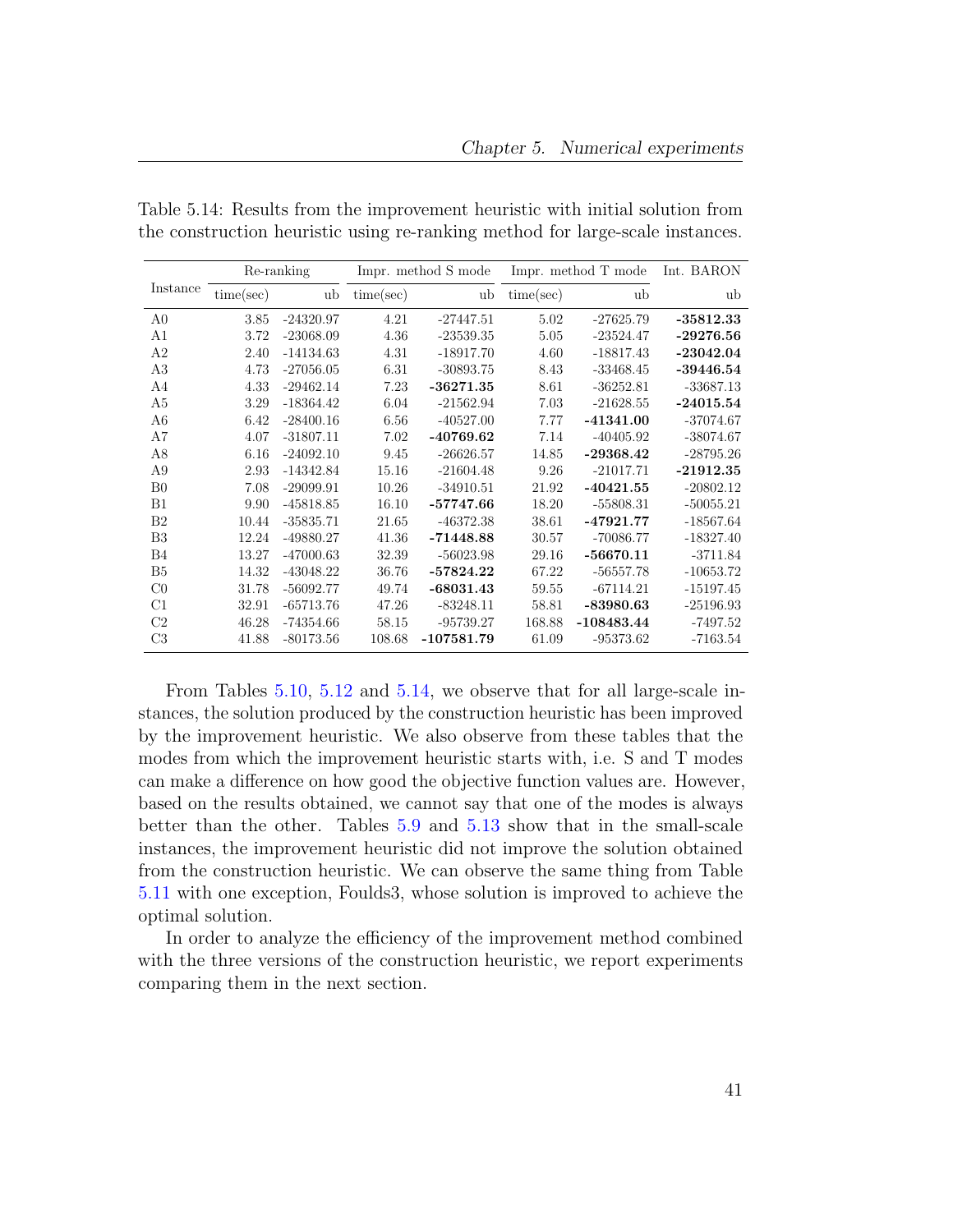Table 5.14: Results from the improvement heuristic with initial solution from the construction heuristic using re-ranking method for large-scale instances.

| Instance | Re-ranking | | Impr. method S mode | | Impr. method T mode | | Int. BARON |
|---|---|---|---|---|---|---|---|
| | time(sec) | ub | time(sec) | ub | time(sec) | ub | ub |
| A0 | 3.85 | -24320.97 | 4.21 | -27447.51 | 5.02 | -27625.79 | **-35812.33** |
| A1 | 3.72 | -23068.09 | 4.36 | -23539.35 | 5.05 | -23524.47 | **-29276.56** |
| A2 | 2.40 | -14134.63 | 4.31 | -18917.70 | 4.60 | -18817.43 | **-23042.04** |
| A3 | 4.73 | -27056.05 | 6.31 | -30893.75 | 8.43 | -33468.45 | **-39446.54** |
| A4 | 4.33 | -29462.14 | 7.23 | **-36271.35** | 8.61 | -36252.81 | -33687.13 |
| A5 | 3.29 | -18364.42 | 6.04 | -21562.94 | 7.03 | -21628.55 | **-24015.54** |
| A6 | 6.42 | -28400.16 | 6.56 | -40527.00 | 7.77 | **-41341.00** | -37074.67 |
| A7 | 4.07 | -31807.11 | 7.02 | **-40769.62** | 7.14 | -40405.92 | -38074.67 |
| A8 | 6.16 | -24092.10 | 9.45 | -26626.57 | 14.85 | **-29368.42** | -28795.26 |
| A9 | 2.93 | -14342.84 | 15.16 | -21604.48 | 9.26 | -21017.71 | **-21912.35** |
| B0 | 7.08 | -29099.91 | 10.26 | -34910.51 | 21.92 | **-40421.55** | -20802.12 |
| B1 | 9.90 | -45818.85 | 16.10 | **-57747.66** | 18.20 | -55808.31 | -50055.21 |
| B2 | 10.44 | -35835.71 | 21.65 | -46372.38 | 38.61 | **-47921.77** | -18567.64 |
| B3 | 12.24 | -49880.27 | 41.36 | **-71448.88** | 30.57 | -70086.77 | -18327.40 |
| B4 | 13.27 | -47000.63 | 32.39 | -56023.98 | 29.16 | **-56670.11** | -3711.84 |
| B5 | 14.32 | -43048.22 | 36.76 | **-57824.22** | 67.22 | -56557.78 | -10653.72 |
| C0 | 31.78 | -56092.77 | 49.74 | **-68031.43** | 59.55 | -67114.21 | -15197.45 |
| C1 | 32.91 | -65713.76 | 47.26 | -83248.11 | 58.81 | **-83980.63** | -25196.93 |
| C2 | 46.28 | -74354.66 | 58.15 | -95739.27 | 168.88 | **-108483.44** | -7497.52 |
| C3 | 41.88 | -80173.56 | 108.68 | **-107581.79** | 61.09 | -95373.62 | -7163.54 |

From Tables 5.10, 5.12 and 5.14, we observe that for all large-scale instances, the solution produced by the construction heuristic has been improved by the improvement heuristic. We also observe from these tables that the modes from which the improvement heuristic starts with, i.e. S and T modes can make a difference on how good the objective function values are. However, based on the results obtained, we cannot say that one of the modes is always better than the other. Tables 5.9 and 5.13 show that in the small-scale instances, the improvement heuristic did not improve the solution obtained from the construction heuristic. We can observe the same thing from Table 5.11 with one exception, Foulds3, whose solution is improved to achieve the optimal solution.

In order to analyze the efficiency of the improvement method combined with the three versions of the construction heuristic, we report experiments comparing them in the next section.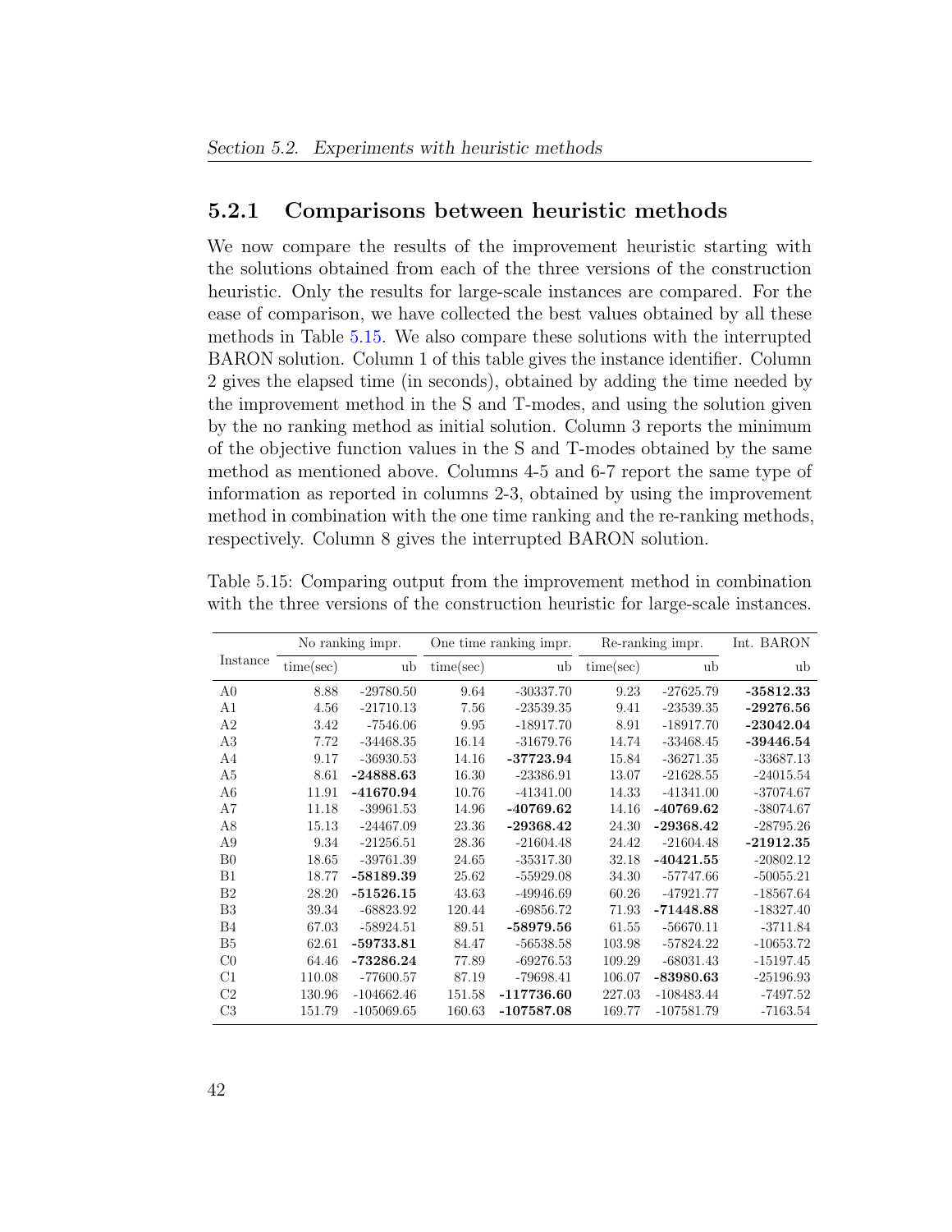### 5.2.1 Comparisons between heuristic methods

We now compare the results of the improvement heuristic starting with the solutions obtained from each of the three versions of the construction heuristic. Only the results for large-scale instances are compared. For the ease of comparison, we have collected the best values obtained by all these methods in Table 5.15. We also compare these solutions with the interrupted BARON solution. Column 1 of this table gives the instance identifier. Column 2 gives the elapsed time (in seconds), obtained by adding the time needed by the improvement method in the S and T-modes, and using the solution given by the no ranking method as initial solution. Column 3 reports the minimum of the objective function values in the S and T-modes obtained by the same method as mentioned above. Columns 4-5 and 6-7 report the same type of information as reported in columns 2-3, obtained by using the improvement method in combination with the one time ranking and the re-ranking methods, respectively. Column 8 gives the interrupted BARON solution.

Table 5.15: Comparing output from the improvement method in combination with the three versions of the construction heuristic for large-scale instances.

| Instance | No ranking impr. | | One time ranking impr. | | Re-ranking impr. | | Int. BARON |
|---|---|---|---|---|---|---|---|
| | time(sec) | ub | time(sec) | ub | time(sec) | ub | ub |
| A0 | 8.88 | -29780.50 | 9.64 | -30337.70 | 9.23 | -27625.79 | **-35812.33** |
| A1 | 4.56 | -21710.13 | 7.56 | -23539.35 | 9.41 | -23539.35 | **-29276.56** |
| A2 | 3.42 | -7546.06 | 9.95 | -18917.70 | 8.91 | -18917.70 | **-23042.04** |
| A3 | 7.72 | -34468.35 | 16.14 | -31679.76 | 14.74 | -33468.45 | **-39446.54** |
| A4 | 9.17 | -36930.53 | 14.16 | **-37723.94** | 15.84 | -36271.35 | -33687.13 |
| A5 | 8.61 | **-24888.63** | 16.30 | -23386.91 | 13.07 | -21628.55 | -24015.54 |
| A6 | 11.91 | **-41670.94** | 10.76 | -41341.00 | 14.33 | -41341.00 | -37074.67 |
| A7 | 11.18 | -39961.53 | 14.96 | **-40769.62** | 14.16 | **-40769.62** | -38074.67 |
| A8 | 15.13 | -24467.09 | 23.36 | **-29368.42** | 24.30 | **-29368.42** | -28795.26 |
| A9 | 9.34 | -21256.51 | 28.36 | -21604.48 | 24.42 | -21604.48 | **-21912.35** |
| B0 | 18.65 | -39761.39 | 24.65 | -35317.30 | 32.18 | **-40421.55** | -20802.12 |
| B1 | 18.77 | **-58189.39** | 25.62 | -55929.08 | 34.30 | -57747.66 | -50055.21 |
| B2 | 28.20 | **-51526.15** | 43.63 | -49946.69 | 60.26 | -47921.77 | -18567.64 |
| B3 | 39.34 | -68823.92 | 120.44 | -69856.72 | 71.93 | **-71448.88** | -18327.40 |
| B4 | 67.03 | -58924.51 | 89.51 | **-58979.56** | 61.55 | -56670.11 | -3711.84 |
| B5 | 62.61 | **-59733.81** | 84.47 | -56538.58 | 103.98 | -57824.22 | -10653.72 |
| C0 | 64.46 | **-73286.24** | 77.89 | -69276.53 | 109.29 | -68031.43 | -15197.45 |
| C1 | 110.08 | -77600.57 | 87.19 | -79698.41 | 106.07 | **-83980.63** | -25196.93 |
| C2 | 130.96 | -104662.46 | 151.58 | **-117736.60** | 227.03 | -108483.44 | -7497.52 |
| C3 | 151.79 | -105069.65 | 160.63 | **-107587.08** | 169.77 | -107581.79 | -7163.54 |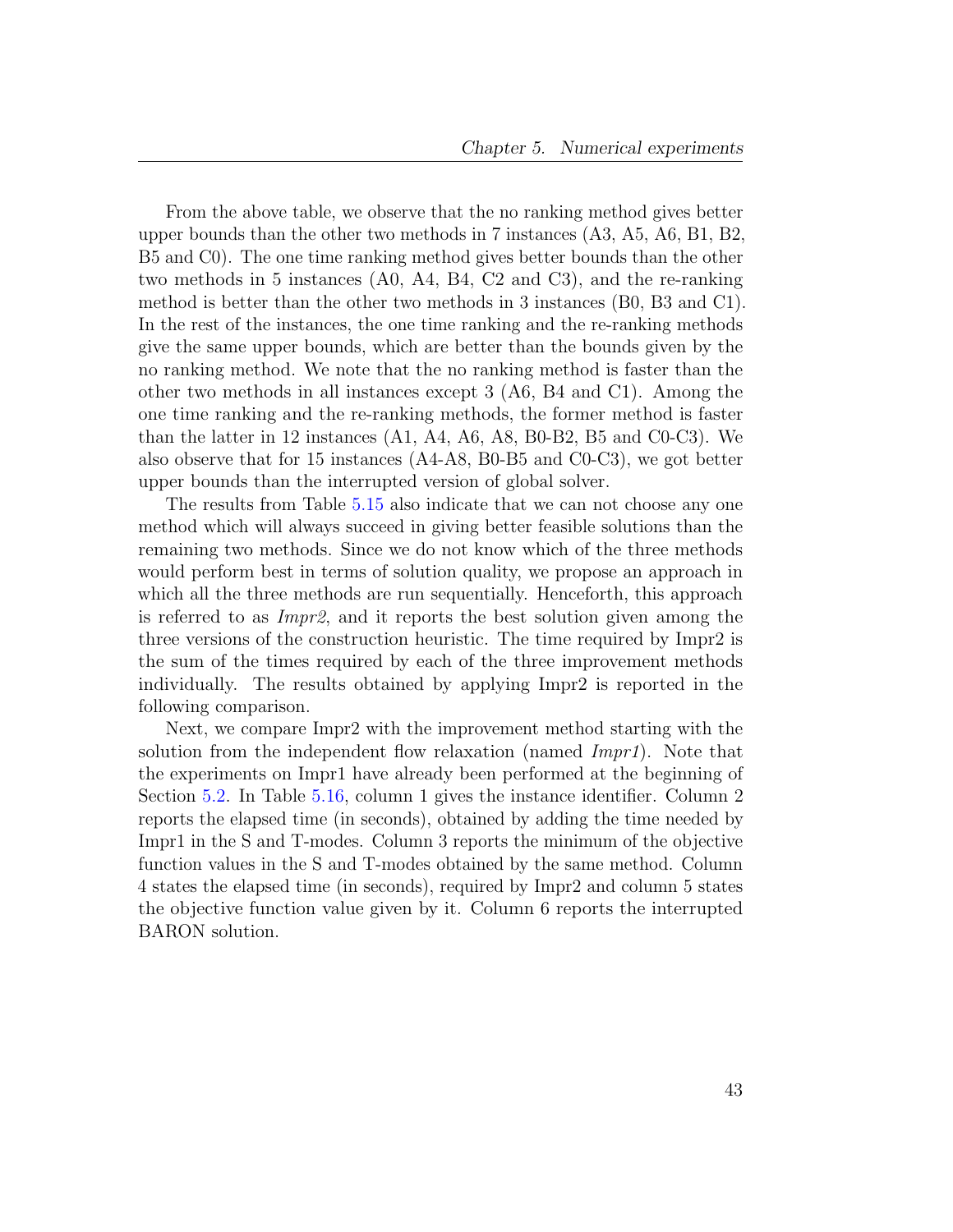From the above table, we observe that the no ranking method gives better upper bounds than the other two methods in 7 instances (A3, A5, A6, B1, B2, B5 and C0). The one time ranking method gives better bounds than the other two methods in 5 instances (A0, A4, B4, C2 and C3), and the re-ranking method is better than the other two methods in 3 instances (B0, B3 and C1). In the rest of the instances, the one time ranking and the re-ranking methods give the same upper bounds, which are better than the bounds given by the no ranking method. We note that the no ranking method is faster than the other two methods in all instances except 3 (A6, B4 and C1). Among the one time ranking and the re-ranking methods, the former method is faster than the latter in 12 instances (A1, A4, A6, A8, B0-B2, B5 and C0-C3). We also observe that for 15 instances (A4-A8, B0-B5 and C0-C3), we got better upper bounds than the interrupted version of global solver.

The results from Table 5.15 also indicate that we can not choose any one method which will always succeed in giving better feasible solutions than the remaining two methods. Since we do not know which of the three methods would perform best in terms of solution quality, we propose an approach in which all the three methods are run sequentially. Henceforth, this approach is referred to as *Impr2*, and it reports the best solution given among the three versions of the construction heuristic. The time required by Impr2 is the sum of the times required by each of the three improvement methods individually. The results obtained by applying Impr2 is reported in the following comparison.

Next, we compare Impr2 with the improvement method starting with the solution from the independent flow relaxation (named *Impr1*). Note that the experiments on Impr1 have already been performed at the beginning of Section 5.2. In Table 5.16, column 1 gives the instance identifier. Column 2 reports the elapsed time (in seconds), obtained by adding the time needed by Impr1 in the S and T-modes. Column 3 reports the minimum of the objective function values in the S and T-modes obtained by the same method. Column 4 states the elapsed time (in seconds), required by Impr2 and column 5 states the objective function value given by it. Column 6 reports the interrupted BARON solution.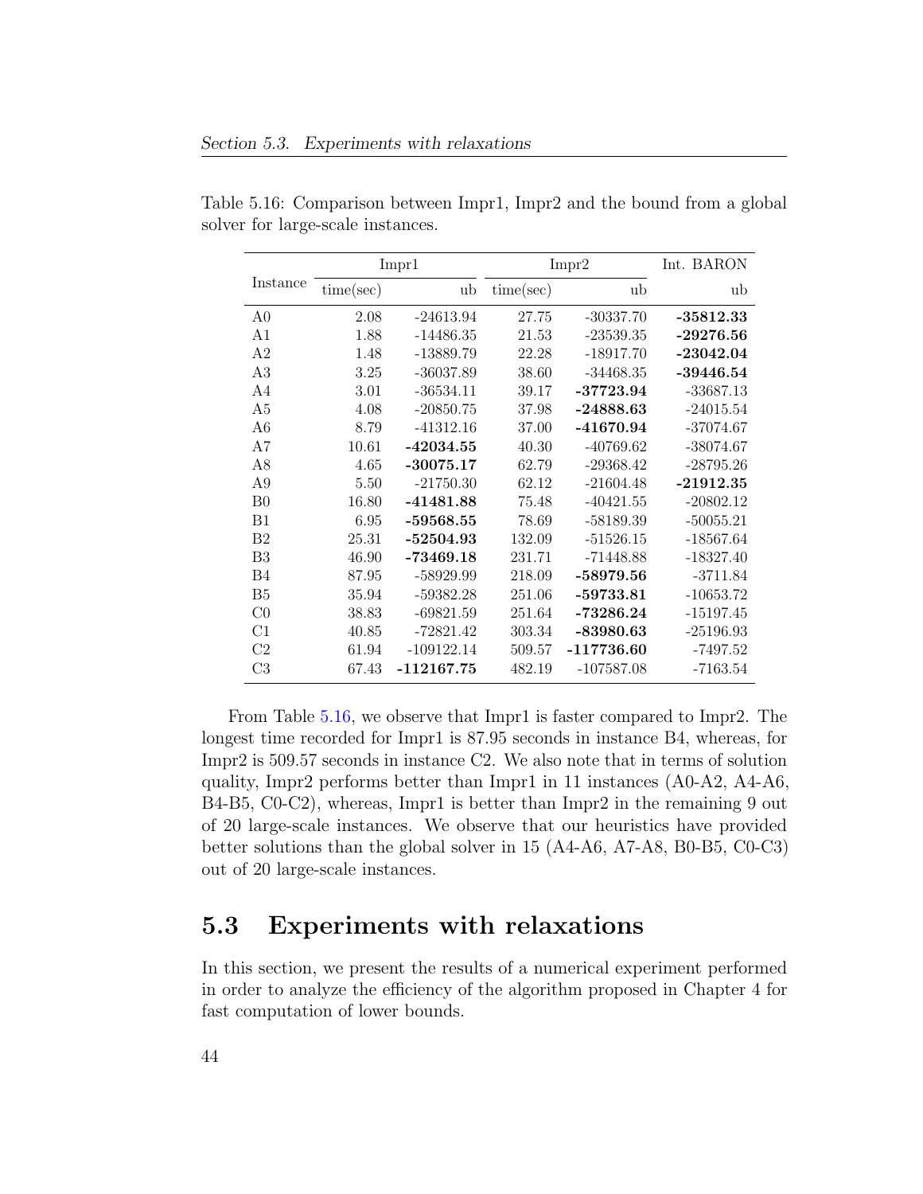Table 5.16: Comparison between Impr1, Impr2 and the bound from a global solver for large-scale instances.

| Instance | Impr1 | | Impr2 | | Int. BARON |
|---|---|---|---|---|---|
| | time(sec) | ub | time(sec) | ub | ub |
| A0 | 2.08 | -24613.94 | 27.75 | -30337.70 | **-35812.33** |
| A1 | 1.88 | -14486.35 | 21.53 | -23539.35 | **-29276.56** |
| A2 | 1.48 | -13889.79 | 22.28 | -18917.70 | **-23042.04** |
| A3 | 3.25 | -36037.89 | 38.60 | -34468.35 | **-39446.54** |
| A4 | 3.01 | -36534.11 | 39.17 | **-37723.94** | -33687.13 |
| A5 | 4.08 | -20850.75 | 37.98 | **-24888.63** | -24015.54 |
| A6 | 8.79 | -41312.16 | 37.00 | **-41670.94** | -37074.67 |
| A7 | 10.61 | **-42034.55** | 40.30 | -40769.62 | -38074.67 |
| A8 | 4.65 | **-30075.17** | 62.79 | -29368.42 | -28795.26 |
| A9 | 5.50 | -21750.30 | 62.12 | -21604.48 | **-21912.35** |
| B0 | 16.80 | **-41481.88** | 75.48 | -40421.55 | -20802.12 |
| B1 | 6.95 | **-59568.55** | 78.69 | -58189.39 | -50055.21 |
| B2 | 25.31 | **-52504.93** | 132.09 | -51526.15 | -18567.64 |
| B3 | 46.90 | **-73469.18** | 231.71 | -71448.88 | -18327.40 |
| B4 | 87.95 | -58929.99 | 218.09 | **-58979.56** | -3711.84 |
| B5 | 35.94 | -59382.28 | 251.06 | **-59733.81** | -10653.72 |
| C0 | 38.83 | -69821.59 | 251.64 | **-73286.24** | -15197.45 |
| C1 | 40.85 | -72821.42 | 303.34 | **-83980.63** | -25196.93 |
| C2 | 61.94 | -109122.14 | 509.57 | **-117736.60** | -7497.52 |
| C3 | 67.43 | **-112167.75** | 482.19 | -107587.08 | -7163.54 |

From Table 5.16, we observe that Impr1 is faster compared to Impr2. The longest time recorded for Impr1 is 87.95 seconds in instance B4, whereas, for Impr2 is 509.57 seconds in instance C2. We also note that in terms of solution quality, Impr2 performs better than Impr1 in 11 instances (A0-A2, A4-A6, B4-B5, C0-C2), whereas, Impr1 is better than Impr2 in the remaining 9 out of 20 large-scale instances. We observe that our heuristics have provided better solutions than the global solver in 15 (A4-A6, A7-A8, B0-B5, C0-C3) out of 20 large-scale instances.

## 5.3 Experiments with relaxations

In this section, we present the results of a numerical experiment performed in order to analyze the efficiency of the algorithm proposed in Chapter 4 for fast computation of lower bounds.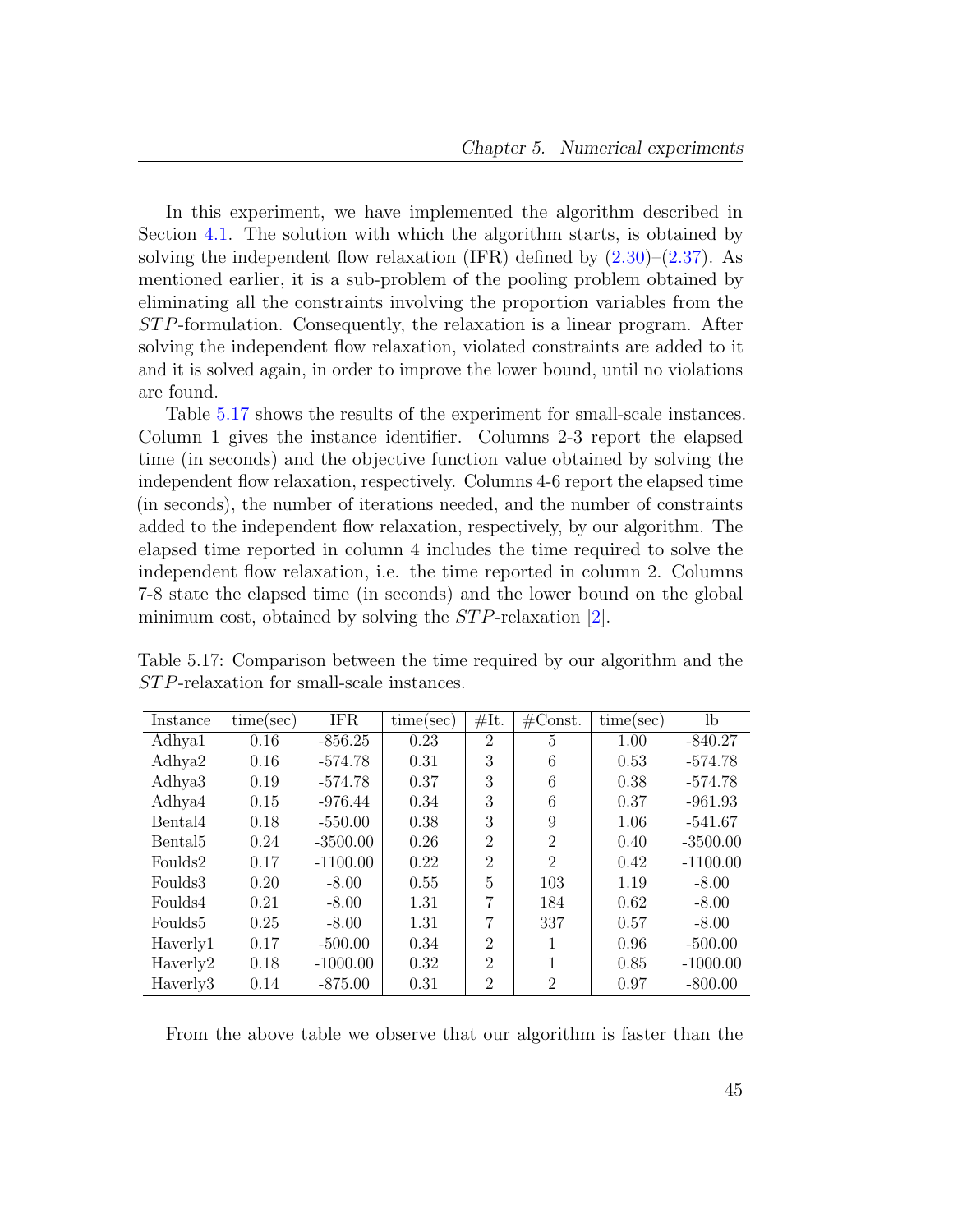In this experiment, we have implemented the algorithm described in Section 4.1. The solution with which the algorithm starts, is obtained by solving the independent flow relaxation (IFR) defined by (2.30)–(2.37). As mentioned earlier, it is a sub-problem of the pooling problem obtained by eliminating all the constraints involving the proportion variables from the $STP$-formulation. Consequently, the relaxation is a linear program. After solving the independent flow relaxation, violated constraints are added to it and it is solved again, in order to improve the lower bound, until no violations are found.

Table 5.17 shows the results of the experiment for small-scale instances. Column 1 gives the instance identifier. Columns 2-3 report the elapsed time (in seconds) and the objective function value obtained by solving the independent flow relaxation, respectively. Columns 4-6 report the elapsed time (in seconds), the number of iterations needed, and the number of constraints added to the independent flow relaxation, respectively, by our algorithm. The elapsed time reported in column 4 includes the time required to solve the independent flow relaxation, i.e. the time reported in column 2. Columns 7-8 state the elapsed time (in seconds) and the lower bound on the global minimum cost, obtained by solving the $STP$-relaxation [2].

Table 5.17: Comparison between the time required by our algorithm and the $STP$-relaxation for small-scale instances.

| Instance | time(sec) | IFR | time(sec) | #It. | #Const. | time(sec) | lb |
|---|---|---|---|---|---|---|---|
| Adhya1 | 0.16 | -856.25 | 0.23 | 2 | 5 | 1.00 | -840.27 |
| Adhya2 | 0.16 | -574.78 | 0.31 | 3 | 6 | 0.53 | -574.78 |
| Adhya3 | 0.19 | -574.78 | 0.37 | 3 | 6 | 0.38 | -574.78 |
| Adhya4 | 0.15 | -976.44 | 0.34 | 3 | 6 | 0.37 | -961.93 |
| Bental4 | 0.18 | -550.00 | 0.38 | 3 | 9 | 1.06 | -541.67 |
| Bental5 | 0.24 | -3500.00 | 0.26 | 2 | 2 | 0.40 | -3500.00 |
| Foulds2 | 0.17 | -1100.00 | 0.22 | 2 | 2 | 0.42 | -1100.00 |
| Foulds3 | 0.20 | -8.00 | 0.55 | 5 | 103 | 1.19 | -8.00 |
| Foulds4 | 0.21 | -8.00 | 1.31 | 7 | 184 | 0.62 | -8.00 |
| Foulds5 | 0.25 | -8.00 | 1.31 | 7 | 337 | 0.57 | -8.00 |
| Haverly1 | 0.17 | -500.00 | 0.34 | 2 | 1 | 0.96 | -500.00 |
| Haverly2 | 0.18 | -1000.00 | 0.32 | 2 | 1 | 0.85 | -1000.00 |
| Haverly3 | 0.14 | -875.00 | 0.31 | 2 | 2 | 0.97 | -800.00 |

From the above table we observe that our algorithm is faster than the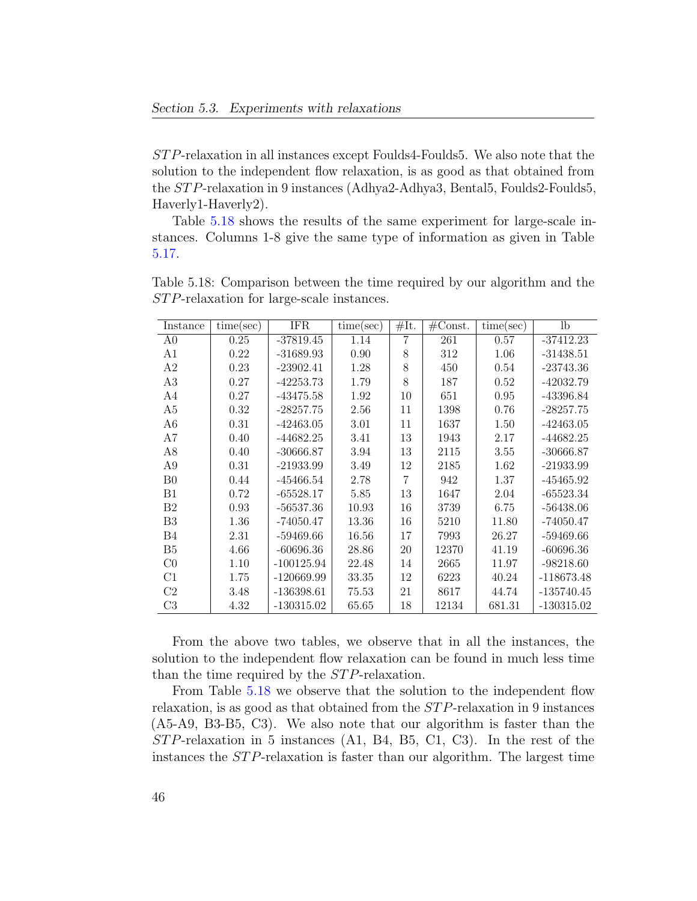$STP$-relaxation in all instances except Foulds4-Foulds5. We also note that the solution to the independent flow relaxation, is as good as that obtained from the $STP$-relaxation in 9 instances (Adhya2-Adhya3, Bental5, Foulds2-Foulds5, Haverly1-Haverly2).

Table 5.18 shows the results of the same experiment for large-scale instances. Columns 1-8 give the same type of information as given in Table 5.17.

Table 5.18: Comparison between the time required by our algorithm and the $STP$-relaxation for large-scale instances.

| Instance | time(sec) | IFR | time(sec) | #It. | #Const. | time(sec) | lb |
|---|---|---|---|---|---|---|---|
| A0 | 0.25 | -37819.45 | 1.14 | 7 | 261 | 0.57 | -37412.23 |
| A1 | 0.22 | -31689.93 | 0.90 | 8 | 312 | 1.06 | -31438.51 |
| A2 | 0.23 | -23902.41 | 1.28 | 8 | 450 | 0.54 | -23743.36 |
| A3 | 0.27 | -42253.73 | 1.79 | 8 | 187 | 0.52 | -42032.79 |
| A4 | 0.27 | -43475.58 | 1.92 | 10 | 651 | 0.95 | -43396.84 |
| A5 | 0.32 | -28257.75 | 2.56 | 11 | 1398 | 0.76 | -28257.75 |
| A6 | 0.31 | -42463.05 | 3.01 | 11 | 1637 | 1.50 | -42463.05 |
| A7 | 0.40 | -44682.25 | 3.41 | 13 | 1943 | 2.17 | -44682.25 |
| A8 | 0.40 | -30666.87 | 3.94 | 13 | 2115 | 3.55 | -30666.87 |
| A9 | 0.31 | -21933.99 | 3.49 | 12 | 2185 | 1.62 | -21933.99 |
| B0 | 0.44 | -45466.54 | 2.78 | 7 | 942 | 1.37 | -45465.92 |
| B1 | 0.72 | -65528.17 | 5.85 | 13 | 1647 | 2.04 | -65523.34 |
| B2 | 0.93 | -56537.36 | 10.93 | 16 | 3739 | 6.75 | -56438.06 |
| B3 | 1.36 | -74050.47 | 13.36 | 16 | 5210 | 11.80 | -74050.47 |
| B4 | 2.31 | -59469.66 | 16.56 | 17 | 7993 | 26.27 | -59469.66 |
| B5 | 4.66 | -60696.36 | 28.86 | 20 | 12370 | 41.19 | -60696.36 |
| C0 | 1.10 | -100125.94 | 22.48 | 14 | 2665 | 11.97 | -98218.60 |
| C1 | 1.75 | -120669.99 | 33.35 | 12 | 6223 | 40.24 | -118673.48 |
| C2 | 3.48 | -136398.61 | 75.53 | 21 | 8617 | 44.74 | -135740.45 |
| C3 | 4.32 | -130315.02 | 65.65 | 18 | 12134 | 681.31 | -130315.02 |

From the above two tables, we observe that in all the instances, the solution to the independent flow relaxation can be found in much less time than the time required by the $STP$-relaxation.

From Table 5.18 we observe that the solution to the independent flow relaxation, is as good as that obtained from the $STP$-relaxation in 9 instances (A5-A9, B3-B5, C3). We also note that our algorithm is faster than the $STP$-relaxation in 5 instances (A1, B4, B5, C1, C3). In the rest of the instances the $STP$-relaxation is faster than our algorithm. The largest time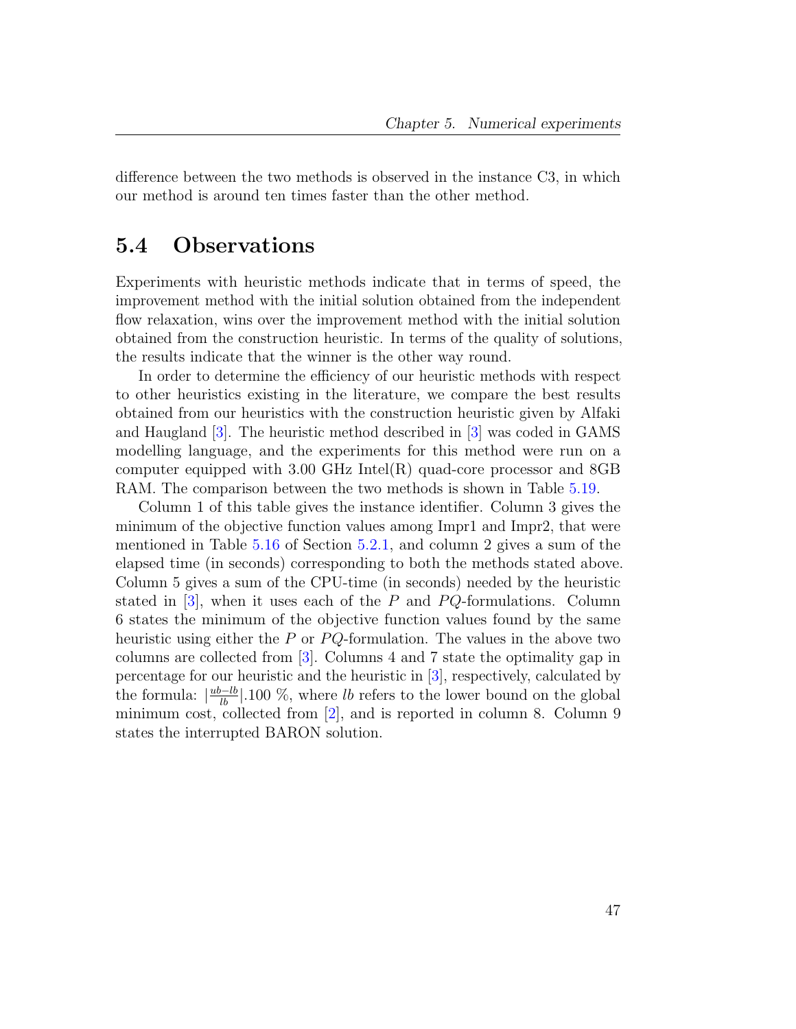difference between the two methods is observed in the instance C3, in which our method is around ten times faster than the other method.

## 5.4 Observations

Experiments with heuristic methods indicate that in terms of speed, the improvement method with the initial solution obtained from the independent flow relaxation, wins over the improvement method with the initial solution obtained from the construction heuristic. In terms of the quality of solutions, the results indicate that the winner is the other way round.

In order to determine the efficiency of our heuristic methods with respect to other heuristics existing in the literature, we compare the best results obtained from our heuristics with the construction heuristic given by Alfaki and Haugland [3]. The heuristic method described in [3] was coded in GAMS modelling language, and the experiments for this method were run on a computer equipped with 3.00 GHz Intel(R) quad-core processor and 8GB RAM. The comparison between the two methods is shown in Table 5.19.

Column 1 of this table gives the instance identifier. Column 3 gives the minimum of the objective function values among Impr1 and Impr2, that were mentioned in Table 5.16 of Section 5.2.1, and column 2 gives a sum of the elapsed time (in seconds) corresponding to both the methods stated above. Column 5 gives a sum of the CPU-time (in seconds) needed by the heuristic stated in [3], when it uses each of the $P$ and $PQ$-formulations. Column 6 states the minimum of the objective function values found by the same heuristic using either the $P$ or $PQ$-formulation. The values in the above two columns are collected from [3]. Columns 4 and 7 state the optimality gap in percentage for our heuristic and the heuristic in [3], respectively, calculated by the formula: $|\frac{ub-lb}{lb}|.100$ %, where $lb$ refers to the lower bound on the global minimum cost, collected from [2], and is reported in column 8. Column 9 states the interrupted BARON solution.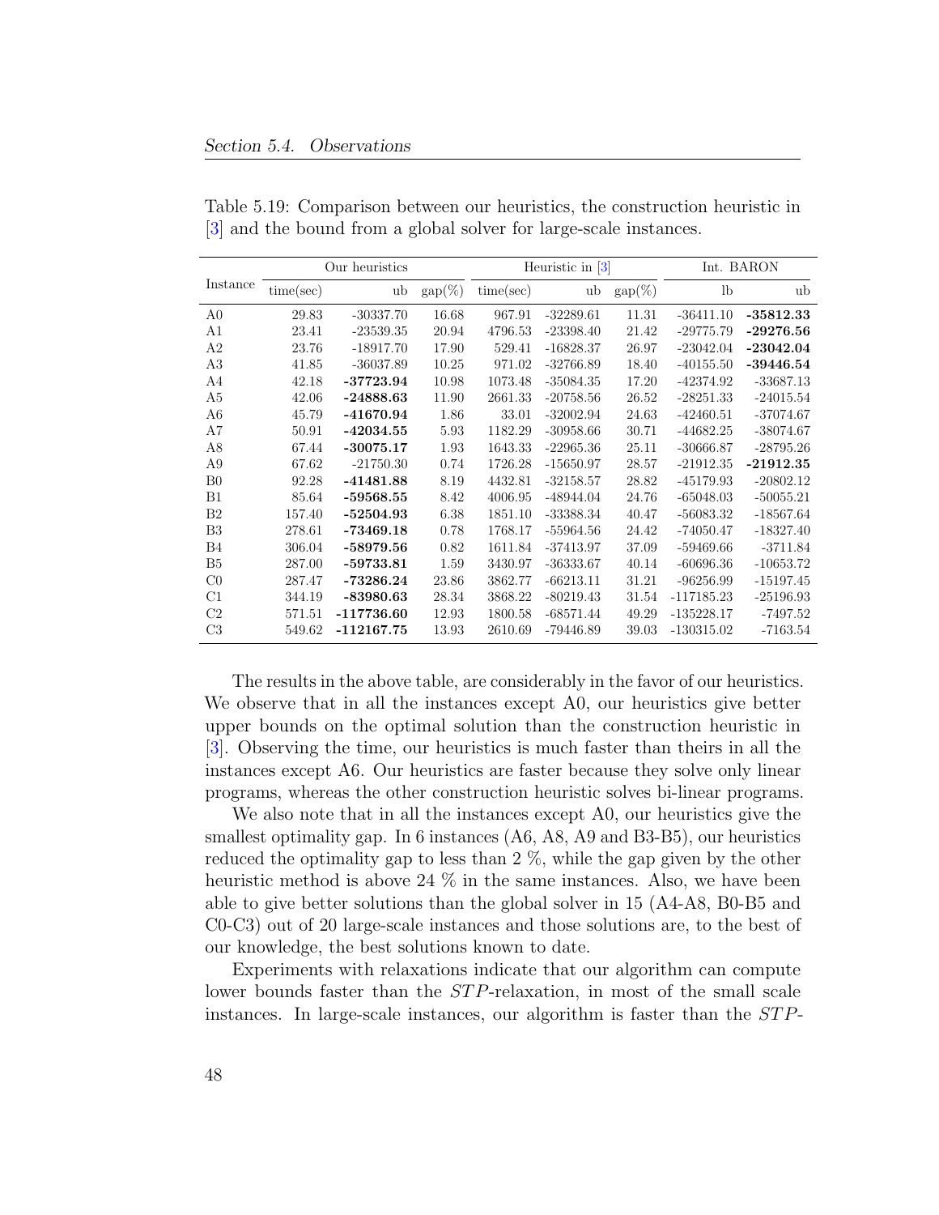Table 5.19: Comparison between our heuristics, the construction heuristic in [3] and the bound from a global solver for large-scale instances.

| Instance | Our heuristics | | | Heuristic in [3] | | | Int. BARON | |
|---|---|---|---|---|---|---|---|---|
| | time(sec) | ub | gap(%) | time(sec) | ub | gap(%) | lb | ub |
| A0 | 29.83 | -30337.70 | 16.68 | 967.91 | -32289.61 | 11.31 | -36411.10 | **-35812.33** |
| A1 | 23.41 | -23539.35 | 20.94 | 4796.53 | -23398.40 | 21.42 | -29775.79 | **-29276.56** |
| A2 | 23.76 | -18917.70 | 17.90 | 529.41 | -16828.37 | 26.97 | -23042.04 | **-23042.04** |
| A3 | 41.85 | -36037.89 | 10.25 | 971.02 | -32766.89 | 18.40 | -40155.50 | **-39446.54** |
| A4 | 42.18 | **-37723.94** | 10.98 | 1073.48 | -35084.35 | 17.20 | -42374.92 | -33687.13 |
| A5 | 42.06 | **-24888.63** | 11.90 | 2661.33 | -20758.56 | 26.52 | -28251.33 | -24015.54 |
| A6 | 45.79 | **-41670.94** | 1.86 | 33.01 | -32002.94 | 24.63 | -42460.51 | -37074.67 |
| A7 | 50.91 | **-42034.55** | 5.93 | 1182.29 | -30958.66 | 30.71 | -44682.25 | -38074.67 |
| A8 | 67.44 | **-30075.17** | 1.93 | 1643.33 | -22965.36 | 25.11 | -30666.87 | -28795.26 |
| A9 | 67.62 | -21750.30 | 0.74 | 1726.28 | -15650.97 | 28.57 | -21912.35 | **-21912.35** |
| B0 | 92.28 | **-41481.88** | 8.19 | 4432.81 | -32158.57 | 28.82 | -45179.93 | -20802.12 |
| B1 | 85.64 | **-59568.55** | 8.42 | 4006.95 | -48944.04 | 24.76 | -65048.03 | -50055.21 |
| B2 | 157.40 | **-52504.93** | 6.38 | 1851.10 | -33388.34 | 40.47 | -56083.32 | -18567.64 |
| B3 | 278.61 | **-73469.18** | 0.78 | 1768.17 | -55964.56 | 24.42 | -74050.47 | -18327.40 |
| B4 | 306.04 | **-58979.56** | 0.82 | 1611.84 | -37413.97 | 37.09 | -59469.66 | -3711.84 |
| B5 | 287.00 | **-59733.81** | 1.59 | 3430.97 | -36333.67 | 40.14 | -60696.36 | -10653.72 |
| C0 | 287.47 | **-73286.24** | 23.86 | 3862.77 | -66213.11 | 31.21 | -96256.99 | -15197.45 |
| C1 | 344.19 | **-83980.63** | 28.34 | 3868.22 | -80219.43 | 31.54 | -117185.23 | -25196.93 |
| C2 | 571.51 | **-117736.60** | 12.93 | 1800.58 | -68571.44 | 49.29 | -135228.17 | -7497.52 |
| C3 | 549.62 | **-112167.75** | 13.93 | 2610.69 | -79446.89 | 39.03 | -130315.02 | -7163.54 |

The results in the above table, are considerably in the favor of our heuristics. We observe that in all the instances except A0, our heuristics give better upper bounds on the optimal solution than the construction heuristic in [3]. Observing the time, our heuristics is much faster than theirs in all the instances except A6. Our heuristics are faster because they solve only linear programs, whereas the other construction heuristic solves bi-linear programs.

We also note that in all the instances except A0, our heuristics give the smallest optimality gap. In 6 instances (A6, A8, A9 and B3-B5), our heuristics reduced the optimality gap to less than 2 %, while the gap given by the other heuristic method is above 24 % in the same instances. Also, we have been able to give better solutions than the global solver in 15 (A4-A8, B0-B5 and C0-C3) out of 20 large-scale instances and those solutions are, to the best of our knowledge, the best solutions known to date.

Experiments with relaxations indicate that our algorithm can compute lower bounds faster than the $STP$-relaxation, in most of the small scale instances. In large-scale instances, our algorithm is faster than the $STP$-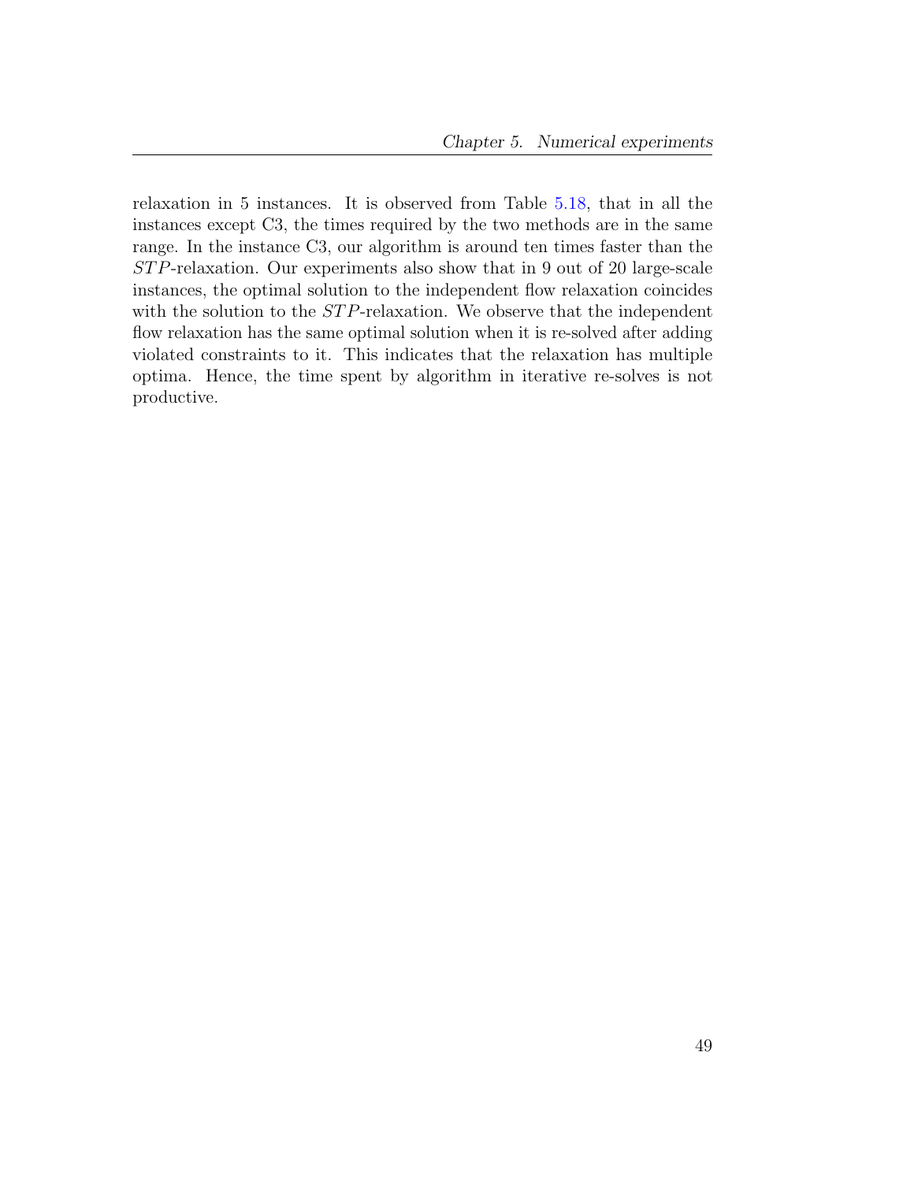relaxation in 5 instances. It is observed from Table 5.18, that in all the instances except C3, the times required by the two methods are in the same range. In the instance C3, our algorithm is around ten times faster than the $STP$-relaxation. Our experiments also show that in 9 out of 20 large-scale instances, the optimal solution to the independent flow relaxation coincides with the solution to the $STP$-relaxation. We observe that the independent flow relaxation has the same optimal solution when it is re-solved after adding violated constraints to it. This indicates that the relaxation has multiple optima. Hence, the time spent by algorithm in iterative re-solves is not productive.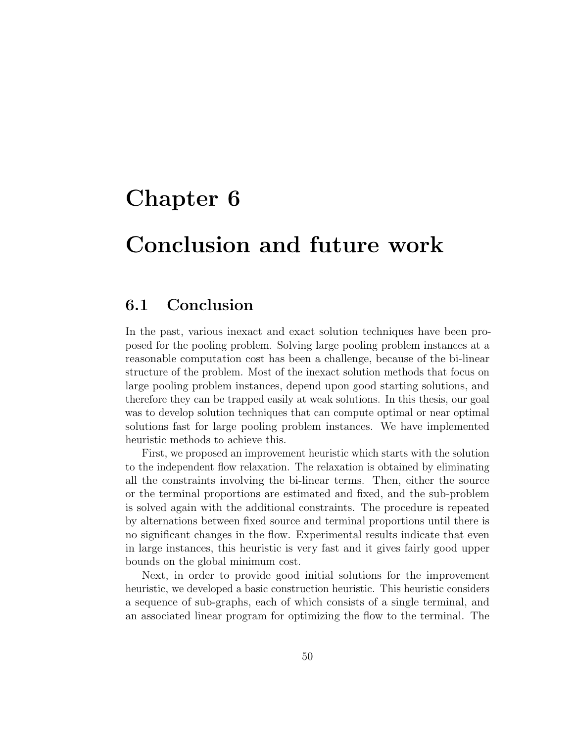# Chapter 6

# Conclusion and future work

## 6.1 Conclusion

In the past, various inexact and exact solution techniques have been proposed for the pooling problem. Solving large pooling problem instances at a reasonable computation cost has been a challenge, because of the bi-linear structure of the problem. Most of the inexact solution methods that focus on large pooling problem instances, depend upon good starting solutions, and therefore they can be trapped easily at weak solutions. In this thesis, our goal was to develop solution techniques that can compute optimal or near optimal solutions fast for large pooling problem instances. We have implemented heuristic methods to achieve this.

First, we proposed an improvement heuristic which starts with the solution to the independent flow relaxation. The relaxation is obtained by eliminating all the constraints involving the bi-linear terms. Then, either the source or the terminal proportions are estimated and fixed, and the sub-problem is solved again with the additional constraints. The procedure is repeated by alternations between fixed source and terminal proportions until there is no significant changes in the flow. Experimental results indicate that even in large instances, this heuristic is very fast and it gives fairly good upper bounds on the global minimum cost.

Next, in order to provide good initial solutions for the improvement heuristic, we developed a basic construction heuristic. This heuristic considers a sequence of sub-graphs, each of which consists of a single terminal, and an associated linear program for optimizing the flow to the terminal. The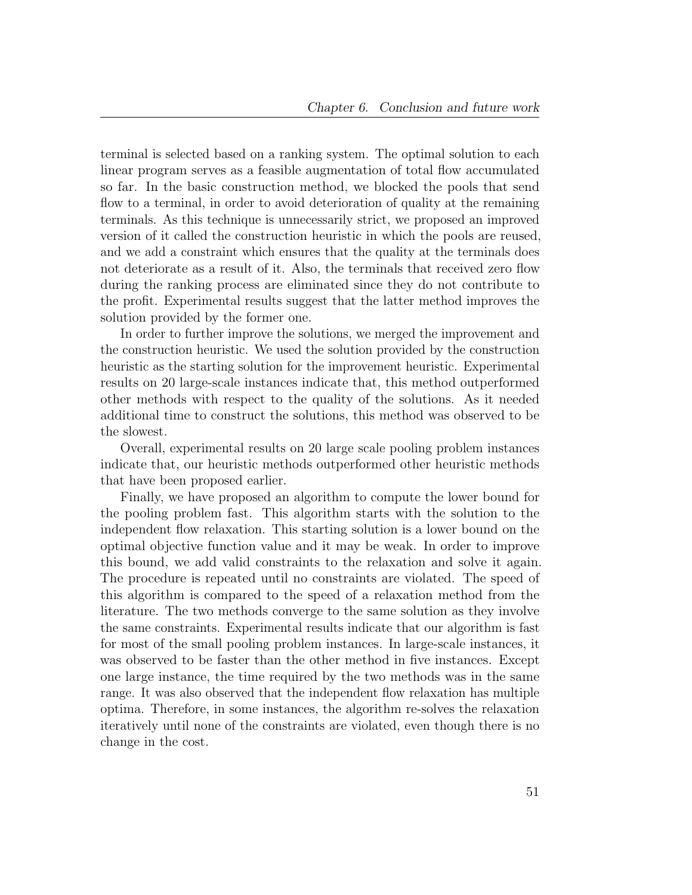terminal is selected based on a ranking system. The optimal solution to each linear program serves as a feasible augmentation of total flow accumulated so far. In the basic construction method, we blocked the pools that send flow to a terminal, in order to avoid deterioration of quality at the remaining terminals. As this technique is unnecessarily strict, we proposed an improved version of it called the construction heuristic in which the pools are reused, and we add a constraint which ensures that the quality at the terminals does not deteriorate as a result of it. Also, the terminals that received zero flow during the ranking process are eliminated since they do not contribute to the profit. Experimental results suggest that the latter method improves the solution provided by the former one.

In order to further improve the solutions, we merged the improvement and the construction heuristic. We used the solution provided by the construction heuristic as the starting solution for the improvement heuristic. Experimental results on 20 large-scale instances indicate that, this method outperformed other methods with respect to the quality of the solutions. As it needed additional time to construct the solutions, this method was observed to be the slowest.

Overall, experimental results on 20 large scale pooling problem instances indicate that, our heuristic methods outperformed other heuristic methods that have been proposed earlier.

Finally, we have proposed an algorithm to compute the lower bound for the pooling problem fast. This algorithm starts with the solution to the independent flow relaxation. This starting solution is a lower bound on the optimal objective function value and it may be weak. In order to improve this bound, we add valid constraints to the relaxation and solve it again. The procedure is repeated until no constraints are violated. The speed of this algorithm is compared to the speed of a relaxation method from the literature. The two methods converge to the same solution as they involve the same constraints. Experimental results indicate that our algorithm is fast for most of the small pooling problem instances. In large-scale instances, it was observed to be faster than the other method in five instances. Except one large instance, the time required by the two methods was in the same range. It was also observed that the independent flow relaxation has multiple optima. Therefore, in some instances, the algorithm re-solves the relaxation iteratively until none of the constraints are violated, even though there is no change in the cost.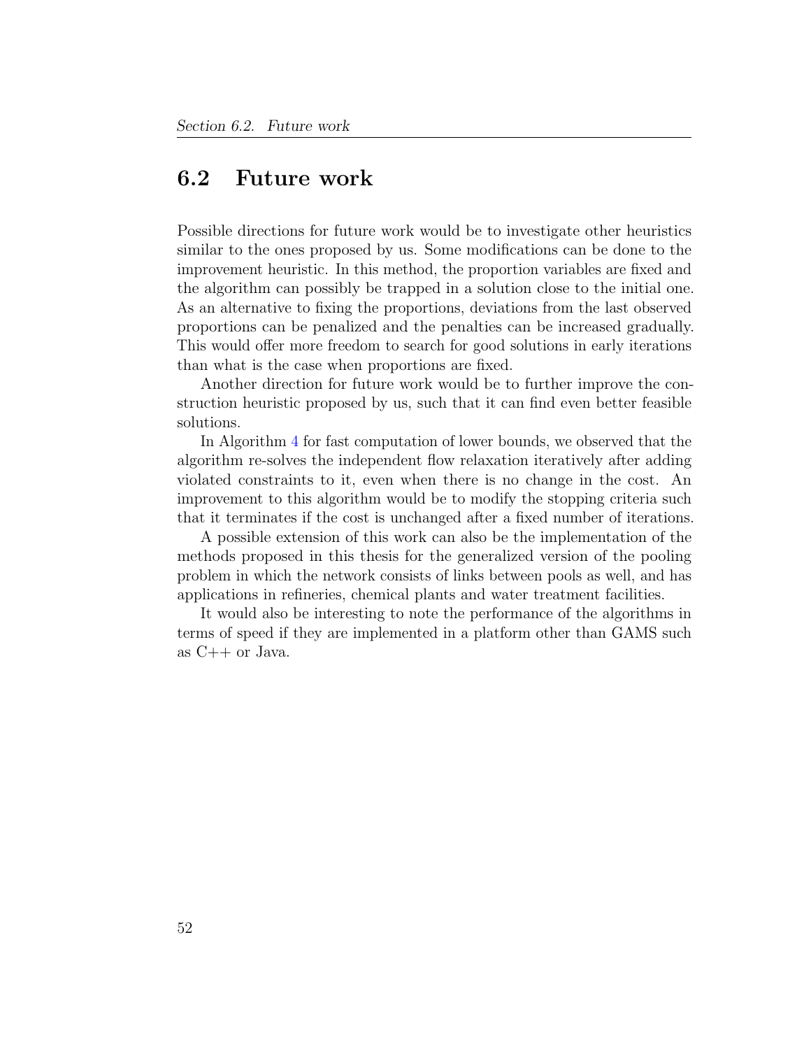## 6.2 Future work

Possible directions for future work would be to investigate other heuristics similar to the ones proposed by us. Some modifications can be done to the improvement heuristic. In this method, the proportion variables are fixed and the algorithm can possibly be trapped in a solution close to the initial one. As an alternative to fixing the proportions, deviations from the last observed proportions can be penalized and the penalties can be increased gradually. This would offer more freedom to search for good solutions in early iterations than what is the case when proportions are fixed.

Another direction for future work would be to further improve the construction heuristic proposed by us, such that it can find even better feasible solutions.

In Algorithm 4 for fast computation of lower bounds, we observed that the algorithm re-solves the independent flow relaxation iteratively after adding violated constraints to it, even when there is no change in the cost. An improvement to this algorithm would be to modify the stopping criteria such that it terminates if the cost is unchanged after a fixed number of iterations.

A possible extension of this work can also be the implementation of the methods proposed in this thesis for the generalized version of the pooling problem in which the network consists of links between pools as well, and has applications in refineries, chemical plants and water treatment facilities.

It would also be interesting to note the performance of the algorithms in terms of speed if they are implemented in a platform other than GAMS such as C++ or Java.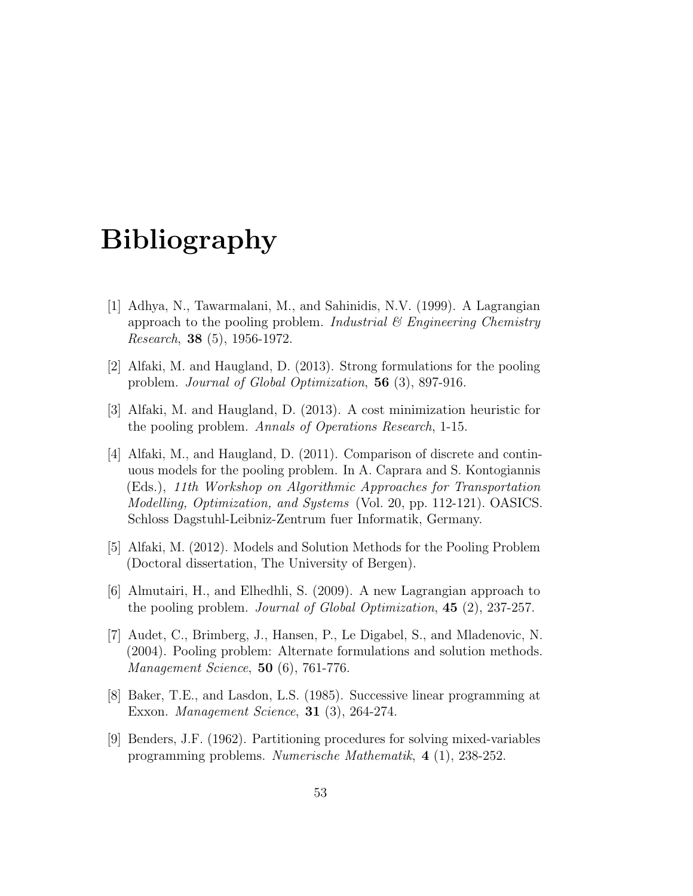# Bibliography

[1] Adhya, N., Tawarmalani, M., and Sahinidis, N.V. (1999). A Lagrangian approach to the pooling problem. *Industrial & Engineering Chemistry Research*, **38** (5), 1956-1972.

[2] Alfaki, M. and Haugland, D. (2013). Strong formulations for the pooling problem. *Journal of Global Optimization*, **56** (3), 897-916.

[3] Alfaki, M. and Haugland, D. (2013). A cost minimization heuristic for the pooling problem. *Annals of Operations Research*, 1-15.

[4] Alfaki, M., and Haugland, D. (2011). Comparison of discrete and continuous models for the pooling problem. In A. Caprara and S. Kontogiannis (Eds.), *11th Workshop on Algorithmic Approaches for Transportation Modelling, Optimization, and Systems* (Vol. 20, pp. 112-121). OASICS. Schloss Dagstuhl-Leibniz-Zentrum fuer Informatik, Germany.

[5] Alfaki, M. (2012). Models and Solution Methods for the Pooling Problem (Doctoral dissertation, The University of Bergen).

[6] Almutairi, H., and Elhedhli, S. (2009). A new Lagrangian approach to the pooling problem. *Journal of Global Optimization*, **45** (2), 237-257.

[7] Audet, C., Brimberg, J., Hansen, P., Le Digabel, S., and Mladenovic, N. (2004). Pooling problem: Alternate formulations and solution methods. *Management Science*, **50** (6), 761-776.

[8] Baker, T.E., and Lasdon, L.S. (1985). Successive linear programming at Exxon. *Management Science*, **31** (3), 264-274.

[9] Benders, J.F. (1962). Partitioning procedures for solving mixed-variables programming problems. *Numerische Mathematik*, **4** (1), 238-252.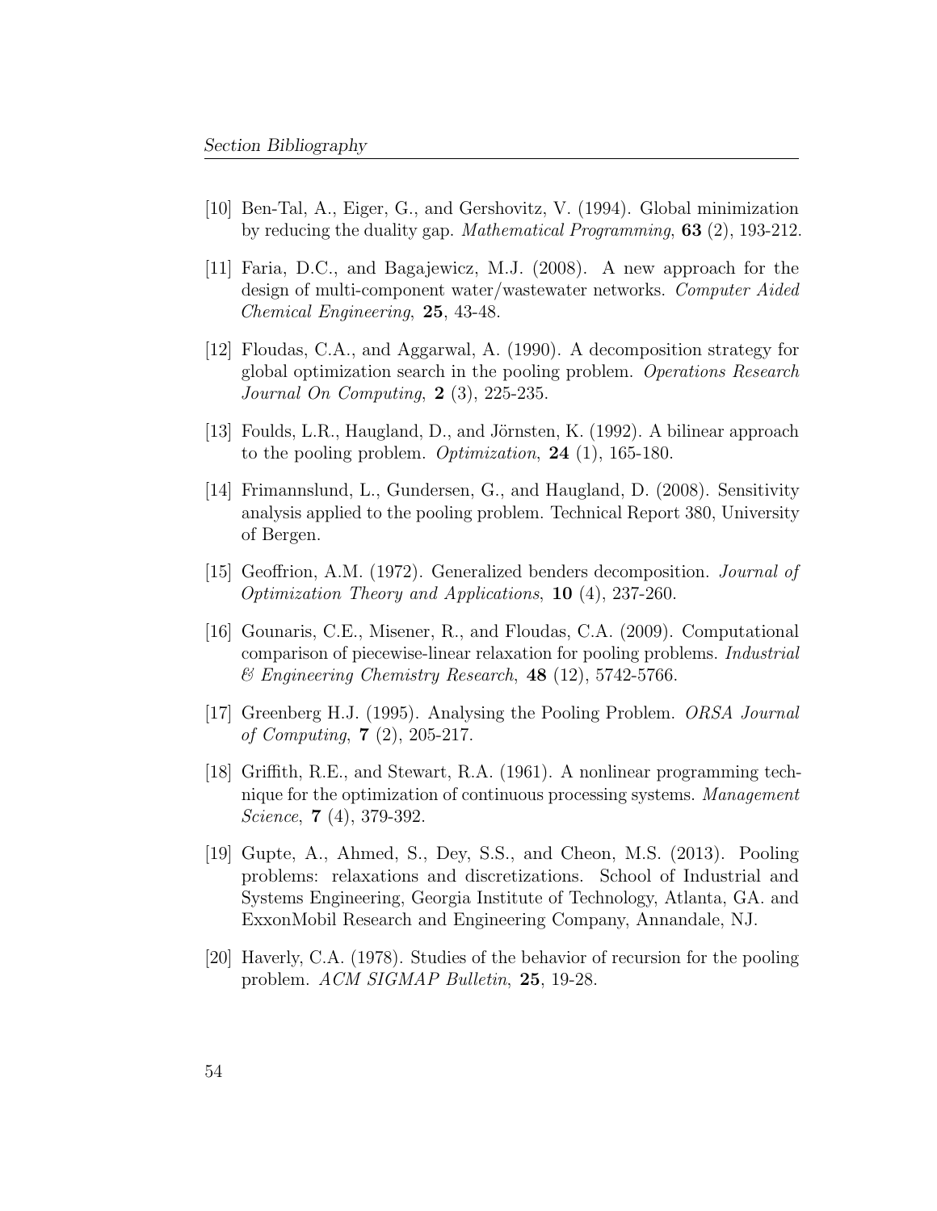[10] Ben-Tal, A., Eiger, G., and Gershovitz, V. (1994). Global minimization by reducing the duality gap. *Mathematical Programming*, **63** (2), 193-212.

[11] Faria, D.C., and Bagajewicz, M.J. (2008). A new approach for the design of multi-component water/wastewater networks. *Computer Aided Chemical Engineering*, **25**, 43-48.

[12] Floudas, C.A., and Aggarwal, A. (1990). A decomposition strategy for global optimization search in the pooling problem. *Operations Research Journal On Computing*, **2** (3), 225-235.

[13] Foulds, L.R., Haugland, D., and Jörnsten, K. (1992). A bilinear approach to the pooling problem. *Optimization*, **24** (1), 165-180.

[14] Frimannslund, L., Gundersen, G., and Haugland, D. (2008). Sensitivity analysis applied to the pooling problem. Technical Report 380, University of Bergen.

[15] Geoffrion, A.M. (1972). Generalized benders decomposition. *Journal of Optimization Theory and Applications*, **10** (4), 237-260.

[16] Gounaris, C.E., Misener, R., and Floudas, C.A. (2009). Computational comparison of piecewise-linear relaxation for pooling problems. *Industrial & Engineering Chemistry Research*, **48** (12), 5742-5766.

[17] Greenberg H.J. (1995). Analysing the Pooling Problem. *ORSA Journal of Computing*, **7** (2), 205-217.

[18] Griffith, R.E., and Stewart, R.A. (1961). A nonlinear programming technique for the optimization of continuous processing systems. *Management Science*, **7** (4), 379-392.

[19] Gupte, A., Ahmed, S., Dey, S.S., and Cheon, M.S. (2013). Pooling problems: relaxations and discretizations. School of Industrial and Systems Engineering, Georgia Institute of Technology, Atlanta, GA. and ExxonMobil Research and Engineering Company, Annandale, NJ.

[20] Haverly, C.A. (1978). Studies of the behavior of recursion for the pooling problem. *ACM SIGMAP Bulletin*, **25**, 19-28.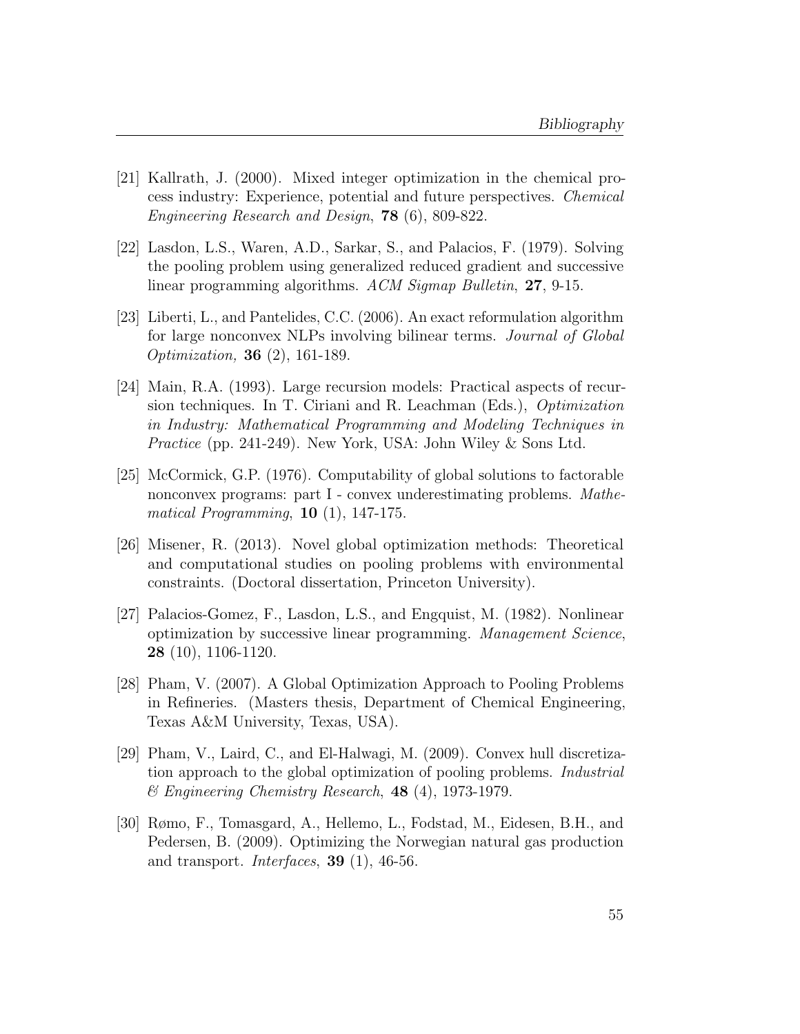[21] Kallrath, J. (2000). Mixed integer optimization in the chemical process industry: Experience, potential and future perspectives. *Chemical Engineering Research and Design*, **78** (6), 809-822.

[22] Lasdon, L.S., Waren, A.D., Sarkar, S., and Palacios, F. (1979). Solving the pooling problem using generalized reduced gradient and successive linear programming algorithms. *ACM Sigmap Bulletin*, **27**, 9-15.

[23] Liberti, L., and Pantelides, C.C. (2006). An exact reformulation algorithm for large nonconvex NLPs involving bilinear terms. *Journal of Global Optimization,* **36** (2), 161-189.

[24] Main, R.A. (1993). Large recursion models: Practical aspects of recursion techniques. In T. Ciriani and R. Leachman (Eds.), *Optimization in Industry: Mathematical Programming and Modeling Techniques in Practice* (pp. 241-249). New York, USA: John Wiley & Sons Ltd.

[25] McCormick, G.P. (1976). Computability of global solutions to factorable nonconvex programs: part I - convex underestimating problems. *Mathematical Programming*, **10** (1), 147-175.

[26] Misener, R. (2013). Novel global optimization methods: Theoretical and computational studies on pooling problems with environmental constraints. (Doctoral dissertation, Princeton University).

[27] Palacios-Gomez, F., Lasdon, L.S., and Engquist, M. (1982). Nonlinear optimization by successive linear programming. *Management Science*, **28** (10), 1106-1120.

[28] Pham, V. (2007). A Global Optimization Approach to Pooling Problems in Refineries. (Masters thesis, Department of Chemical Engineering, Texas A&M University, Texas, USA).

[29] Pham, V., Laird, C., and El-Halwagi, M. (2009). Convex hull discretization approach to the global optimization of pooling problems. *Industrial & Engineering Chemistry Research*, **48** (4), 1973-1979.

[30] Rømo, F., Tomasgard, A., Hellemo, L., Fodstad, M., Eidesen, B.H., and Pedersen, B. (2009). Optimizing the Norwegian natural gas production and transport. *Interfaces*, **39** (1), 46-56.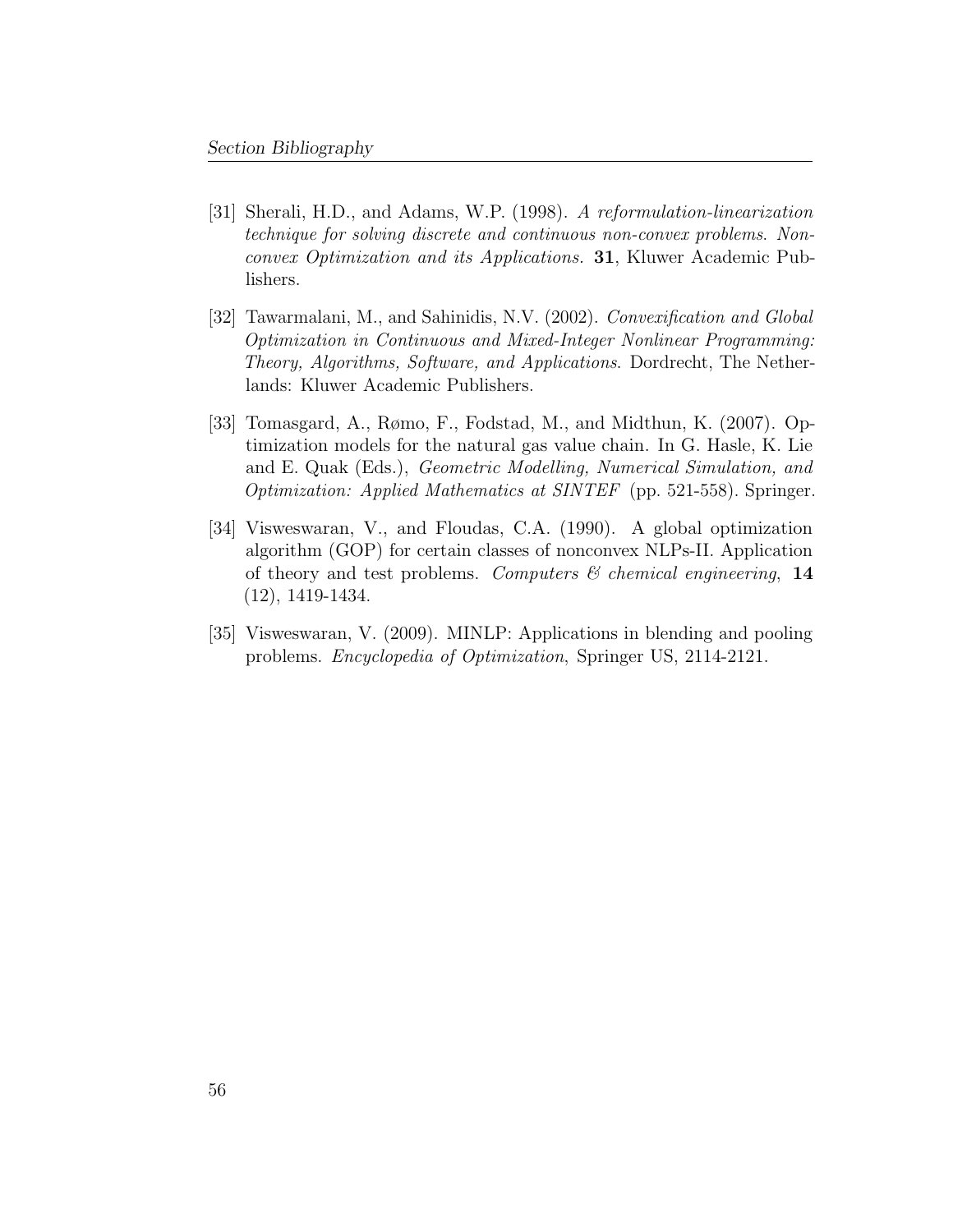[31] Sherali, H.D., and Adams, W.P. (1998). *A reformulation-linearization technique for solving discrete and continuous non-convex problems. Nonconvex Optimization and its Applications.* **31**, Kluwer Academic Publishers.

[32] Tawarmalani, M., and Sahinidis, N.V. (2002). *Convexification and Global Optimization in Continuous and Mixed-Integer Nonlinear Programming: Theory, Algorithms, Software, and Applications*. Dordrecht, The Netherlands: Kluwer Academic Publishers.

[33] Tomasgard, A., Rømo, F., Fodstad, M., and Midthun, K. (2007). Optimization models for the natural gas value chain. In G. Hasle, K. Lie and E. Quak (Eds.), *Geometric Modelling, Numerical Simulation, and Optimization: Applied Mathematics at SINTEF* (pp. 521-558). Springer.

[34] Visweswaran, V., and Floudas, C.A. (1990). A global optimization algorithm (GOP) for certain classes of nonconvex NLPs-II. Application of theory and test problems. *Computers & chemical engineering*, **14** (12), 1419-1434.

[35] Visweswaran, V. (2009). MINLP: Applications in blending and pooling problems. *Encyclopedia of Optimization*, Springer US, 2114-2121.